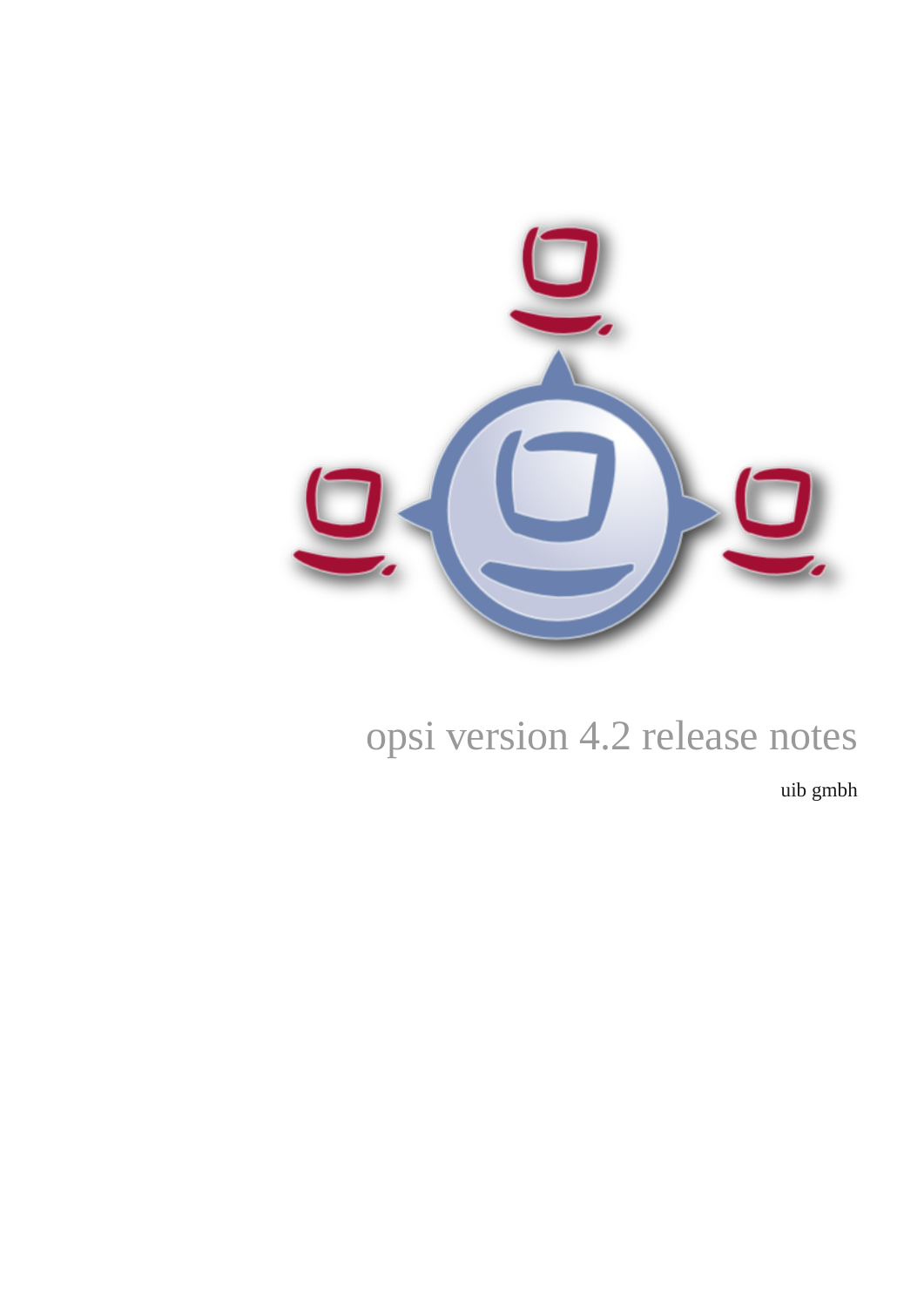# opsi version 4.2 release notes

uib gmbh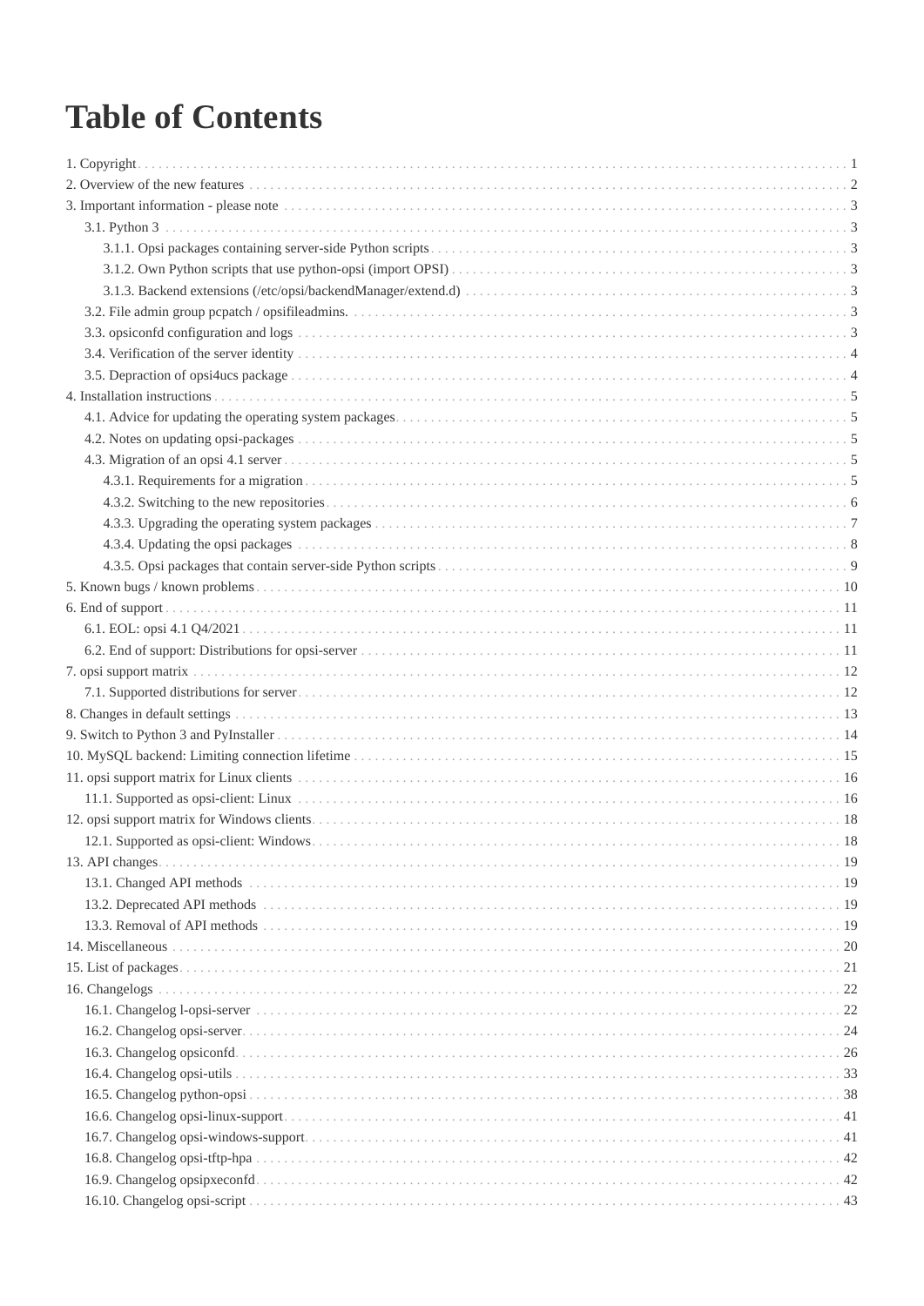# Table of Contents

- 1. Copyright 1
- 2. Overview of the new features 2
- 3. Important information - please note 3
  - 3.1. Python 3 3
    - 3.1.1. Opsi packages containing server-side Python scripts 3
    - 3.1.2. Own Python scripts that use python-opsi (import OPSI) 3
    - 3.1.3. Backend extensions (/etc/opsi/backendManager/extend.d) 3
  - 3.2. File admin group pcpatch / opsifileadmins. 3
  - 3.3. opsiconfd configuration and logs 3
  - 3.4. Verification of the server identity 4
  - 3.5. Depraction of opsi4ucs package 4
- 4. Installation instructions 5
  - 4.1. Advice for updating the operating system packages 5
  - 4.2. Notes on updating opsi-packages 5
  - 4.3. Migration of an opsi 4.1 server 5
    - 4.3.1. Requirements for a migration 5
    - 4.3.2. Switching to the new repositories 6
    - 4.3.3. Upgrading the operating system packages 7
    - 4.3.4. Updating the opsi packages 8
    - 4.3.5. Opsi packages that contain server-side Python scripts 9
- 5. Known bugs / known problems 10
- 6. End of support 11
  - 6.1. EOL: opsi 4.1 Q4/2021 11
  - 6.2. End of support: Distributions for opsi-server 11
- 7. opsi support matrix 12
  - 7.1. Supported distributions for server 12
- 8. Changes in default settings 13
- 9. Switch to Python 3 and PyInstaller 14
- 10. MySQL backend: Limiting connection lifetime 15
- 11. opsi support matrix for Linux clients 16
  - 11.1. Supported as opsi-client: Linux 16
- 12. opsi support matrix for Windows clients 18
  - 12.1. Supported as opsi-client: Windows 18
- 13. API changes 19
  - 13.1. Changed API methods 19
  - 13.2. Deprecated API methods 19
  - 13.3. Removal of API methods 19
- 14. Miscellaneous 20
- 15. List of packages 21
- 16. Changelogs 22
  - 16.1. Changelog l-opsi-server 22
  - 16.2. Changelog opsi-server 24
  - 16.3. Changelog opsiconfd 26
  - 16.4. Changelog opsi-utils 33
  - 16.5. Changelog python-opsi 38
  - 16.6. Changelog opsi-linux-support 41
  - 16.7. Changelog opsi-windows-support 41
  - 16.8. Changelog opsi-tftp-hpa 42
  - 16.9. Changelog opsipxeconfd 42
  - 16.10. Changelog opsi-script 43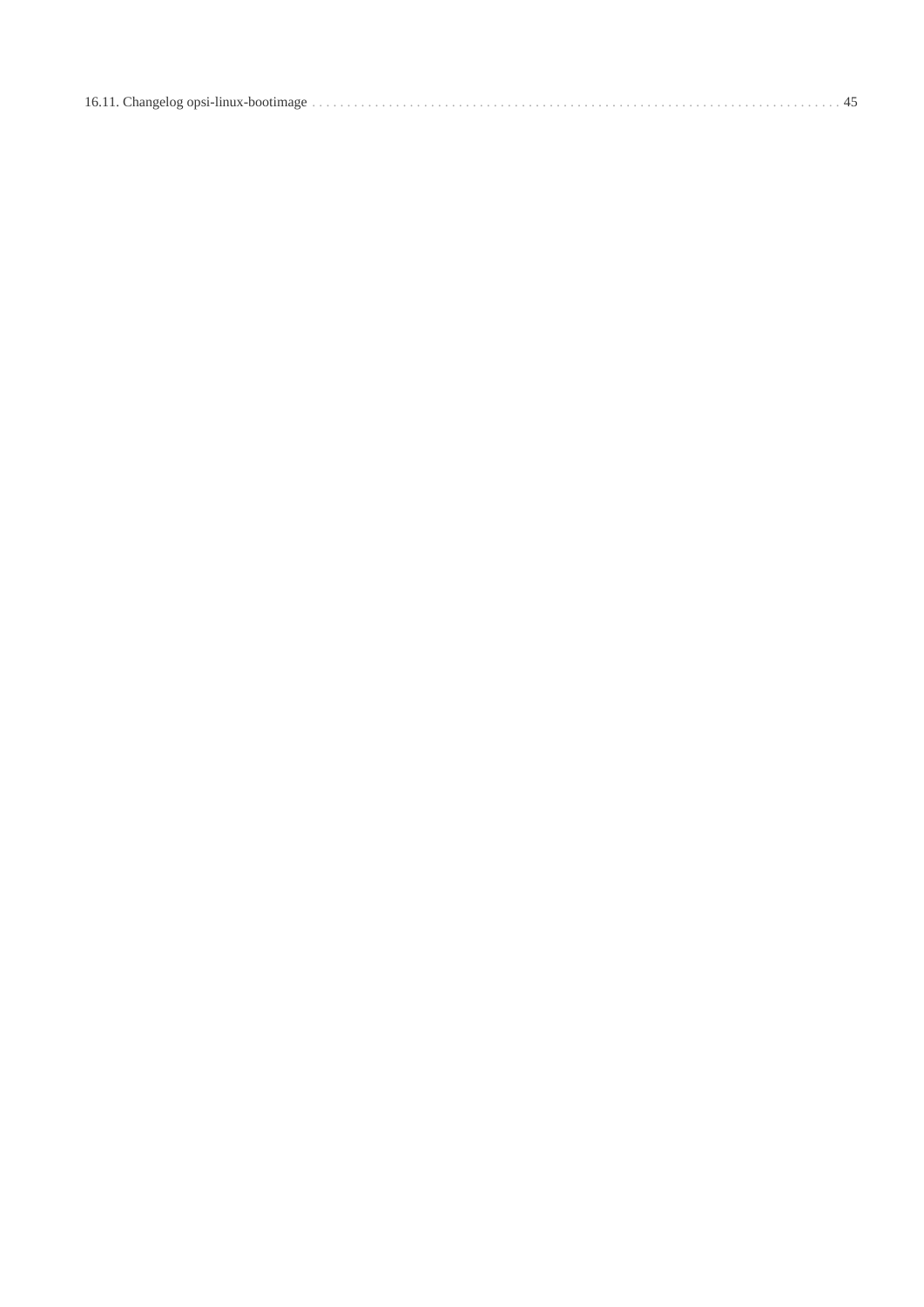16.11. Changelog opsi-linux-bootimage . . . . . . . . . . . . . . . . . . . . . . . . . . . . . . . . . . . . . . . . . . . . . . . . . . . . . . . . . . . . . . . . . . . . . . . . . . . . 45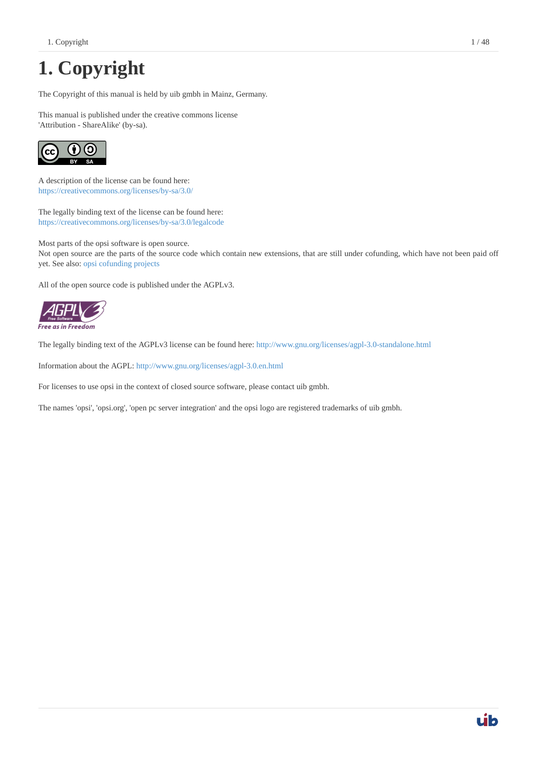# 1. Copyright

The Copyright of this manual is held by uib gmbh in Mainz, Germany.

This manual is published under the creative commons license
'Attribution - ShareAlike' (by-sa).

A description of the license can be found here:
https://creativecommons.org/licenses/by-sa/3.0/

The legally binding text of the license can be found here:
https://creativecommons.org/licenses/by-sa/3.0/legalcode

Most parts of the opsi software is open source.
Not open source are the parts of the source code which contain new extensions, that are still under cofunding, which have not been paid off yet. See also: opsi cofunding projects

All of the open source code is published under the AGPLv3.

The legally binding text of the AGPLv3 license can be found here: http://www.gnu.org/licenses/agpl-3.0-standalone.html

Information about the AGPL: http://www.gnu.org/licenses/agpl-3.0.en.html

For licenses to use opsi in the context of closed source software, please contact uib gmbh.

The names 'opsi', 'opsi.org', 'open pc server integration' and the opsi logo are registered trademarks of uib gmbh.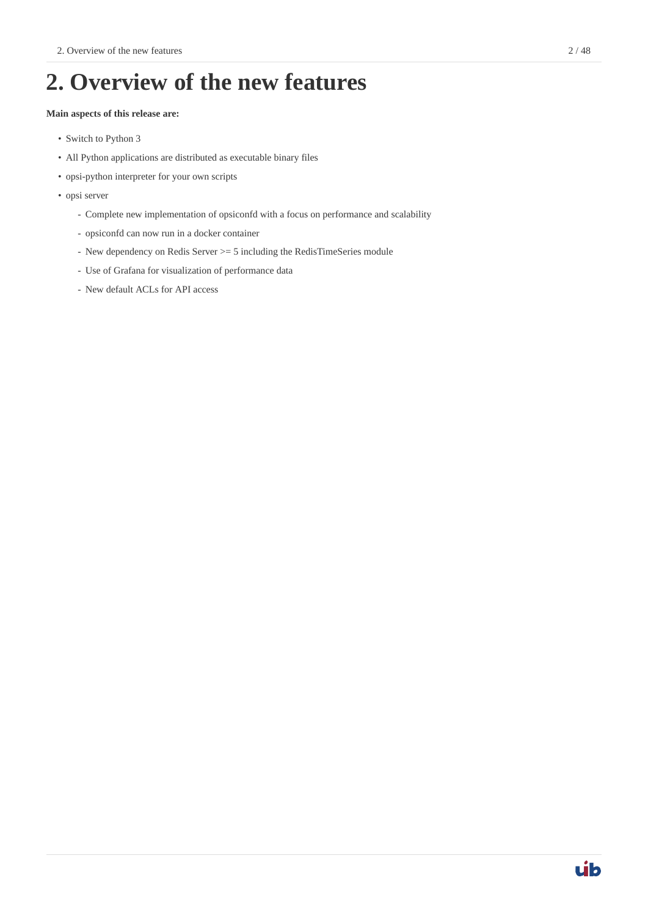# 2. Overview of the new features

**Main aspects of this release are:**

- Switch to Python 3
- All Python applications are distributed as executable binary files
- opsi-python interpreter for your own scripts
- opsi server
  - Complete new implementation of opsiconfd with a focus on performance and scalability
  - opsiconfd can now run in a docker container
  - New dependency on Redis Server >= 5 including the RedisTimeSeries module
  - Use of Grafana for visualization of performance data
  - New default ACLs for API access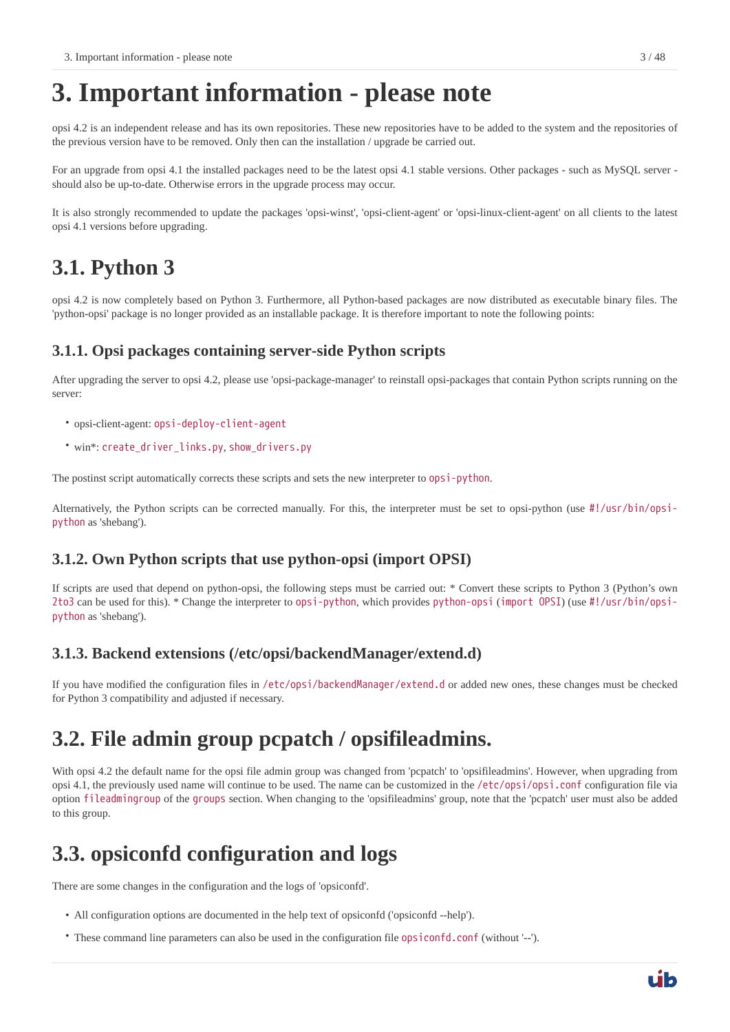# 3. Important information - please note

opsi 4.2 is an independent release and has its own repositories. These new repositories have to be added to the system and the repositories of the previous version have to be removed. Only then can the installation / upgrade be carried out.

For an upgrade from opsi 4.1 the installed packages need to be the latest opsi 4.1 stable versions. Other packages - such as MySQL server - should also be up-to-date. Otherwise errors in the upgrade process may occur.

It is also strongly recommended to update the packages 'opsi-winst', 'opsi-client-agent' or 'opsi-linux-client-agent' on all clients to the latest opsi 4.1 versions before upgrading.

## 3.1. Python 3

opsi 4.2 is now completely based on Python 3. Furthermore, all Python-based packages are now distributed as executable binary files. The 'python-opsi' package is no longer provided as an installable package. It is therefore important to note the following points:

### 3.1.1. Opsi packages containing server-side Python scripts

After upgrading the server to opsi 4.2, please use 'opsi-package-manager' to reinstall opsi-packages that contain Python scripts running on the server:

- opsi-client-agent: `opsi-deploy-client-agent`
- win*: `create_driver_links.py`, `show_drivers.py`

The postinst script automatically corrects these scripts and sets the new interpreter to `opsi-python`.

Alternatively, the Python scripts can be corrected manually. For this, the interpreter must be set to opsi-python (use `#!/usr/bin/opsi-python` as 'shebang').

### 3.1.2. Own Python scripts that use python-opsi (import OPSI)

If scripts are used that depend on python-opsi, the following steps must be carried out: * Convert these scripts to Python 3 (Python's own `2to3` can be used for this). * Change the interpreter to `opsi-python`, which provides `python-opsi` (`import OPSI`) (use `#!/usr/bin/opsi-python` as 'shebang').

### 3.1.3. Backend extensions (/etc/opsi/backendManager/extend.d)

If you have modified the configuration files in `/etc/opsi/backendManager/extend.d` or added new ones, these changes must be checked for Python 3 compatibility and adjusted if necessary.

## 3.2. File admin group pcpatch / opsifileadmins.

With opsi 4.2 the default name for the opsi file admin group was changed from 'pcpatch' to 'opsifileadmins'. However, when upgrading from opsi 4.1, the previously used name will continue to be used. The name can be customized in the `/etc/opsi/opsi.conf` configuration file via option `fileadmingroup` of the `groups` section. When changing to the 'opsifileadmins' group, note that the 'pcpatch' user must also be added to this group.

## 3.3. opsiconfd configuration and logs

There are some changes in the configuration and the logs of 'opsiconfd'.

- All configuration options are documented in the help text of opsiconfd ('opsiconfd --help').
- These command line parameters can also be used in the configuration file `opsiconfd.conf` (without '--').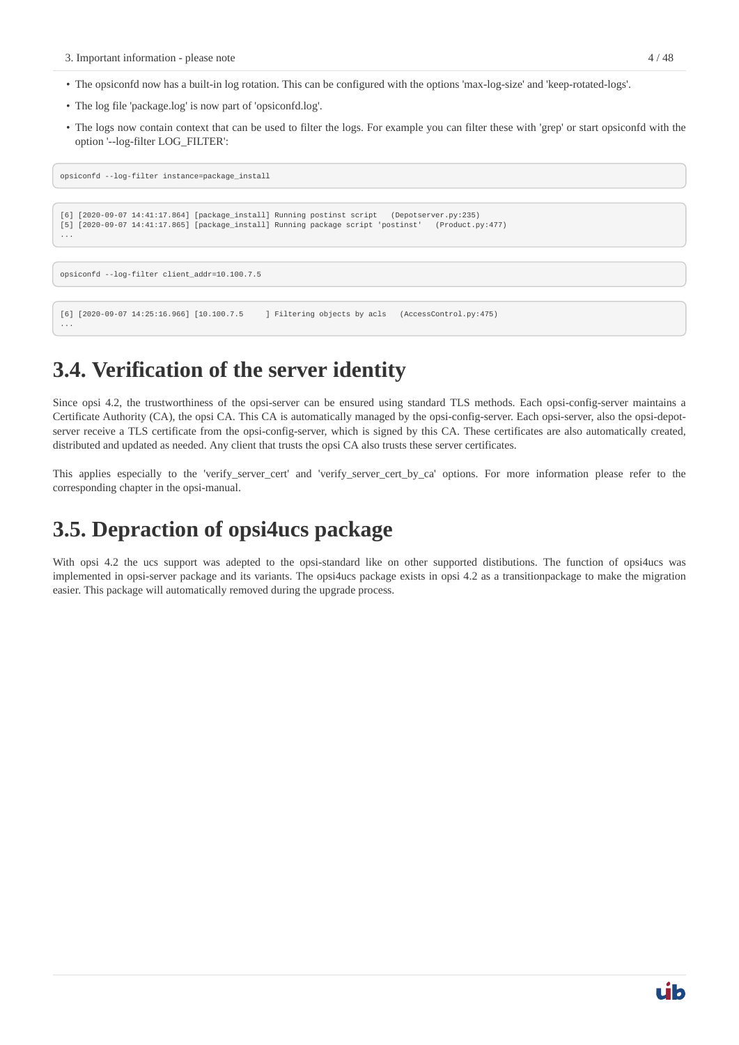- The opsiconfd now has a built-in log rotation. This can be configured with the options 'max-log-size' and 'keep-rotated-logs'.
- The log file 'package.log' is now part of 'opsiconfd.log'.
- The logs now contain context that can be used to filter the logs. For example you can filter these with 'grep' or start opsiconfd with the option '--log-filter LOG_FILTER':

```
opsiconfd --log-filter instance=package_install
```

```
[6] [2020-09-07 14:41:17.864] [package_install] Running postinst script   (Depotserver.py:235)
[5] [2020-09-07 14:41:17.865] [package_install] Running package script 'postinst'   (Product.py:477)
...
```

```
opsiconfd --log-filter client_addr=10.100.7.5
```

```
[6] [2020-09-07 14:25:16.966] [10.100.7.5     ] Filtering objects by acls   (AccessControl.py:475)
...
```

## 3.4. Verification of the server identity

Since opsi 4.2, the trustworthiness of the opsi-server can be ensured using standard TLS methods. Each opsi-config-server maintains a Certificate Authority (CA), the opsi CA. This CA is automatically managed by the opsi-config-server. Each opsi-server, also the opsi-depot-server receive a TLS certificate from the opsi-config-server, which is signed by this CA. These certificates are also automatically created, distributed and updated as needed. Any client that trusts the opsi CA also trusts these server certificates.

This applies especially to the 'verify_server_cert' and 'verify_server_cert_by_ca' options. For more information please refer to the corresponding chapter in the opsi-manual.

## 3.5. Depraction of opsi4ucs package

With opsi 4.2 the ucs support was adepted to the opsi-standard like on other supported distibutions. The function of opsi4ucs was implemented in opsi-server package and its variants. The opsi4ucs package exists in opsi 4.2 as a transitionpackage to make the migration easier. This package will automatically removed during the upgrade process.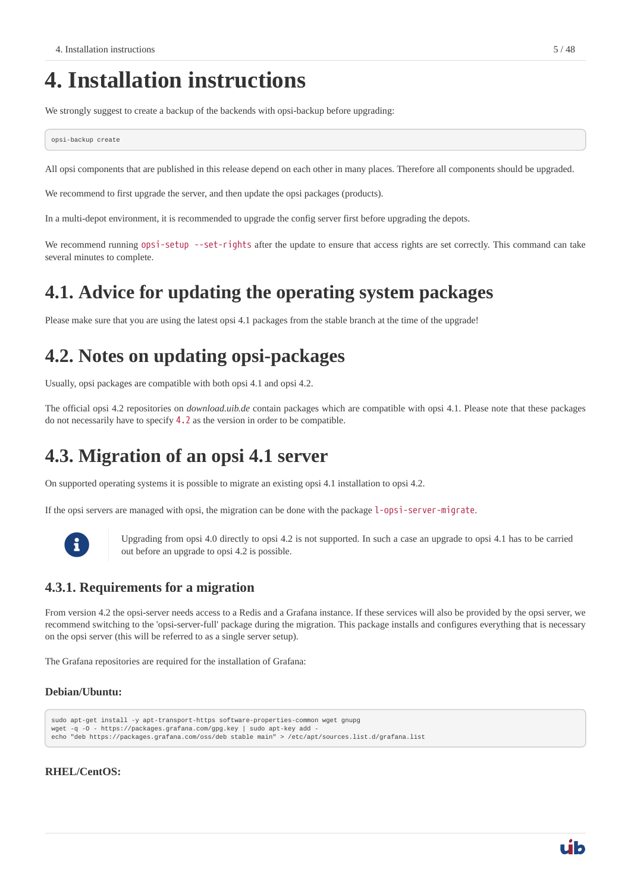# 4. Installation instructions

We strongly suggest to create a backup of the backends with opsi-backup before upgrading:

```
opsi-backup create
```

All opsi components that are published in this release depend on each other in many places. Therefore all components should be upgraded.

We recommend to first upgrade the server, and then update the opsi packages (products).

In a multi-depot environment, it is recommended to upgrade the config server first before upgrading the depots.

We recommend running `opsi-setup --set-rights` after the update to ensure that access rights are set correctly. This command can take several minutes to complete.

## 4.1. Advice for updating the operating system packages

Please make sure that you are using the latest opsi 4.1 packages from the stable branch at the time of the upgrade!

## 4.2. Notes on updating opsi-packages

Usually, opsi packages are compatible with both opsi 4.1 and opsi 4.2.

The official opsi 4.2 repositories on *download.uib.de* contain packages which are compatible with opsi 4.1. Please note that these packages do not necessarily have to specify `4.2` as the version in order to be compatible.

## 4.3. Migration of an opsi 4.1 server

On supported operating systems it is possible to migrate an existing opsi 4.1 installation to opsi 4.2.

If the opsi servers are managed with opsi, the migration can be done with the package `l-opsi-server-migrate`.

Upgrading from opsi 4.0 directly to opsi 4.2 is not supported. In such a case an upgrade to opsi 4.1 has to be carried out before an upgrade to opsi 4.2 is possible.

### 4.3.1. Requirements for a migration

From version 4.2 the opsi-server needs access to a Redis and a Grafana instance. If these services will also be provided by the opsi server, we recommend switching to the 'opsi-server-full' package during the migration. This package installs and configures everything that is necessary on the opsi server (this will be referred to as a single server setup).

The Grafana repositories are required for the installation of Grafana:

#### Debian/Ubuntu:

```
sudo apt-get install -y apt-transport-https software-properties-common wget gnupg
wget -q -O - https://packages.grafana.com/gpg.key | sudo apt-key add -
echo "deb https://packages.grafana.com/oss/deb stable main" > /etc/apt/sources.list.d/grafana.list
```

#### RHEL/CentOS: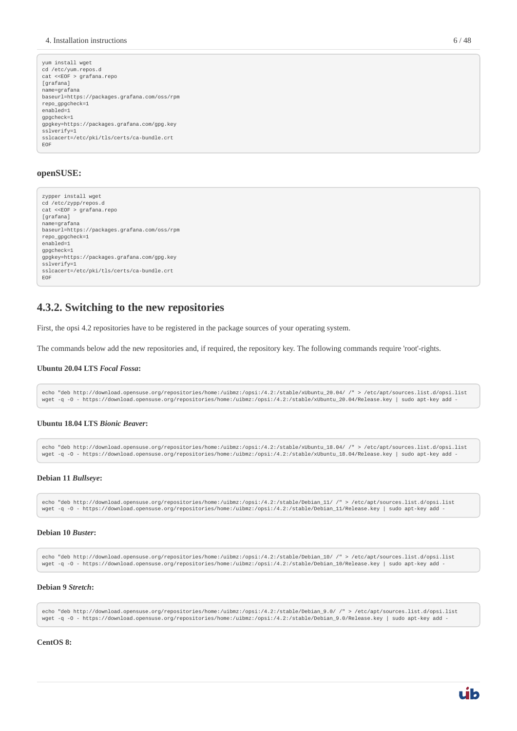```
yum install wget
cd /etc/yum.repos.d
cat <<EOF > grafana.repo
[grafana]
name=grafana
baseurl=https://packages.grafana.com/oss/rpm
repo_gpgcheck=1
enabled=1
gpgcheck=1
gpgkey=https://packages.grafana.com/gpg.key
sslverify=1
sslcacert=/etc/pki/tls/certs/ca-bundle.crt
EOF
```

**openSUSE:**

```
zypper install wget
cd /etc/zypp/repos.d
cat <<EOF > grafana.repo
[grafana]
name=grafana
baseurl=https://packages.grafana.com/oss/rpm
repo_gpgcheck=1
enabled=1
gpgcheck=1
gpgkey=https://packages.grafana.com/gpg.key
sslverify=1
sslcacert=/etc/pki/tls/certs/ca-bundle.crt
EOF
```

### 4.3.2. Switching to the new repositories

First, the opsi 4.2 repositories have to be registered in the package sources of your operating system.

The commands below add the new repositories and, if required, the repository key. The following commands require 'root'-rights.

**Ubuntu 20.04 LTS *Focal Fossa*:**

```
echo "deb http://download.opensuse.org/repositories/home:/uibmz:/opsi:/4.2:/stable/xUbuntu_20.04/ /" > /etc/apt/sources.list.d/opsi.list
wget -q -O - https://download.opensuse.org/repositories/home:/uibmz:/opsi:/4.2:/stable/xUbuntu_20.04/Release.key | sudo apt-key add -
```

**Ubuntu 18.04 LTS *Bionic Beaver*:**

```
echo "deb http://download.opensuse.org/repositories/home:/uibmz:/opsi:/4.2:/stable/xUbuntu_18.04/ /" > /etc/apt/sources.list.d/opsi.list
wget -q -O - https://download.opensuse.org/repositories/home:/uibmz:/opsi:/4.2:/stable/xUbuntu_18.04/Release.key | sudo apt-key add -
```

**Debian 11 *Bullseye*:**

```
echo "deb http://download.opensuse.org/repositories/home:/uibmz:/opsi:/4.2:/stable/Debian_11/ /" > /etc/apt/sources.list.d/opsi.list
wget -q -O - https://download.opensuse.org/repositories/home:/uibmz:/opsi:/4.2:/stable/Debian_11/Release.key | sudo apt-key add -
```

**Debian 10 *Buster*:**

```
echo "deb http://download.opensuse.org/repositories/home:/uibmz:/opsi:/4.2:/stable/Debian_10/ /" > /etc/apt/sources.list.d/opsi.list
wget -q -O - https://download.opensuse.org/repositories/home:/uibmz:/opsi:/4.2:/stable/Debian_10/Release.key | sudo apt-key add -
```

**Debian 9 *Stretch*:**

```
echo "deb http://download.opensuse.org/repositories/home:/uibmz:/opsi:/4.2:/stable/Debian_9.0/ /" > /etc/apt/sources.list.d/opsi.list
wget -q -O - https://download.opensuse.org/repositories/home:/uibmz:/opsi:/4.2:/stable/Debian_9.0/Release.key | sudo apt-key add -
```

**CentOS 8:**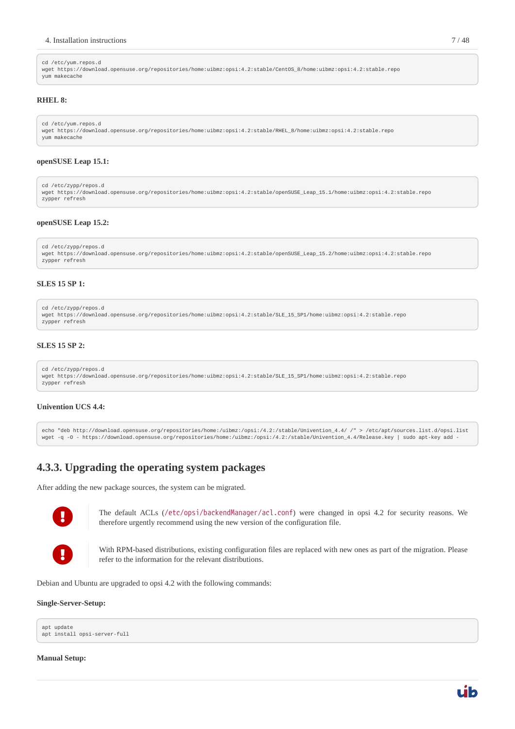```
cd /etc/yum.repos.d
wget https://download.opensuse.org/repositories/home:uibmz:opsi:4.2:stable/CentOS_8/home:uibmz:opsi:4.2:stable.repo
yum makecache
```

**RHEL 8:**

```
cd /etc/yum.repos.d
wget https://download.opensuse.org/repositories/home:uibmz:opsi:4.2:stable/RHEL_8/home:uibmz:opsi:4.2:stable.repo
yum makecache
```

**openSUSE Leap 15.1:**

```
cd /etc/zypp/repos.d
wget https://download.opensuse.org/repositories/home:uibmz:opsi:4.2:stable/openSUSE_Leap_15.1/home:uibmz:opsi:4.2:stable.repo
zypper refresh
```

**openSUSE Leap 15.2:**

```
cd /etc/zypp/repos.d
wget https://download.opensuse.org/repositories/home:uibmz:opsi:4.2:stable/openSUSE_Leap_15.2/home:uibmz:opsi:4.2:stable.repo
zypper refresh
```

**SLES 15 SP 1:**

```
cd /etc/zypp/repos.d
wget https://download.opensuse.org/repositories/home:uibmz:opsi:4.2:stable/SLE_15_SP1/home:uibmz:opsi:4.2:stable.repo
zypper refresh
```

**SLES 15 SP 2:**

```
cd /etc/zypp/repos.d
wget https://download.opensuse.org/repositories/home:uibmz:opsi:4.2:stable/SLE_15_SP1/home:uibmz:opsi:4.2:stable.repo
zypper refresh
```

**Univention UCS 4.4:**

```
echo "deb http://download.opensuse.org/repositories/home:/uibmz:/opsi:/4.2:/stable/Univention_4.4/ /" > /etc/apt/sources.list.d/opsi.list
wget -q -O - https://download.opensuse.org/repositories/home:/uibmz:/opsi:/4.2:/stable/Univention_4.4/Release.key | sudo apt-key add -
```

### 4.3.3. Upgrading the operating system packages

After adding the new package sources, the system can be migrated.

> **!** The default ACLs (`/etc/opsi/backendManager/acl.conf`) were changed in opsi 4.2 for security reasons. We therefore urgently recommend using the new version of the configuration file.

> **!** With RPM-based distributions, existing configuration files are replaced with new ones as part of the migration. Please refer to the information for the relevant distributions.

Debian and Ubuntu are upgraded to opsi 4.2 with the following commands:

**Single-Server-Setup:**

```
apt update
apt install opsi-server-full
```

**Manual Setup:**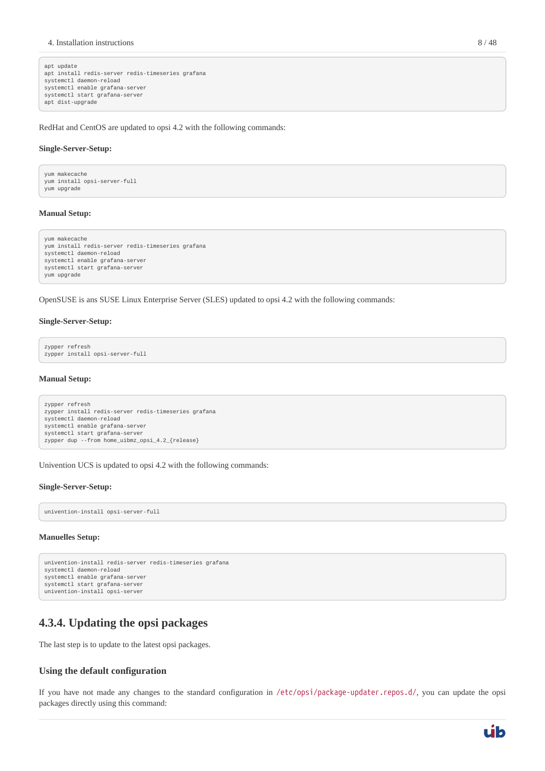```
apt update
apt install redis-server redis-timeseries grafana
systemctl daemon-reload
systemctl enable grafana-server
systemctl start grafana-server
apt dist-upgrade
```

RedHat and CentOS are updated to opsi 4.2 with the following commands:

**Single-Server-Setup:**

```
yum makecache
yum install opsi-server-full
yum upgrade
```

**Manual Setup:**

```
yum makecache
yum install redis-server redis-timeseries grafana
systemctl daemon-reload
systemctl enable grafana-server
systemctl start grafana-server
yum upgrade
```

OpenSUSE is ans SUSE Linux Enterprise Server (SLES) updated to opsi 4.2 with the following commands:

**Single-Server-Setup:**

```
zypper refresh
zypper install opsi-server-full
```

**Manual Setup:**

```
zypper refresh
zypper install redis-server redis-timeseries grafana
systemctl daemon-reload
systemctl enable grafana-server
systemctl start grafana-server
zypper dup --from home_uibmz_opsi_4.2_{release}
```

Univention UCS is updated to opsi 4.2 with the following commands:

**Single-Server-Setup:**

```
univention-install opsi-server-full
```

**Manuelles Setup:**

```
univention-install redis-server redis-timeseries grafana
systemctl daemon-reload
systemctl enable grafana-server
systemctl start grafana-server
univention-install opsi-server
```

## 4.3.4. Updating the opsi packages

The last step is to update to the latest opsi packages.

### Using the default configuration

If you have not made any changes to the standard configuration in `/etc/opsi/package-updater.repos.d/`, you can update the opsi packages directly using this command: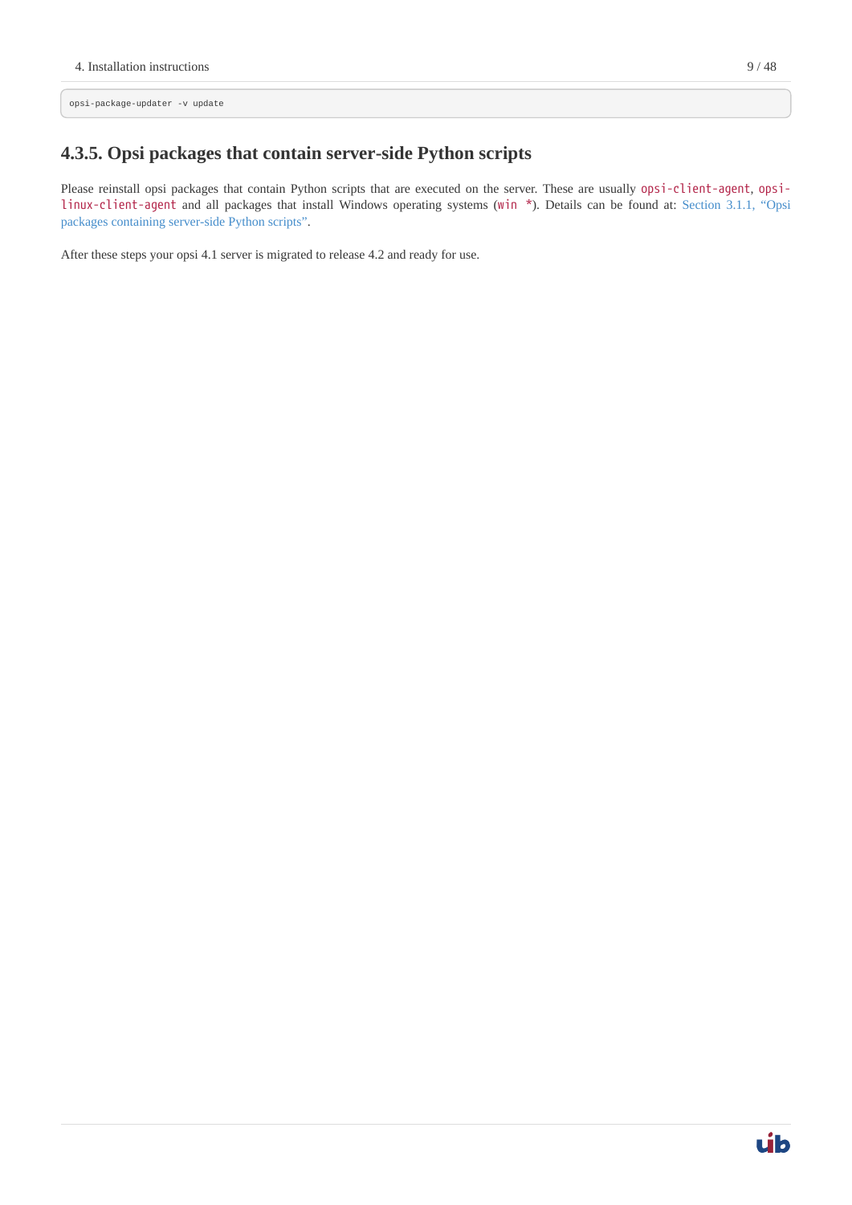```
opsi-package-updater -v update
```

### 4.3.5. Opsi packages that contain server-side Python scripts

Please reinstall opsi packages that contain Python scripts that are executed on the server. These are usually `opsi-client-agent`, `opsi-linux-client-agent` and all packages that install Windows operating systems (`win *`). Details can be found at: Section 3.1.1, "Opsi packages containing server-side Python scripts".

After these steps your opsi 4.1 server is migrated to release 4.2 and ready for use.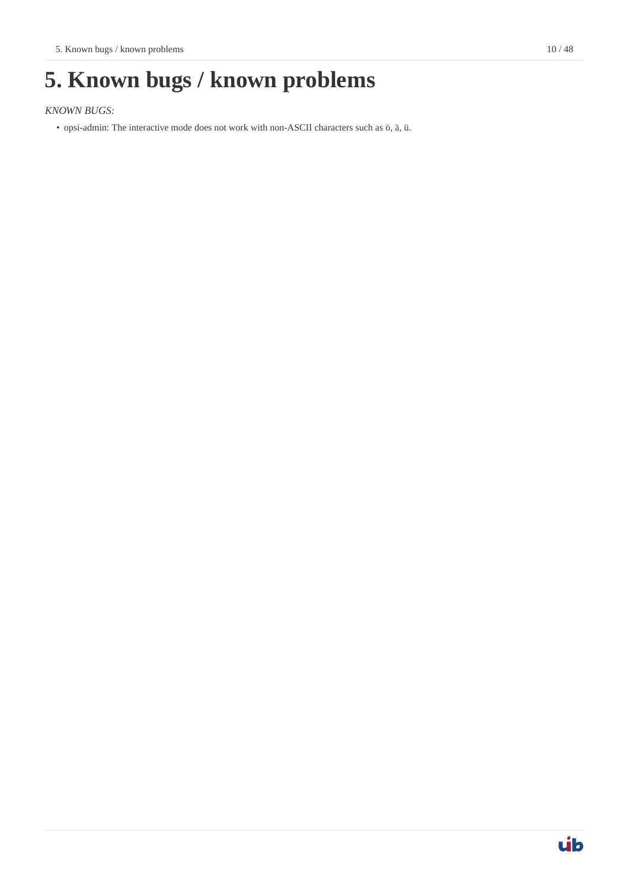# 5. Known bugs / known problems

*KNOWN BUGS:*

- opsi-admin: The interactive mode does not work with non-ASCII characters such as ö, ä, ü.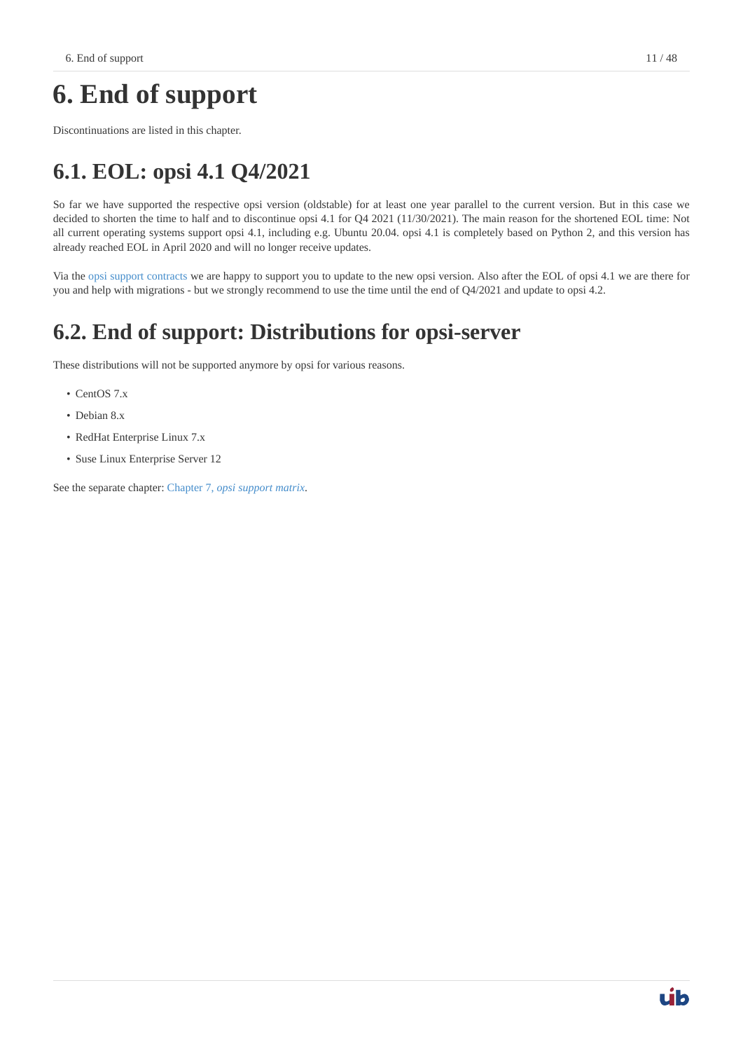# 6. End of support

Discontinuations are listed in this chapter.

## 6.1. EOL: opsi 4.1 Q4/2021

So far we have supported the respective opsi version (oldstable) for at least one year parallel to the current version. But in this case we decided to shorten the time to half and to discontinue opsi 4.1 for Q4 2021 (11/30/2021). The main reason for the shortened EOL time: Not all current operating systems support opsi 4.1, including e.g. Ubuntu 20.04. opsi 4.1 is completely based on Python 2, and this version has already reached EOL in April 2020 and will no longer receive updates.

Via the opsi support contracts we are happy to support you to update to the new opsi version. Also after the EOL of opsi 4.1 we are there for you and help with migrations - but we strongly recommend to use the time until the end of Q4/2021 and update to opsi 4.2.

## 6.2. End of support: Distributions for opsi-server

These distributions will not be supported anymore by opsi for various reasons.

- CentOS 7.x
- Debian 8.x
- RedHat Enterprise Linux 7.x
- Suse Linux Enterprise Server 12

See the separate chapter: Chapter 7, *opsi support matrix*.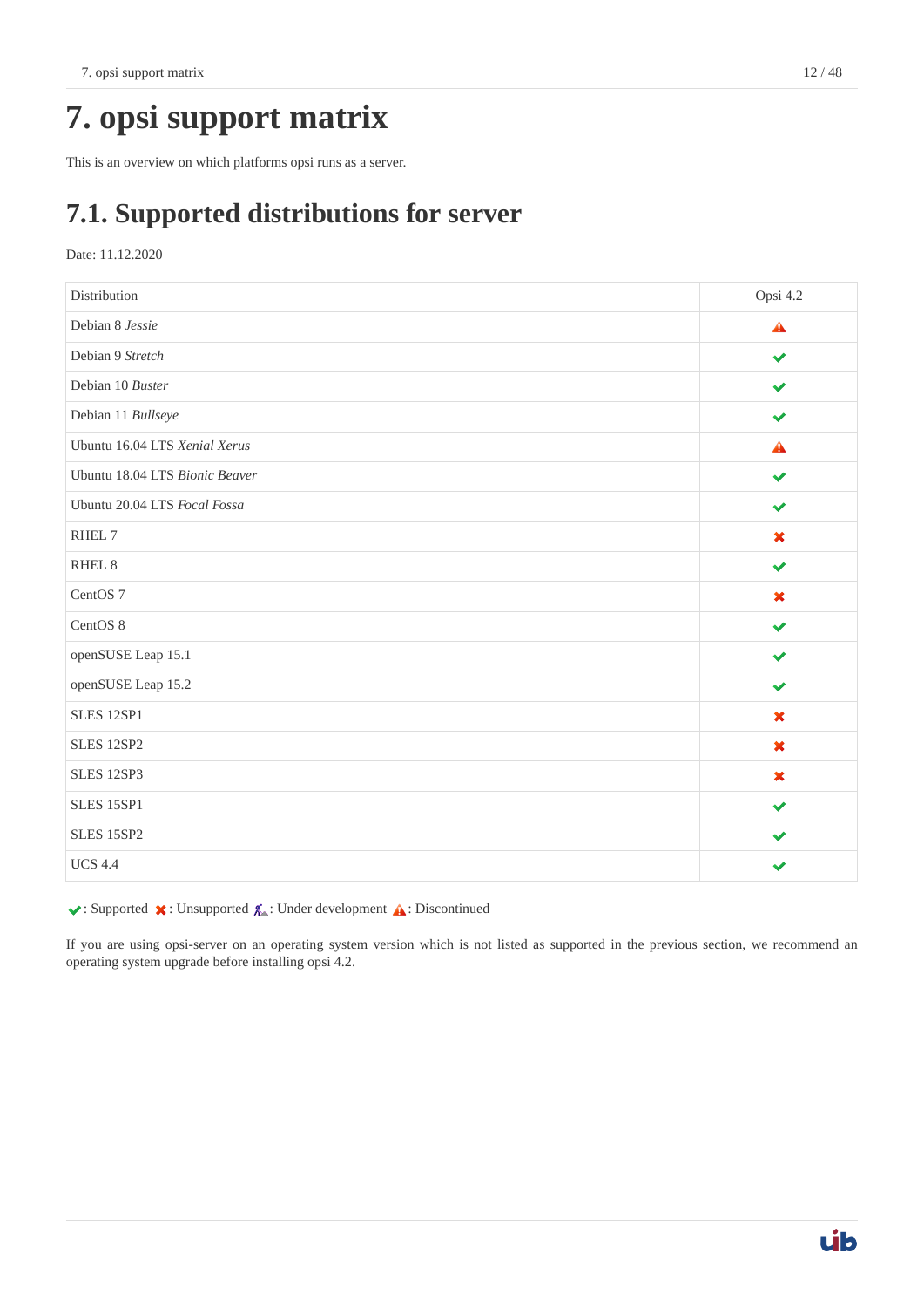# 7. opsi support matrix

This is an overview on which platforms opsi runs as a server.

## 7.1. Supported distributions for server

Date: 11.12.2020

| Distribution | Opsi 4.2 |
|---|---|
| Debian 8 *Jessie* | ⚠ |
| Debian 9 *Stretch* | ✔ |
| Debian 10 *Buster* | ✔ |
| Debian 11 *Bullseye* | ✔ |
| Ubuntu 16.04 LTS *Xenial Xerus* | ⚠ |
| Ubuntu 18.04 LTS *Bionic Beaver* | ✔ |
| Ubuntu 20.04 LTS *Focal Fossa* | ✔ |
| RHEL 7 | ✖ |
| RHEL 8 | ✔ |
| CentOS 7 | ✖ |
| CentOS 8 | ✔ |
| openSUSE Leap 15.1 | ✔ |
| openSUSE Leap 15.2 | ✔ |
| SLES 12SP1 | ✖ |
| SLES 12SP2 | ✖ |
| SLES 12SP3 | ✖ |
| SLES 15SP1 | ✔ |
| SLES 15SP2 | ✔ |
| UCS 4.4 | ✔ |

✔: Supported ✖: Unsupported 🚧: Under development ⚠: Discontinued

If you are using opsi-server on an operating system version which is not listed as supported in the previous section, we recommend an operating system upgrade before installing opsi 4.2.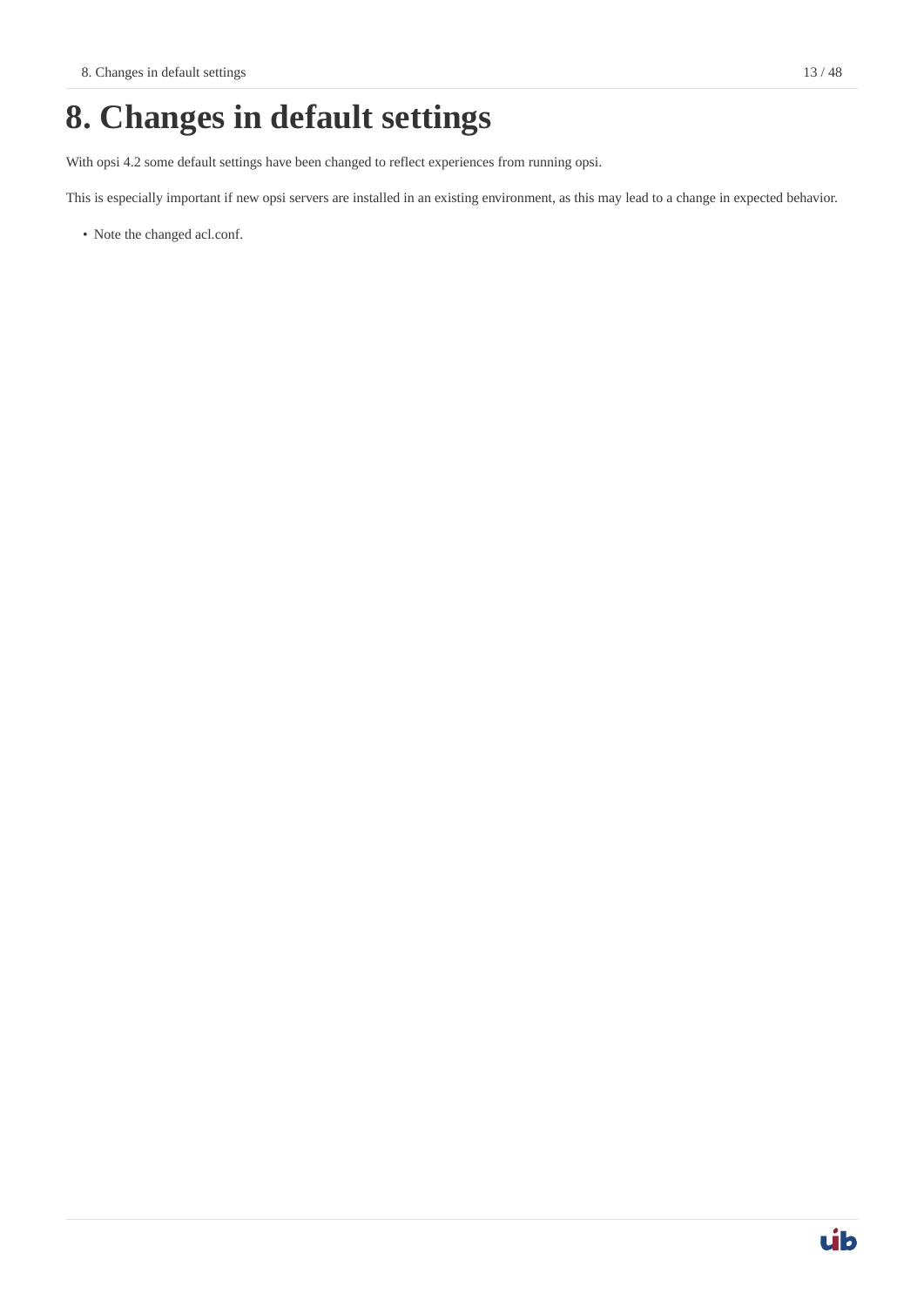# 8. Changes in default settings

With opsi 4.2 some default settings have been changed to reflect experiences from running opsi.

This is especially important if new opsi servers are installed in an existing environment, as this may lead to a change in expected behavior.

- Note the changed acl.conf.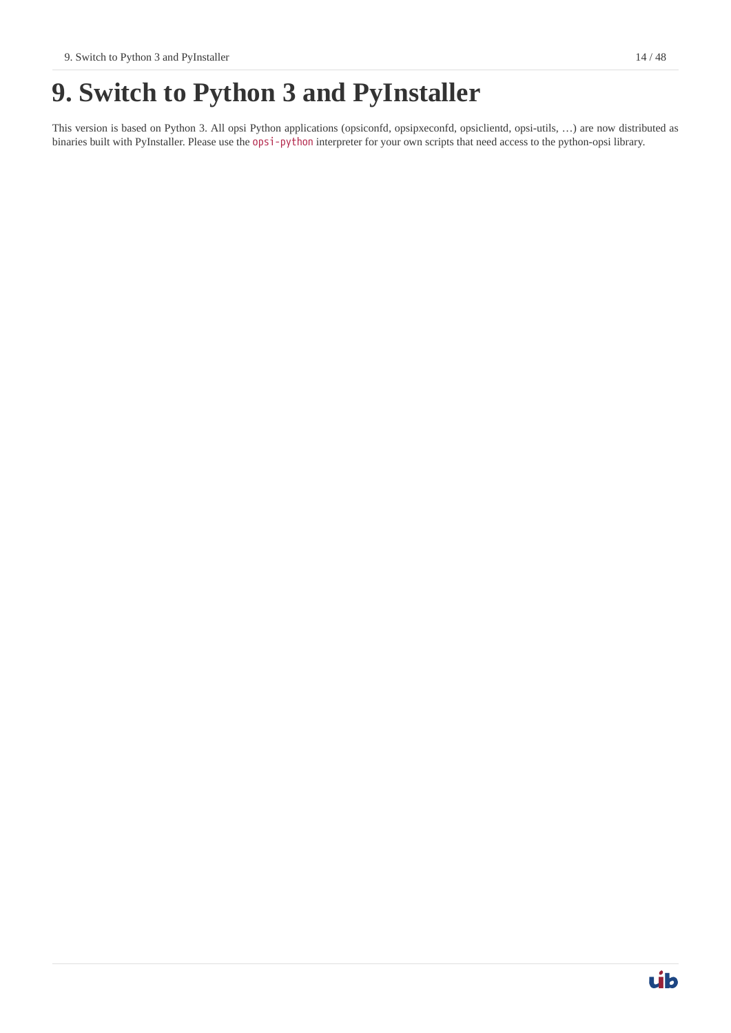# 9. Switch to Python 3 and PyInstaller

This version is based on Python 3. All opsi Python applications (opsiconfd, opsipxeconfd, opsiclientd, opsi-utils, …) are now distributed as binaries built with PyInstaller. Please use the `opsi-python` interpreter for your own scripts that need access to the python-opsi library.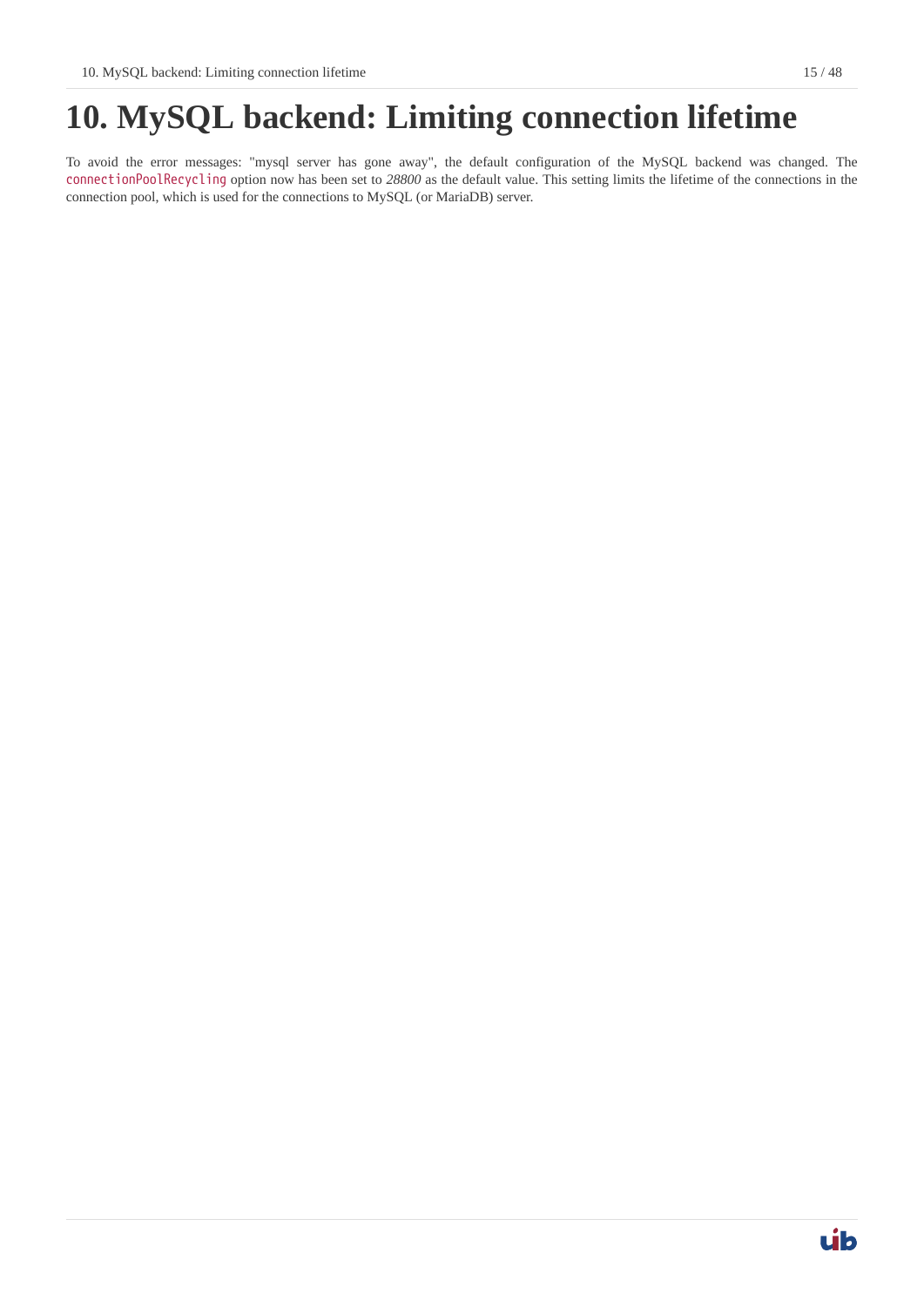# 10. MySQL backend: Limiting connection lifetime

To avoid the error messages: "mysql server has gone away", the default configuration of the MySQL backend was changed. The `connectionPoolRecycling` option now has been set to *28800* as the default value. This setting limits the lifetime of the connections in the connection pool, which is used for the connections to MySQL (or MariaDB) server.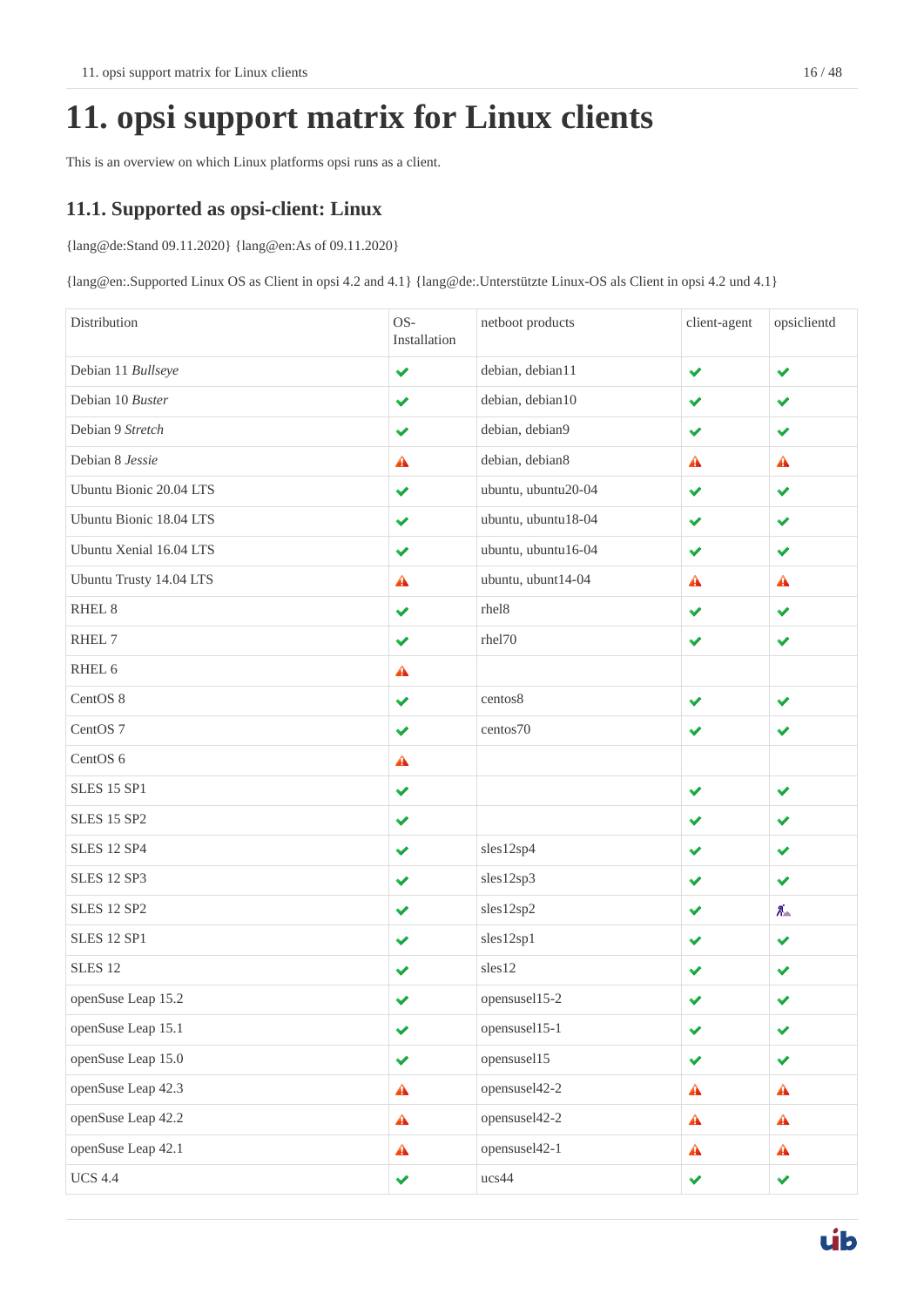# 11. opsi support matrix for Linux clients

This is an overview on which Linux platforms opsi runs as a client.

## 11.1. Supported as opsi-client: Linux

{lang@de:Stand 09.11.2020} {lang@en:As of 09.11.2020}

{lang@en:.Supported Linux OS as Client in opsi 4.2 and 4.1} {lang@de:.Unterstützte Linux-OS als Client in opsi 4.2 und 4.1}

| Distribution | OS-Installation | netboot products | client-agent | opsiclientd |
|---|---|---|---|---|
| Debian 11 *Bullseye* | ✔ | debian, debian11 | ✔ | ✔ |
| Debian 10 *Buster* | ✔ | debian, debian10 | ✔ | ✔ |
| Debian 9 *Stretch* | ✔ | debian, debian9 | ✔ | ✔ |
| Debian 8 *Jessie* | ⚠ | debian, debian8 | ⚠ | ⚠ |
| Ubuntu Bionic 20.04 LTS | ✔ | ubuntu, ubuntu20-04 | ✔ | ✔ |
| Ubuntu Bionic 18.04 LTS | ✔ | ubuntu, ubuntu18-04 | ✔ | ✔ |
| Ubuntu Xenial 16.04 LTS | ✔ | ubuntu, ubuntu16-04 | ✔ | ✔ |
| Ubuntu Trusty 14.04 LTS | ⚠ | ubuntu, ubunt14-04 | ⚠ | ⚠ |
| RHEL 8 | ✔ | rhel8 | ✔ | ✔ |
| RHEL 7 | ✔ | rhel70 | ✔ | ✔ |
| RHEL 6 | ⚠ | | | |
| CentOS 8 | ✔ | centos8 | ✔ | ✔ |
| CentOS 7 | ✔ | centos70 | ✔ | ✔ |
| CentOS 6 | ⚠ | | | |
| SLES 15 SP1 | ✔ | | ✔ | ✔ |
| SLES 15 SP2 | ✔ | | ✔ | ✔ |
| SLES 12 SP4 | ✔ | sles12sp4 | ✔ | ✔ |
| SLES 12 SP3 | ✔ | sles12sp3 | ✔ | ✔ |
| SLES 12 SP2 | ✔ | sles12sp2 | ✔ | 🚧 |
| SLES 12 SP1 | ✔ | sles12sp1 | ✔ | ✔ |
| SLES 12 | ✔ | sles12 | ✔ | ✔ |
| openSuse Leap 15.2 | ✔ | opensusel15-2 | ✔ | ✔ |
| openSuse Leap 15.1 | ✔ | opensusel15-1 | ✔ | ✔ |
| openSuse Leap 15.0 | ✔ | opensusel15 | ✔ | ✔ |
| openSuse Leap 42.3 | ⚠ | opensusel42-2 | ⚠ | ⚠ |
| openSuse Leap 42.2 | ⚠ | opensusel42-2 | ⚠ | ⚠ |
| openSuse Leap 42.1 | ⚠ | opensusel42-1 | ⚠ | ⚠ |
| UCS 4.4 | ✔ | ucs44 | ✔ | ✔ |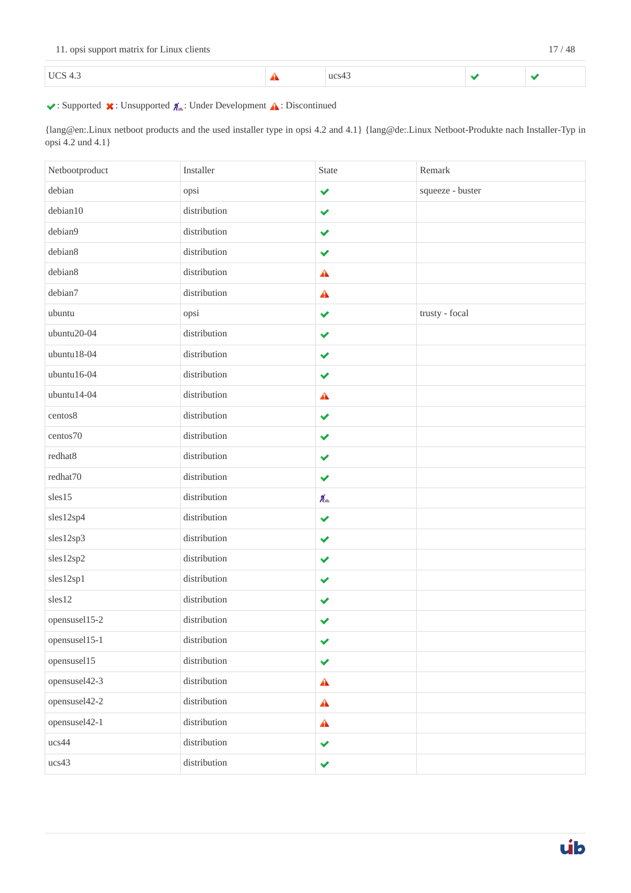| UCS 4.3 | ⚠ | ucs43 | ✔ | ✔ |
|---|---|---|---|---|

✔: Supported ✖: Unsupported 🚧: Under Development ⚠: Discontinued

{lang@en:.Linux netboot products and the used installer type in opsi 4.2 and 4.1} {lang@de:.Linux Netboot-Produkte nach Installer-Typ in opsi 4.2 und 4.1}

| Netbootproduct | Installer | State | Remark |
|---|---|---|---|
| debian | opsi | ✔ | squeeze - buster |
| debian10 | distribution | ✔ | |
| debian9 | distribution | ✔ | |
| debian8 | distribution | ✔ | |
| debian8 | distribution | ⚠ | |
| debian7 | distribution | ⚠ | |
| ubuntu | opsi | ✔ | trusty - focal |
| ubuntu20-04 | distribution | ✔ | |
| ubuntu18-04 | distribution | ✔ | |
| ubuntu16-04 | distribution | ✔ | |
| ubuntu14-04 | distribution | ⚠ | |
| centos8 | distribution | ✔ | |
| centos70 | distribution | ✔ | |
| redhat8 | distribution | ✔ | |
| redhat70 | distribution | ✔ | |
| sles15 | distribution | 🚧 | |
| sles12sp4 | distribution | ✔ | |
| sles12sp3 | distribution | ✔ | |
| sles12sp2 | distribution | ✔ | |
| sles12sp1 | distribution | ✔ | |
| sles12 | distribution | ✔ | |
| opensusel15-2 | distribution | ✔ | |
| opensusel15-1 | distribution | ✔ | |
| opensusel15 | distribution | ✔ | |
| opensusel42-3 | distribution | ⚠ | |
| opensusel42-2 | distribution | ⚠ | |
| opensusel42-1 | distribution | ⚠ | |
| ucs44 | distribution | ✔ | |
| ucs43 | distribution | ✔ | |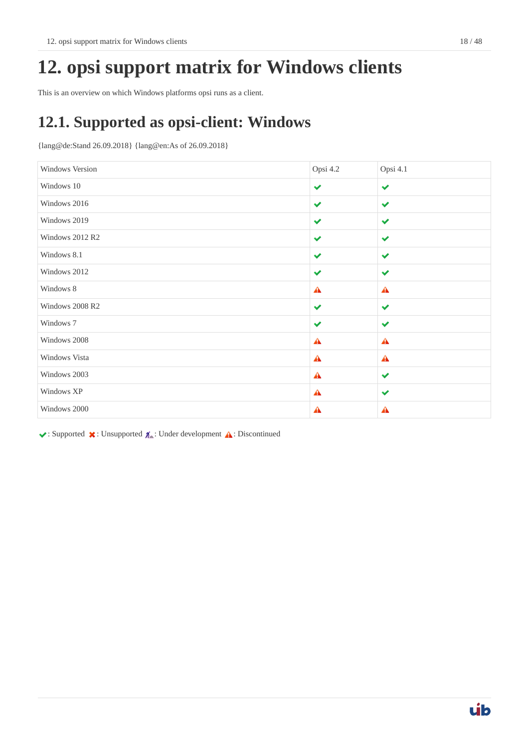# 12. opsi support matrix for Windows clients

This is an overview on which Windows platforms opsi runs as a client.

## 12.1. Supported as opsi-client: Windows

{lang@de:Stand 26.09.2018} {lang@en:As of 26.09.2018}

| Windows Version | Opsi 4.2 | Opsi 4.1 |
|---|---|---|
| Windows 10 | ✔ | ✔ |
| Windows 2016 | ✔ | ✔ |
| Windows 2019 | ✔ | ✔ |
| Windows 2012 R2 | ✔ | ✔ |
| Windows 8.1 | ✔ | ✔ |
| Windows 2012 | ✔ | ✔ |
| Windows 8 | ⚠ | ⚠ |
| Windows 2008 R2 | ✔ | ✔ |
| Windows 7 | ✔ | ✔ |
| Windows 2008 | ⚠ | ⚠ |
| Windows Vista | ⚠ | ⚠ |
| Windows 2003 | ⚠ | ✔ |
| Windows XP | ⚠ | ✔ |
| Windows 2000 | ⚠ | ⚠ |

✔: Supported ✖: Unsupported 🚧: Under development ⚠: Discontinued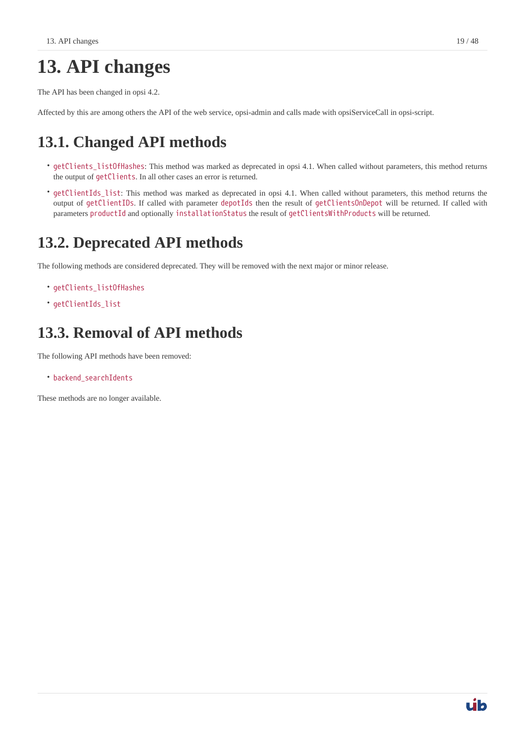# 13. API changes

The API has been changed in opsi 4.2.

Affected by this are among others the API of the web service, opsi-admin and calls made with opsiServiceCall in opsi-script.

## 13.1. Changed API methods

- `getClients_listOfHashes`: This method was marked as deprecated in opsi 4.1. When called without parameters, this method returns the output of `getClients`. In all other cases an error is returned.
- `getClientIds_list`: This method was marked as deprecated in opsi 4.1. When called without parameters, this method returns the output of `getClientIDs`. If called with parameter `depotIds` then the result of `getClientsOnDepot` will be returned. If called with parameters `productId` and optionally `installationStatus` the result of `getClientsWithProducts` will be returned.

## 13.2. Deprecated API methods

The following methods are considered deprecated. They will be removed with the next major or minor release.

- `getClients_listOfHashes`
- `getClientIds_list`

## 13.3. Removal of API methods

The following API methods have been removed:

- `backend_searchIdents`

These methods are no longer available.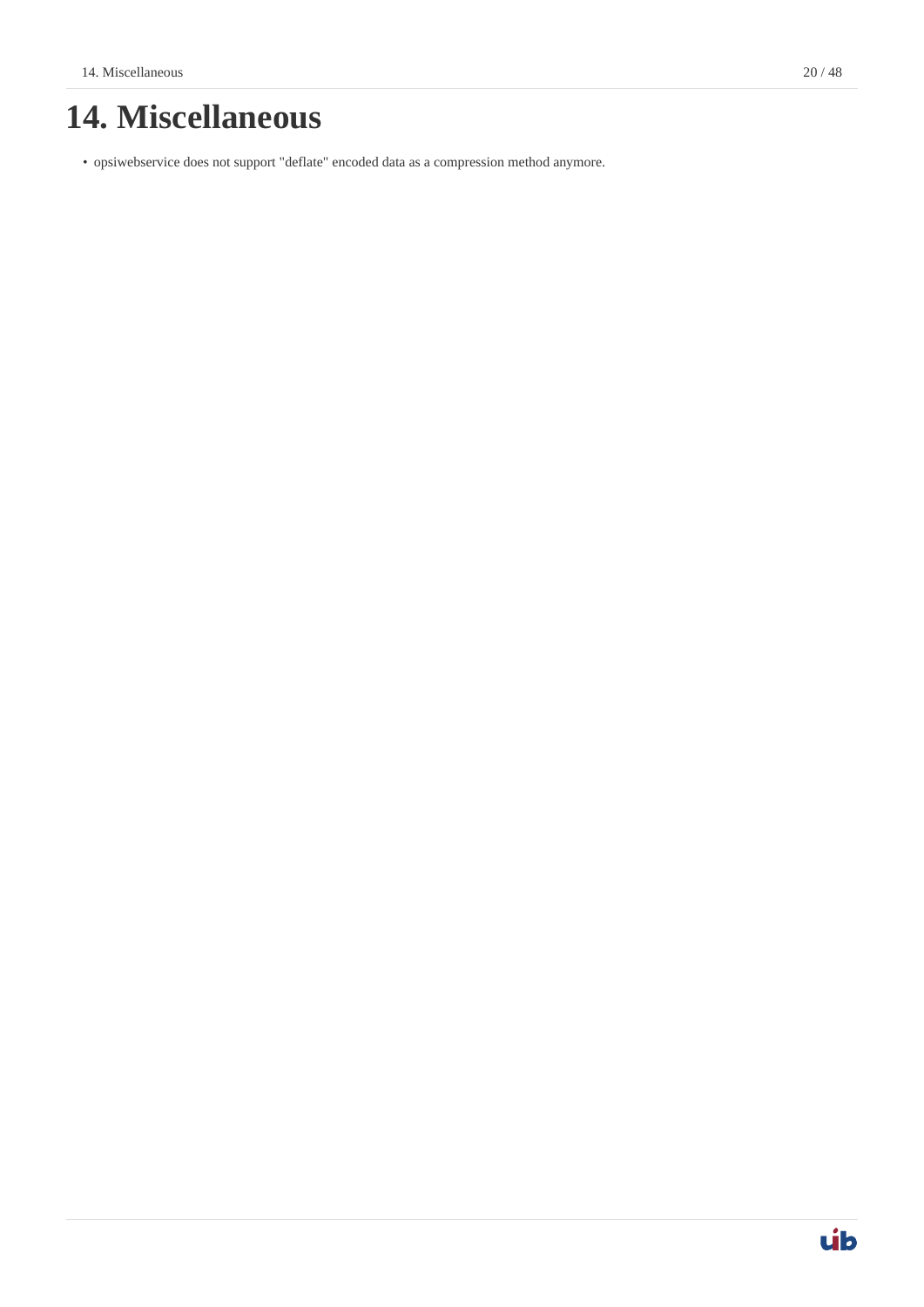# 14. Miscellaneous

- opsiwebservice does not support "deflate" encoded data as a compression method anymore.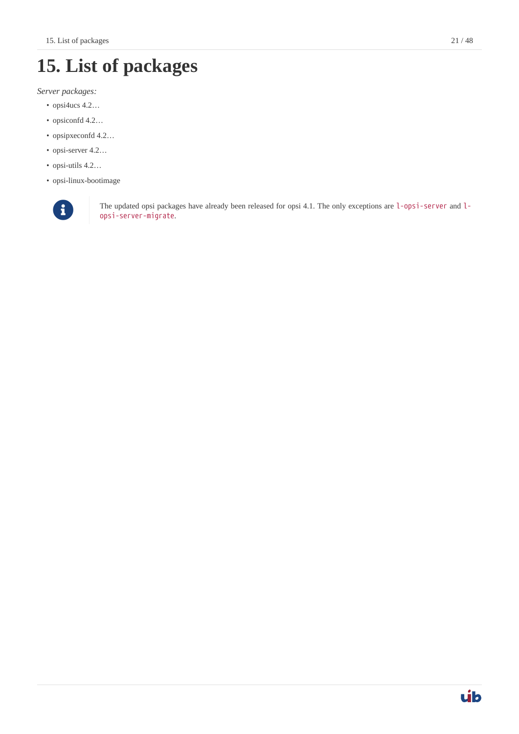# 15. List of packages

*Server packages:*

- opsi4ucs 4.2…
- opsiconfd 4.2…
- opsipxeconfd 4.2…
- opsi-server 4.2…
- opsi-utils 4.2…
- opsi-linux-bootimage

> The updated opsi packages have already been released for opsi 4.1. The only exceptions are `l-opsi-server` and `l-opsi-server-migrate`.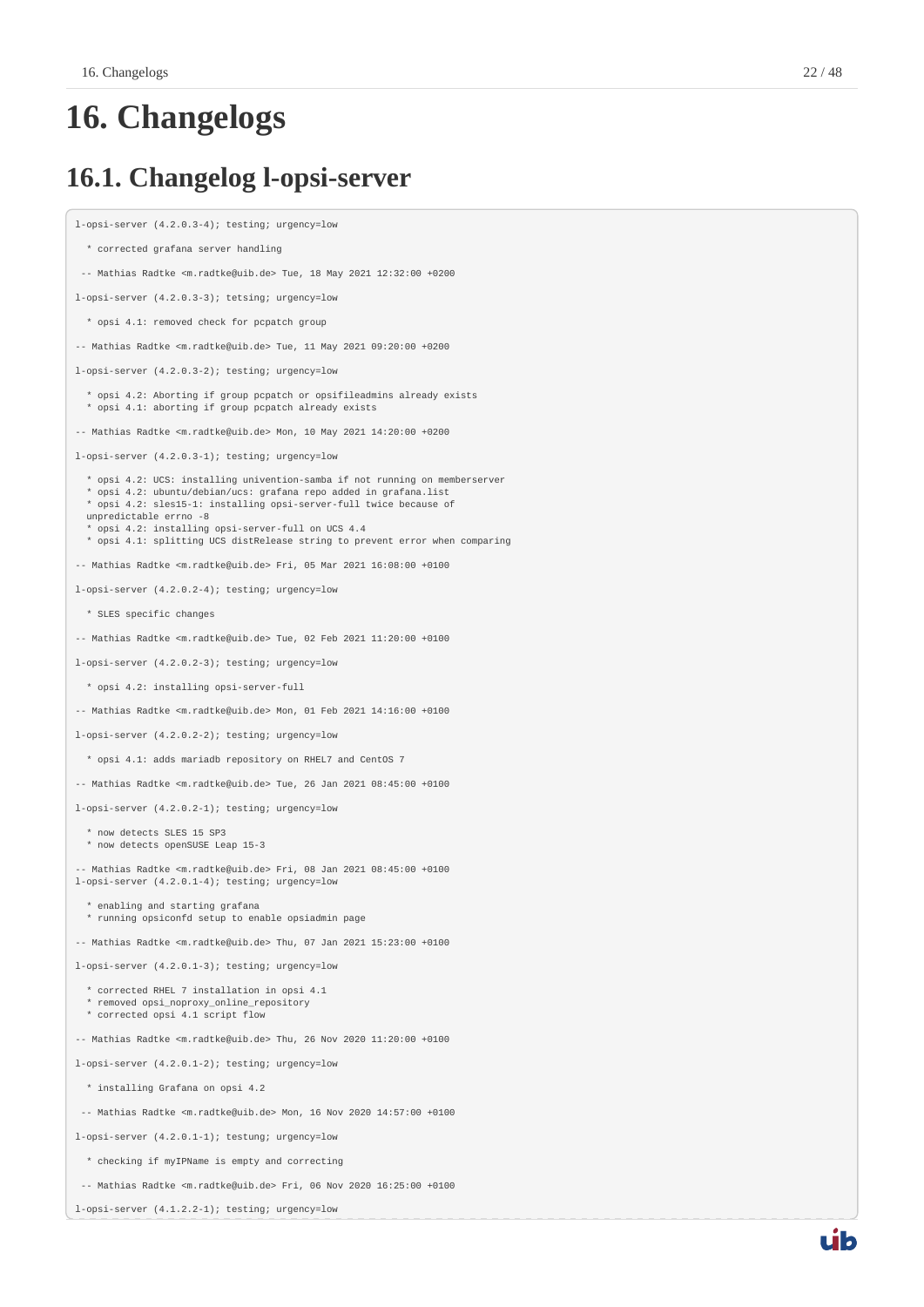# 16. Changelogs

## 16.1. Changelog l-opsi-server

```
l-opsi-server (4.2.0.3-4); testing; urgency=low

  * corrected grafana server handling

 -- Mathias Radtke <m.radtke@uib.de> Tue, 18 May 2021 12:32:00 +0200

l-opsi-server (4.2.0.3-3); tetsing; urgency=low

  * opsi 4.1: removed check for pcpatch group

-- Mathias Radtke <m.radtke@uib.de> Tue, 11 May 2021 09:20:00 +0200

l-opsi-server (4.2.0.3-2); testing; urgency=low

  * opsi 4.2: Aborting if group pcpatch or opsifileadmins already exists
  * opsi 4.1: aborting if group pcpatch already exists

-- Mathias Radtke <m.radtke@uib.de> Mon, 10 May 2021 14:20:00 +0200

l-opsi-server (4.2.0.3-1); testing; urgency=low

  * opsi 4.2: UCS: installing univention-samba if not running on memberserver
  * opsi 4.2: ubuntu/debian/ucs: grafana repo added in grafana.list
  * opsi 4.2: sles15-1: installing opsi-server-full twice because of
  unpredictable errno -8
  * opsi 4.2: installing opsi-server-full on UCS 4.4
  * opsi 4.1: splitting UCS distRelease string to prevent error when comparing

-- Mathias Radtke <m.radtke@uib.de> Fri, 05 Mar 2021 16:08:00 +0100

l-opsi-server (4.2.0.2-4); testing; urgency=low

  * SLES specific changes

-- Mathias Radtke <m.radtke@uib.de> Tue, 02 Feb 2021 11:20:00 +0100

l-opsi-server (4.2.0.2-3); testing; urgency=low

  * opsi 4.2: installing opsi-server-full

-- Mathias Radtke <m.radtke@uib.de> Mon, 01 Feb 2021 14:16:00 +0100

l-opsi-server (4.2.0.2-2); testing; urgency=low

  * opsi 4.1: adds mariadb repository on RHEL7 and CentOS 7

-- Mathias Radtke <m.radtke@uib.de> Tue, 26 Jan 2021 08:45:00 +0100

l-opsi-server (4.2.0.2-1); testing; urgency=low

  * now detects SLES 15 SP3
  * now detects openSUSE Leap 15-3

-- Mathias Radtke <m.radtke@uib.de> Fri, 08 Jan 2021 08:45:00 +0100
l-opsi-server (4.2.0.1-4); testing; urgency=low

  * enabling and starting grafana
  * running opsiconfd setup to enable opsiadmin page

-- Mathias Radtke <m.radtke@uib.de> Thu, 07 Jan 2021 15:23:00 +0100

l-opsi-server (4.2.0.1-3); testing; urgency=low

  * corrected RHEL 7 installation in opsi 4.1
  * removed opsi_noproxy_online_repository
  * corrected opsi 4.1 script flow

-- Mathias Radtke <m.radtke@uib.de> Thu, 26 Nov 2020 11:20:00 +0100

l-opsi-server (4.2.0.1-2); testing; urgency=low

  * installing Grafana on opsi 4.2

 -- Mathias Radtke <m.radtke@uib.de> Mon, 16 Nov 2020 14:57:00 +0100

l-opsi-server (4.2.0.1-1); testung; urgency=low

  * checking if myIPName is empty and correcting

 -- Mathias Radtke <m.radtke@uib.de> Fri, 06 Nov 2020 16:25:00 +0100

l-opsi-server (4.1.2.2-1); testing; urgency=low
```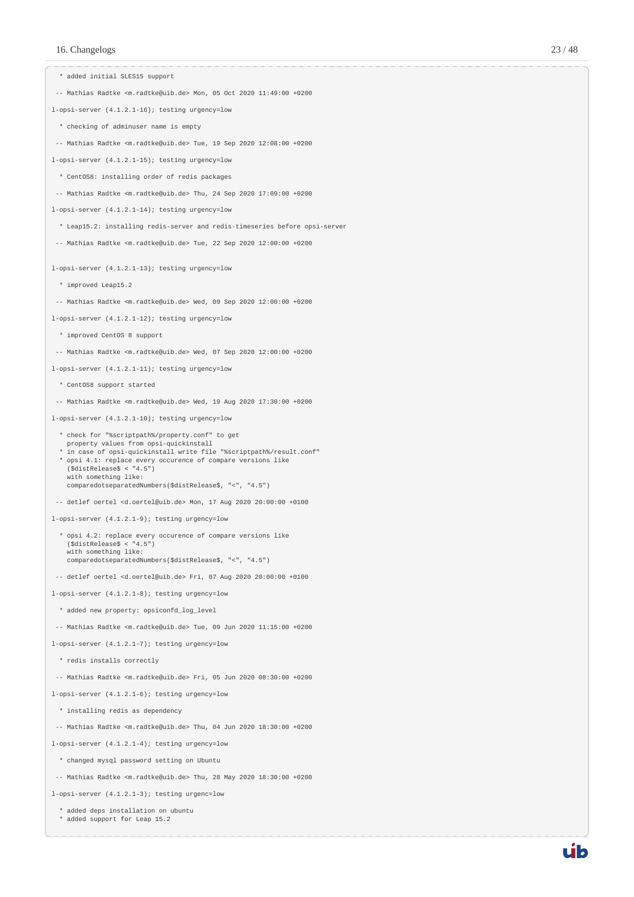```
  * added initial SLES15 support

 -- Mathias Radtke <m.radtke@uib.de> Mon, 05 Oct 2020 11:49:00 +0200

l-opsi-server (4.1.2.1-16); testing urgency=low

  * checking of adminuser name is empty

 -- Mathias Radtke <m.radtke@uib.de> Tue, 19 Sep 2020 12:08:00 +0200

l-opsi-server (4.1.2.1-15); testing urgency=low

  * CentOS8: installing order of redis packages

 -- Mathias Radtke <m.radtke@uib.de> Thu, 24 Sep 2020 17:09:00 +0200

l-opsi-server (4.1.2.1-14); testing urgency=low

  * Leap15.2: installing redis-server and redis-timeseries before opsi-server

 -- Mathias Radtke <m.radtke@uib.de> Tue, 22 Sep 2020 12:00:00 +0200


l-opsi-server (4.1.2.1-13); testing urgency=low

  * improved Leap15.2

 -- Mathias Radtke <m.radtke@uib.de> Wed, 09 Sep 2020 12:00:00 +0200

l-opsi-server (4.1.2.1-12); testing urgency=low

  * improved CentOS 8 support

 -- Mathias Radtke <m.radtke@uib.de> Wed, 07 Sep 2020 12:00:00 +0200

l-opsi-server (4.1.2.1-11); testing urgency=low

  * CentOS8 support started

 -- Mathias Radtke <m.radtke@uib.de> Wed, 19 Aug 2020 17:30:00 +0200

l-opsi-server (4.1.2.1-10); testing urgency=low

  * check for "%scriptpath%/property.conf" to get
    property values from opsi-quickinstall
  * in case of opsi-quickinstall write file "%scriptpath%/result.conf"
  * opsi 4.1: replace every occurence of compare versions like
    ($distRelease$ < "4.5")
    with something like:
    comparedotseparatedNumbers($distRelease$, "<", "4.5")

 -- detlef oertel <d.oertel@uib.de> Mon, 17 Aug 2020 20:00:00 +0100

l-opsi-server (4.1.2.1-9); testing urgency=low

  * opsi 4.2: replace every occurence of compare versions like
    ($distRelease$ < "4.5")
    with something like:
    comparedotseparatedNumbers($distRelease$, "<", "4.5")

 -- detlef oertel <d.oertel@uib.de> Fri, 07 Aug 2020 20:00:00 +0100

l-opsi-server (4.1.2.1-8); testing urgency=low

  * added new property: opsiconfd_log_level

 -- Mathias Radtke <m.radtke@uib.de> Tue, 09 Jun 2020 11:15:00 +0200

l-opsi-server (4.1.2.1-7); testing urgency=low

  * redis installs correctly

 -- Mathias Radtke <m.radtke@uib.de> Fri, 05 Jun 2020 08:30:00 +0200

l-opsi-server (4.1.2.1-6); testing urgency=low

  * installing redis as dependency

 -- Mathias Radtke <m.radtke@uib.de> Thu, 04 Jun 2020 18:30:00 +0200

l-opsi-server (4.1.2.1-4); testing urgency=low

  * changed mysql password setting on Ubuntu

 -- Mathias Radtke <m.radtke@uib.de> Thu, 28 May 2020 18:30:00 +0200

l-opsi-server (4.1.2.1-3); testing urgenc=low

  * added deps installation on ubuntu
  * added support for Leap 15.2
```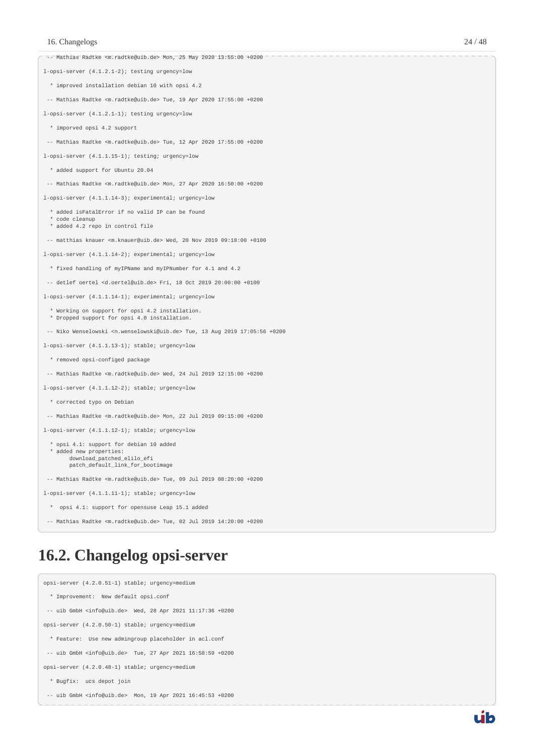```
 -- Mathias Radtke <m.radtke@uib.de> Mon, 25 May 2020 13:55:00 +0200

l-opsi-server (4.1.2.1-2); testing urgency=low

  * improved installation debian 10 with opsi 4.2

 -- Mathias Radtke <m.radtke@uib.de> Tue, 19 Apr 2020 17:55:00 +0200

l-opsi-server (4.1.2.1-1); testing urgency=low

  * imporved opsi 4.2 support

 -- Mathias Radtke <m.radtke@uib.de> Tue, 12 Apr 2020 17:55:00 +0200

l-opsi-server (4.1.1.15-1); testing; urgency=low

  * added support for Ubuntu 20.04

 -- Mathias Radtke <m.radtke@uib.de> Mon, 27 Apr 2020 16:50:00 +0200

l-opsi-server (4.1.1.14-3); experimental; urgency=low

  * added isFatalError if no valid IP can be found
  * code cleanup
  * added 4.2 repo in control file

 -- matthias knauer <m.knauer@uib.de> Wed, 20 Nov 2019 09:18:00 +0100

l-opsi-server (4.1.1.14-2); experimental; urgency=low

  * fixed handling of myIPName and myIPNumber for 4.1 and 4.2

 -- detlef oertel <d.oertel@uib.de> Fri, 18 Oct 2019 20:00:00 +0100

l-opsi-server (4.1.1.14-1); experimental; urgency=low

  * Working on support for opsi 4.2 installation.
  * Dropped support for opsi 4.0 installation.

 -- Niko Wenselowski <n.wenselowski@uib.de> Tue, 13 Aug 2019 17:05:56 +0200

l-opsi-server (4.1.1.13-1); stable; urgency=low

  * removed opsi-configed package

 -- Mathias Radtke <m.radtke@uib.de> Wed, 24 Jul 2019 12:15:00 +0200

l-opsi-server (4.1.1.12-2); stable; urgency=low

  * corrected typo on Debian

 -- Mathias Radtke <m.radtke@uib.de> Mon, 22 Jul 2019 09:15:00 +0200

l-opsi-server (4.1.1.12-1); stable; urgency=low

  * opsi 4.1: support for debian 10 added
  * added new properties:
        download_patched_elilo_efi
        patch_default_link_for_bootimage

 -- Mathias Radtke <m.radtke@uib.de> Tue, 09 Jul 2019 08:20:00 +0200

l-opsi-server (4.1.1.11-1); stable; urgency=low

  *  opsi 4.1: support for opensuse Leap 15.1 added

 -- Mathias Radtke <m.radtke@uib.de> Tue, 02 Jul 2019 14:20:00 +0200
```

## 16.2. Changelog opsi-server

```
opsi-server (4.2.0.51-1) stable; urgency=medium

  * Improvement:  New default opsi.conf

 -- uib GmbH <info@uib.de>  Wed, 28 Apr 2021 11:17:36 +0200

opsi-server (4.2.0.50-1) stable; urgency=medium

  * Feature:  Use new admingroup placeholder in acl.conf

 -- uib GmbH <info@uib.de>  Tue, 27 Apr 2021 16:58:59 +0200

opsi-server (4.2.0.48-1) stable; urgency=medium

  * Bugfix:  ucs depot join

 -- uib GmbH <info@uib.de>  Mon, 19 Apr 2021 16:45:53 +0200
```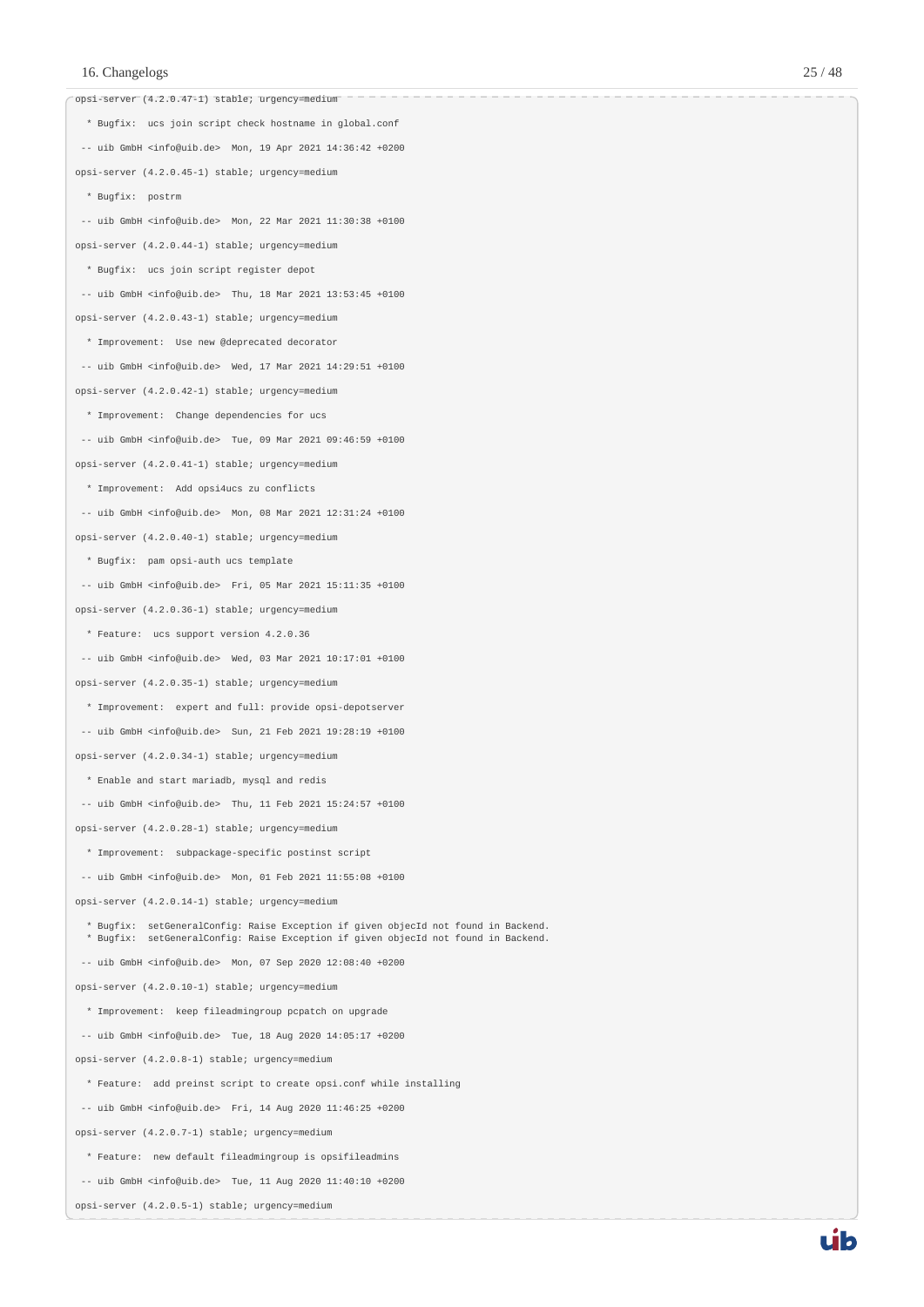```
opsi-server (4.2.0.47-1) stable; urgency=medium

  * Bugfix:  ucs join script check hostname in global.conf

 -- uib GmbH <info@uib.de>  Mon, 19 Apr 2021 14:36:42 +0200

opsi-server (4.2.0.45-1) stable; urgency=medium

  * Bugfix:  postrm

 -- uib GmbH <info@uib.de>  Mon, 22 Mar 2021 11:30:38 +0100

opsi-server (4.2.0.44-1) stable; urgency=medium

  * Bugfix:  ucs join script register depot

 -- uib GmbH <info@uib.de>  Thu, 18 Mar 2021 13:53:45 +0100

opsi-server (4.2.0.43-1) stable; urgency=medium

  * Improvement:  Use new @deprecated decorator

 -- uib GmbH <info@uib.de>  Wed, 17 Mar 2021 14:29:51 +0100

opsi-server (4.2.0.42-1) stable; urgency=medium

  * Improvement:  Change dependencies for ucs

 -- uib GmbH <info@uib.de>  Tue, 09 Mar 2021 09:46:59 +0100

opsi-server (4.2.0.41-1) stable; urgency=medium

  * Improvement:  Add opsi4ucs zu conflicts

 -- uib GmbH <info@uib.de>  Mon, 08 Mar 2021 12:31:24 +0100

opsi-server (4.2.0.40-1) stable; urgency=medium

  * Bugfix:  pam opsi-auth ucs template

 -- uib GmbH <info@uib.de>  Fri, 05 Mar 2021 15:11:35 +0100

opsi-server (4.2.0.36-1) stable; urgency=medium

  * Feature:  ucs support version 4.2.0.36

 -- uib GmbH <info@uib.de>  Wed, 03 Mar 2021 10:17:01 +0100

opsi-server (4.2.0.35-1) stable; urgency=medium

  * Improvement:  expert and full: provide opsi-depotserver

 -- uib GmbH <info@uib.de>  Sun, 21 Feb 2021 19:28:19 +0100

opsi-server (4.2.0.34-1) stable; urgency=medium

  * Enable and start mariadb, mysql and redis

 -- uib GmbH <info@uib.de>  Thu, 11 Feb 2021 15:24:57 +0100

opsi-server (4.2.0.28-1) stable; urgency=medium

  * Improvement:  subpackage-specific postinst script

 -- uib GmbH <info@uib.de>  Mon, 01 Feb 2021 11:55:08 +0100

opsi-server (4.2.0.14-1) stable; urgency=medium

  * Bugfix:  setGeneralConfig: Raise Exception if given objectId not found in Backend.
  * Bugfix:  setGeneralConfig: Raise Exception if given objectId not found in Backend.

 -- uib GmbH <info@uib.de>  Mon, 07 Sep 2020 12:08:40 +0200

opsi-server (4.2.0.10-1) stable; urgency=medium

  * Improvement:  keep fileadmingroup pcpatch on upgrade

 -- uib GmbH <info@uib.de>  Tue, 18 Aug 2020 14:05:17 +0200

opsi-server (4.2.0.8-1) stable; urgency=medium

  * Feature:  add preinst script to create opsi.conf while installing

 -- uib GmbH <info@uib.de>  Fri, 14 Aug 2020 11:46:25 +0200

opsi-server (4.2.0.7-1) stable; urgency=medium

  * Feature:  new default fileadmingroup is opsifileadmins

 -- uib GmbH <info@uib.de>  Tue, 11 Aug 2020 11:40:10 +0200

opsi-server (4.2.0.5-1) stable; urgency=medium
```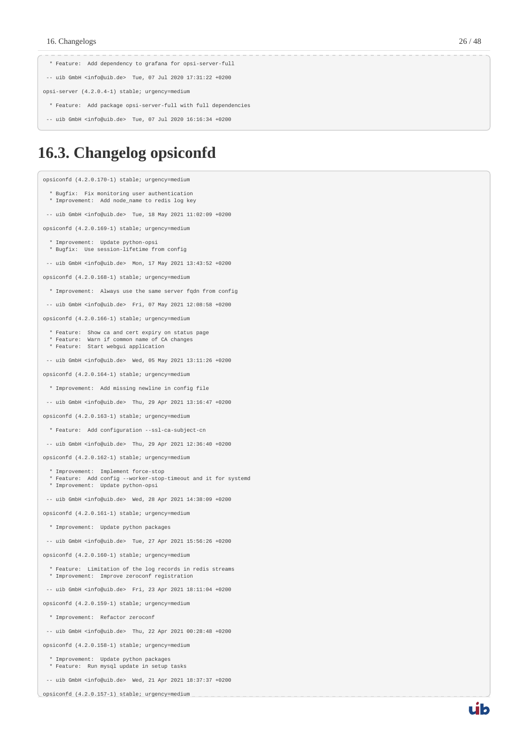```
  * Feature:  Add dependency to grafana for opsi-server-full

 -- uib GmbH <info@uib.de>  Tue, 07 Jul 2020 17:31:22 +0200

opsi-server (4.2.0.4-1) stable; urgency=medium

  * Feature:  Add package opsi-server-full with full dependencies

 -- uib GmbH <info@uib.de>  Tue, 07 Jul 2020 16:16:34 +0200
```

## 16.3. Changelog opsiconfd

```
opsiconfd (4.2.0.170-1) stable; urgency=medium

  * Bugfix:  Fix monitoring user authentication
  * Improvement:  Add node_name to redis log key

 -- uib GmbH <info@uib.de>  Tue, 18 May 2021 11:02:09 +0200

opsiconfd (4.2.0.169-1) stable; urgency=medium

  * Improvement:  Update python-opsi
  * Bugfix:  Use session-lifetime from config

 -- uib GmbH <info@uib.de>  Mon, 17 May 2021 13:43:52 +0200

opsiconfd (4.2.0.168-1) stable; urgency=medium

  * Improvement:  Always use the same server fqdn from config

 -- uib GmbH <info@uib.de>  Fri, 07 May 2021 12:08:58 +0200

opsiconfd (4.2.0.166-1) stable; urgency=medium

  * Feature:  Show ca and cert expiry on status page
  * Feature:  Warn if common name of CA changes
  * Feature:  Start webgui application

 -- uib GmbH <info@uib.de>  Wed, 05 May 2021 13:11:26 +0200

opsiconfd (4.2.0.164-1) stable; urgency=medium

  * Improvement:  Add missing newline in config file

 -- uib GmbH <info@uib.de>  Thu, 29 Apr 2021 13:16:47 +0200

opsiconfd (4.2.0.163-1) stable; urgency=medium

  * Feature:  Add configuration --ssl-ca-subject-cn

 -- uib GmbH <info@uib.de>  Thu, 29 Apr 2021 12:36:40 +0200

opsiconfd (4.2.0.162-1) stable; urgency=medium

  * Improvement:  Implement force-stop
  * Feature:  Add config --worker-stop-timeout and it for systemd
  * Improvement:  Update python-opsi

 -- uib GmbH <info@uib.de>  Wed, 28 Apr 2021 14:38:09 +0200

opsiconfd (4.2.0.161-1) stable; urgency=medium

  * Improvement:  Update python packages

 -- uib GmbH <info@uib.de>  Tue, 27 Apr 2021 15:56:26 +0200

opsiconfd (4.2.0.160-1) stable; urgency=medium

  * Feature:  Limitation of the log records in redis streams
  * Improvement:  Improve zeroconf registration

 -- uib GmbH <info@uib.de>  Fri, 23 Apr 2021 18:11:04 +0200

opsiconfd (4.2.0.159-1) stable; urgency=medium

  * Improvement:  Refactor zeroconf

 -- uib GmbH <info@uib.de>  Thu, 22 Apr 2021 00:28:48 +0200

opsiconfd (4.2.0.158-1) stable; urgency=medium

  * Improvement:  Update python packages
  * Feature:  Run mysql update in setup tasks

 -- uib GmbH <info@uib.de>  Wed, 21 Apr 2021 18:37:37 +0200

opsiconfd (4.2.0.157-1) stable; urgency=medium
```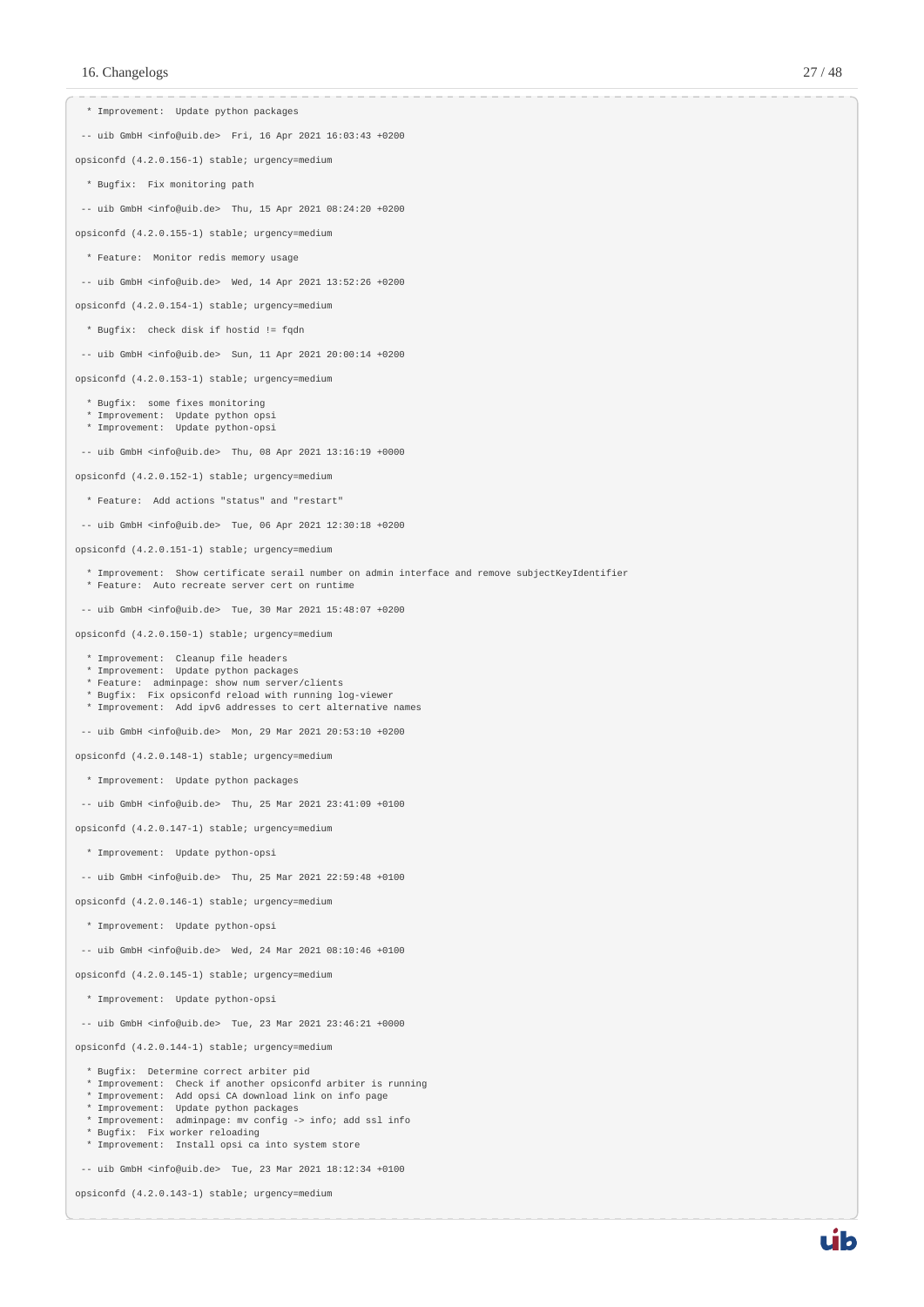```
  * Improvement:  Update python packages

 -- uib GmbH <info@uib.de>  Fri, 16 Apr 2021 16:03:43 +0200

opsiconfd (4.2.0.156-1) stable; urgency=medium

  * Bugfix:  Fix monitoring path

 -- uib GmbH <info@uib.de>  Thu, 15 Apr 2021 08:24:20 +0200

opsiconfd (4.2.0.155-1) stable; urgency=medium

  * Feature:  Monitor redis memory usage

 -- uib GmbH <info@uib.de>  Wed, 14 Apr 2021 13:52:26 +0200

opsiconfd (4.2.0.154-1) stable; urgency=medium

  * Bugfix:  check disk if hostid != fqdn

 -- uib GmbH <info@uib.de>  Sun, 11 Apr 2021 20:00:14 +0200

opsiconfd (4.2.0.153-1) stable; urgency=medium

  * Bugfix:  some fixes monitoring
  * Improvement:  Update python opsi
  * Improvement:  Update python-opsi

 -- uib GmbH <info@uib.de>  Thu, 08 Apr 2021 13:16:19 +0000

opsiconfd (4.2.0.152-1) stable; urgency=medium

  * Feature:  Add actions "status" and "restart"

 -- uib GmbH <info@uib.de>  Tue, 06 Apr 2021 12:30:18 +0200

opsiconfd (4.2.0.151-1) stable; urgency=medium

  * Improvement:  Show certificate serail number on admin interface and remove subjectKeyIdentifier
  * Feature:  Auto recreate server cert on runtime

 -- uib GmbH <info@uib.de>  Tue, 30 Mar 2021 15:48:07 +0200

opsiconfd (4.2.0.150-1) stable; urgency=medium

  * Improvement:  Cleanup file headers
  * Improvement:  Update python packages
  * Feature:  adminpage: show num server/clients
  * Bugfix:  Fix opsiconfd reload with running log-viewer
  * Improvement:  Add ipv6 addresses to cert alternative names

 -- uib GmbH <info@uib.de>  Mon, 29 Mar 2021 20:53:10 +0200

opsiconfd (4.2.0.148-1) stable; urgency=medium

  * Improvement:  Update python packages

 -- uib GmbH <info@uib.de>  Thu, 25 Mar 2021 23:41:09 +0100

opsiconfd (4.2.0.147-1) stable; urgency=medium

  * Improvement:  Update python-opsi

 -- uib GmbH <info@uib.de>  Thu, 25 Mar 2021 22:59:48 +0100

opsiconfd (4.2.0.146-1) stable; urgency=medium

  * Improvement:  Update python-opsi

 -- uib GmbH <info@uib.de>  Wed, 24 Mar 2021 08:10:46 +0100

opsiconfd (4.2.0.145-1) stable; urgency=medium

  * Improvement:  Update python-opsi

 -- uib GmbH <info@uib.de>  Tue, 23 Mar 2021 23:46:21 +0000

opsiconfd (4.2.0.144-1) stable; urgency=medium

  * Bugfix:  Determine correct arbiter pid
  * Improvement:  Check if another opsiconfd arbiter is running
  * Improvement:  Add opsi CA download link on info page
  * Improvement:  Update python packages
  * Improvement:  adminpage: mv config -> info; add ssl info
  * Bugfix:  Fix worker reloading
  * Improvement:  Install opsi ca into system store

 -- uib GmbH <info@uib.de>  Tue, 23 Mar 2021 18:12:34 +0100

opsiconfd (4.2.0.143-1) stable; urgency=medium
```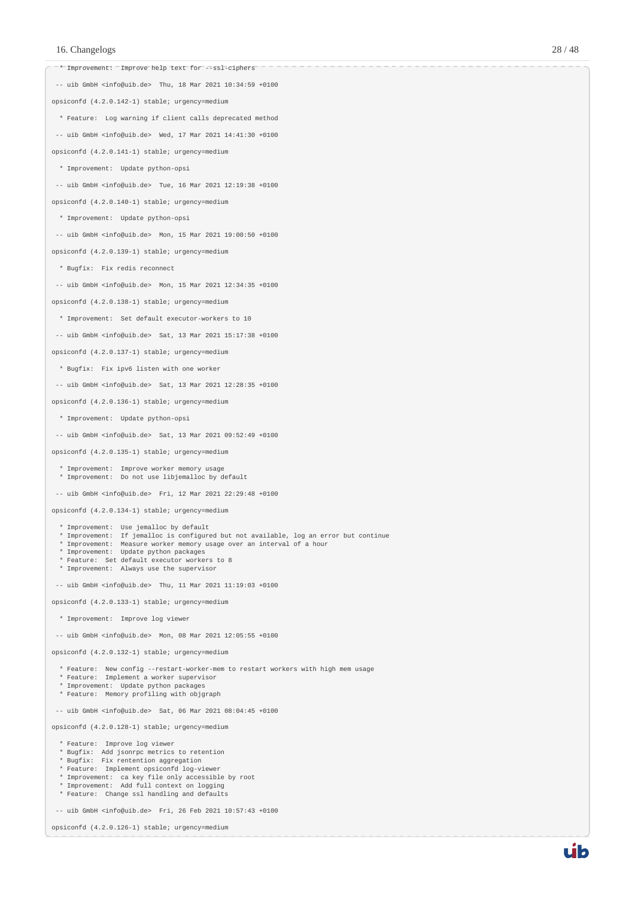```
  * Improvement:  Improve help text for --ssl-ciphers

 -- uib GmbH <info@uib.de>  Thu, 18 Mar 2021 10:34:59 +0100

opsiconfd (4.2.0.142-1) stable; urgency=medium

  * Feature:  Log warning if client calls deprecated method

 -- uib GmbH <info@uib.de>  Wed, 17 Mar 2021 14:41:30 +0100

opsiconfd (4.2.0.141-1) stable; urgency=medium

  * Improvement:  Update python-opsi

 -- uib GmbH <info@uib.de>  Tue, 16 Mar 2021 12:19:38 +0100

opsiconfd (4.2.0.140-1) stable; urgency=medium

  * Improvement:  Update python-opsi

 -- uib GmbH <info@uib.de>  Mon, 15 Mar 2021 19:00:50 +0100

opsiconfd (4.2.0.139-1) stable; urgency=medium

  * Bugfix:  Fix redis reconnect

 -- uib GmbH <info@uib.de>  Mon, 15 Mar 2021 12:34:35 +0100

opsiconfd (4.2.0.138-1) stable; urgency=medium

  * Improvement:  Set default executor-workers to 10

 -- uib GmbH <info@uib.de>  Sat, 13 Mar 2021 15:17:38 +0100

opsiconfd (4.2.0.137-1) stable; urgency=medium

  * Bugfix:  Fix ipv6 listen with one worker

 -- uib GmbH <info@uib.de>  Sat, 13 Mar 2021 12:28:35 +0100

opsiconfd (4.2.0.136-1) stable; urgency=medium

  * Improvement:  Update python-opsi

 -- uib GmbH <info@uib.de>  Sat, 13 Mar 2021 09:52:49 +0100

opsiconfd (4.2.0.135-1) stable; urgency=medium

  * Improvement:  Improve worker memory usage
  * Improvement:  Do not use libjemalloc by default

 -- uib GmbH <info@uib.de>  Fri, 12 Mar 2021 22:29:48 +0100

opsiconfd (4.2.0.134-1) stable; urgency=medium

  * Improvement:  Use jemalloc by default
  * Improvement:  If jemalloc is configured but not available, log an error but continue
  * Improvement:  Measure worker memory usage over an interval of a hour
  * Improvement:  Update python packages
  * Feature:  Set default executor workers to 8
  * Improvement:  Always use the supervisor

 -- uib GmbH <info@uib.de>  Thu, 11 Mar 2021 11:19:03 +0100

opsiconfd (4.2.0.133-1) stable; urgency=medium

  * Improvement:  Improve log viewer

 -- uib GmbH <info@uib.de>  Mon, 08 Mar 2021 12:05:55 +0100

opsiconfd (4.2.0.132-1) stable; urgency=medium

  * Feature:  New config --restart-worker-mem to restart workers with high mem usage
  * Feature:  Implement a worker supervisor
  * Improvement:  Update python packages
  * Feature:  Memory profiling with objgraph

 -- uib GmbH <info@uib.de>  Sat, 06 Mar 2021 08:04:45 +0100

opsiconfd (4.2.0.128-1) stable; urgency=medium

  * Feature:  Improve log viewer
  * Bugfix:  Add jsonrpc metrics to retention
  * Bugfix:  Fix rentention aggregation
  * Feature:  Implement opsiconfd log-viewer
  * Improvement:  ca key file only accessible by root
  * Improvement:  Add full context on logging
  * Feature:  Change ssl handling and defaults

 -- uib GmbH <info@uib.de>  Fri, 26 Feb 2021 10:57:43 +0100

opsiconfd (4.2.0.126-1) stable; urgency=medium
```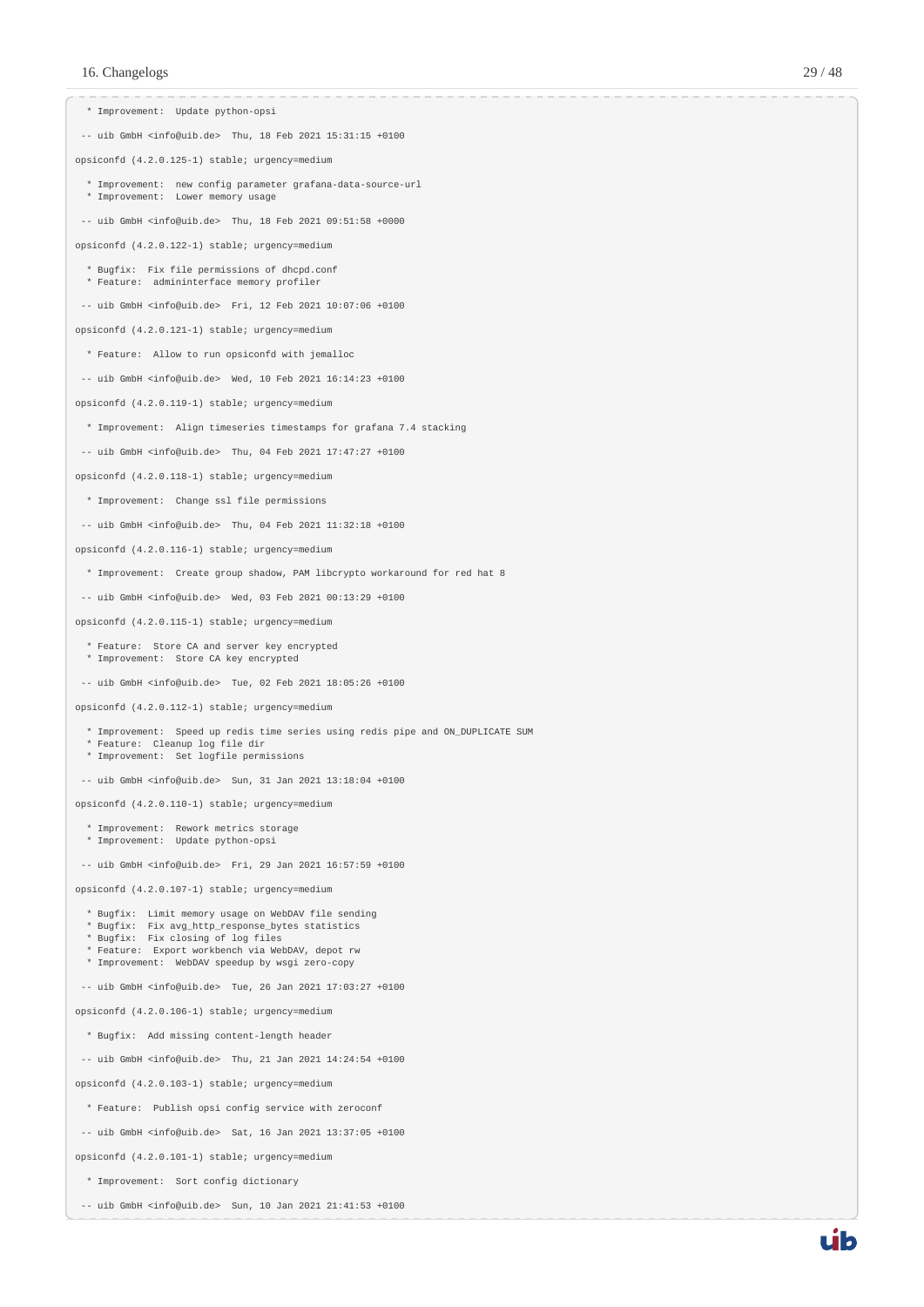```
  * Improvement:  Update python-opsi

 -- uib GmbH <info@uib.de>  Thu, 18 Feb 2021 15:31:15 +0100

opsiconfd (4.2.0.125-1) stable; urgency=medium

  * Improvement:  new config parameter grafana-data-source-url
  * Improvement:  Lower memory usage

 -- uib GmbH <info@uib.de>  Thu, 18 Feb 2021 09:51:58 +0000

opsiconfd (4.2.0.122-1) stable; urgency=medium

  * Bugfix:  Fix file permissions of dhcpd.conf
  * Feature:  admininterface memory profiler

 -- uib GmbH <info@uib.de>  Fri, 12 Feb 2021 10:07:06 +0100

opsiconfd (4.2.0.121-1) stable; urgency=medium

  * Feature:  Allow to run opsiconfd with jemalloc

 -- uib GmbH <info@uib.de>  Wed, 10 Feb 2021 16:14:23 +0100

opsiconfd (4.2.0.119-1) stable; urgency=medium

  * Improvement:  Align timeseries timestamps for grafana 7.4 stacking

 -- uib GmbH <info@uib.de>  Thu, 04 Feb 2021 17:47:27 +0100

opsiconfd (4.2.0.118-1) stable; urgency=medium

  * Improvement:  Change ssl file permissions

 -- uib GmbH <info@uib.de>  Thu, 04 Feb 2021 11:32:18 +0100

opsiconfd (4.2.0.116-1) stable; urgency=medium

  * Improvement:  Create group shadow, PAM libcrypto workaround for red hat 8

 -- uib GmbH <info@uib.de>  Wed, 03 Feb 2021 00:13:29 +0100

opsiconfd (4.2.0.115-1) stable; urgency=medium

  * Feature:  Store CA and server key encrypted
  * Improvement:  Store CA key encrypted

 -- uib GmbH <info@uib.de>  Tue, 02 Feb 2021 18:05:26 +0100

opsiconfd (4.2.0.112-1) stable; urgency=medium

  * Improvement:  Speed up redis time series using redis pipe and ON_DUPLICATE SUM
  * Feature:  Cleanup log file dir
  * Improvement:  Set logfile permissions

 -- uib GmbH <info@uib.de>  Sun, 31 Jan 2021 13:18:04 +0100

opsiconfd (4.2.0.110-1) stable; urgency=medium

  * Improvement:  Rework metrics storage
  * Improvement:  Update python-opsi

 -- uib GmbH <info@uib.de>  Fri, 29 Jan 2021 16:57:59 +0100

opsiconfd (4.2.0.107-1) stable; urgency=medium

  * Bugfix:  Limit memory usage on WebDAV file sending
  * Bugfix:  Fix avg_http_response_bytes statistics
  * Bugfix:  Fix closing of log files
  * Feature:  Export workbench via WebDAV, depot rw
  * Improvement:  WebDAV speedup by wsgi zero-copy

 -- uib GmbH <info@uib.de>  Tue, 26 Jan 2021 17:03:27 +0100

opsiconfd (4.2.0.106-1) stable; urgency=medium

  * Bugfix:  Add missing content-length header

 -- uib GmbH <info@uib.de>  Thu, 21 Jan 2021 14:24:54 +0100

opsiconfd (4.2.0.103-1) stable; urgency=medium

  * Feature:  Publish opsi config service with zeroconf

 -- uib GmbH <info@uib.de>  Sat, 16 Jan 2021 13:37:05 +0100

opsiconfd (4.2.0.101-1) stable; urgency=medium

  * Improvement:  Sort config dictionary

 -- uib GmbH <info@uib.de>  Sun, 10 Jan 2021 21:41:53 +0100
```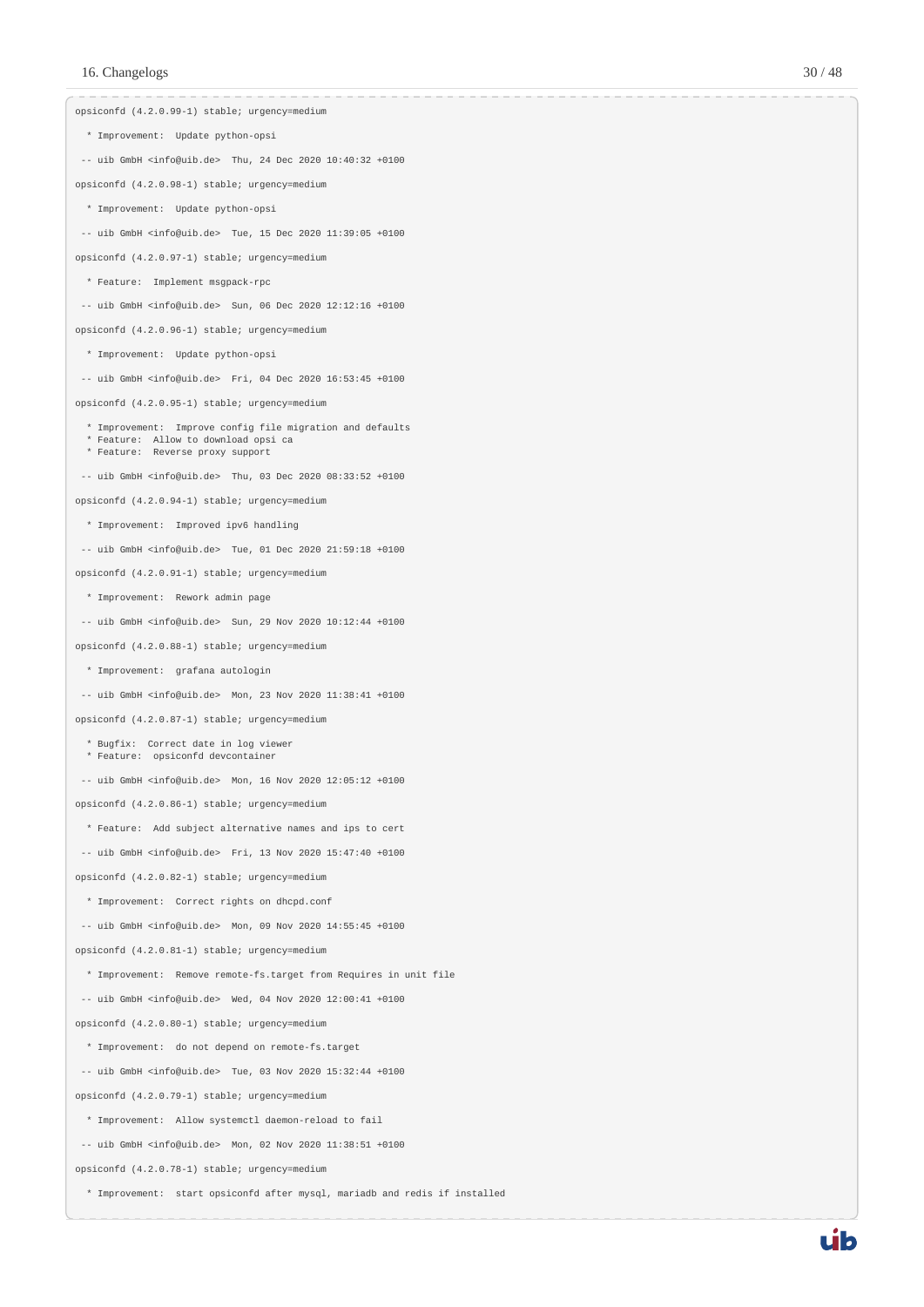```
opsiconfd (4.2.0.99-1) stable; urgency=medium

  * Improvement:  Update python-opsi

 -- uib GmbH <info@uib.de>  Thu, 24 Dec 2020 10:40:32 +0100

opsiconfd (4.2.0.98-1) stable; urgency=medium

  * Improvement:  Update python-opsi

 -- uib GmbH <info@uib.de>  Tue, 15 Dec 2020 11:39:05 +0100

opsiconfd (4.2.0.97-1) stable; urgency=medium

  * Feature:  Implement msgpack-rpc

 -- uib GmbH <info@uib.de>  Sun, 06 Dec 2020 12:12:16 +0100

opsiconfd (4.2.0.96-1) stable; urgency=medium

  * Improvement:  Update python-opsi

 -- uib GmbH <info@uib.de>  Fri, 04 Dec 2020 16:53:45 +0100

opsiconfd (4.2.0.95-1) stable; urgency=medium

  * Improvement:  Improve config file migration and defaults
  * Feature:  Allow to download opsi ca
  * Feature:  Reverse proxy support

 -- uib GmbH <info@uib.de>  Thu, 03 Dec 2020 08:33:52 +0100

opsiconfd (4.2.0.94-1) stable; urgency=medium

  * Improvement:  Improved ipv6 handling

 -- uib GmbH <info@uib.de>  Tue, 01 Dec 2020 21:59:18 +0100

opsiconfd (4.2.0.91-1) stable; urgency=medium

  * Improvement:  Rework admin page

 -- uib GmbH <info@uib.de>  Sun, 29 Nov 2020 10:12:44 +0100

opsiconfd (4.2.0.88-1) stable; urgency=medium

  * Improvement:  grafana autologin

 -- uib GmbH <info@uib.de>  Mon, 23 Nov 2020 11:38:41 +0100

opsiconfd (4.2.0.87-1) stable; urgency=medium

  * Bugfix:  Correct date in log viewer
  * Feature:  opsiconfd devcontainer

 -- uib GmbH <info@uib.de>  Mon, 16 Nov 2020 12:05:12 +0100

opsiconfd (4.2.0.86-1) stable; urgency=medium

  * Feature:  Add subject alternative names and ips to cert

 -- uib GmbH <info@uib.de>  Fri, 13 Nov 2020 15:47:40 +0100

opsiconfd (4.2.0.82-1) stable; urgency=medium

  * Improvement:  Correct rights on dhcpd.conf

 -- uib GmbH <info@uib.de>  Mon, 09 Nov 2020 14:55:45 +0100

opsiconfd (4.2.0.81-1) stable; urgency=medium

  * Improvement:  Remove remote-fs.target from Requires in unit file

 -- uib GmbH <info@uib.de>  Wed, 04 Nov 2020 12:00:41 +0100

opsiconfd (4.2.0.80-1) stable; urgency=medium

  * Improvement:  do not depend on remote-fs.target

 -- uib GmbH <info@uib.de>  Tue, 03 Nov 2020 15:32:44 +0100

opsiconfd (4.2.0.79-1) stable; urgency=medium

  * Improvement:  Allow systemctl daemon-reload to fail

 -- uib GmbH <info@uib.de>  Mon, 02 Nov 2020 11:38:51 +0100

opsiconfd (4.2.0.78-1) stable; urgency=medium

  * Improvement:  start opsiconfd after mysql, mariadb and redis if installed
```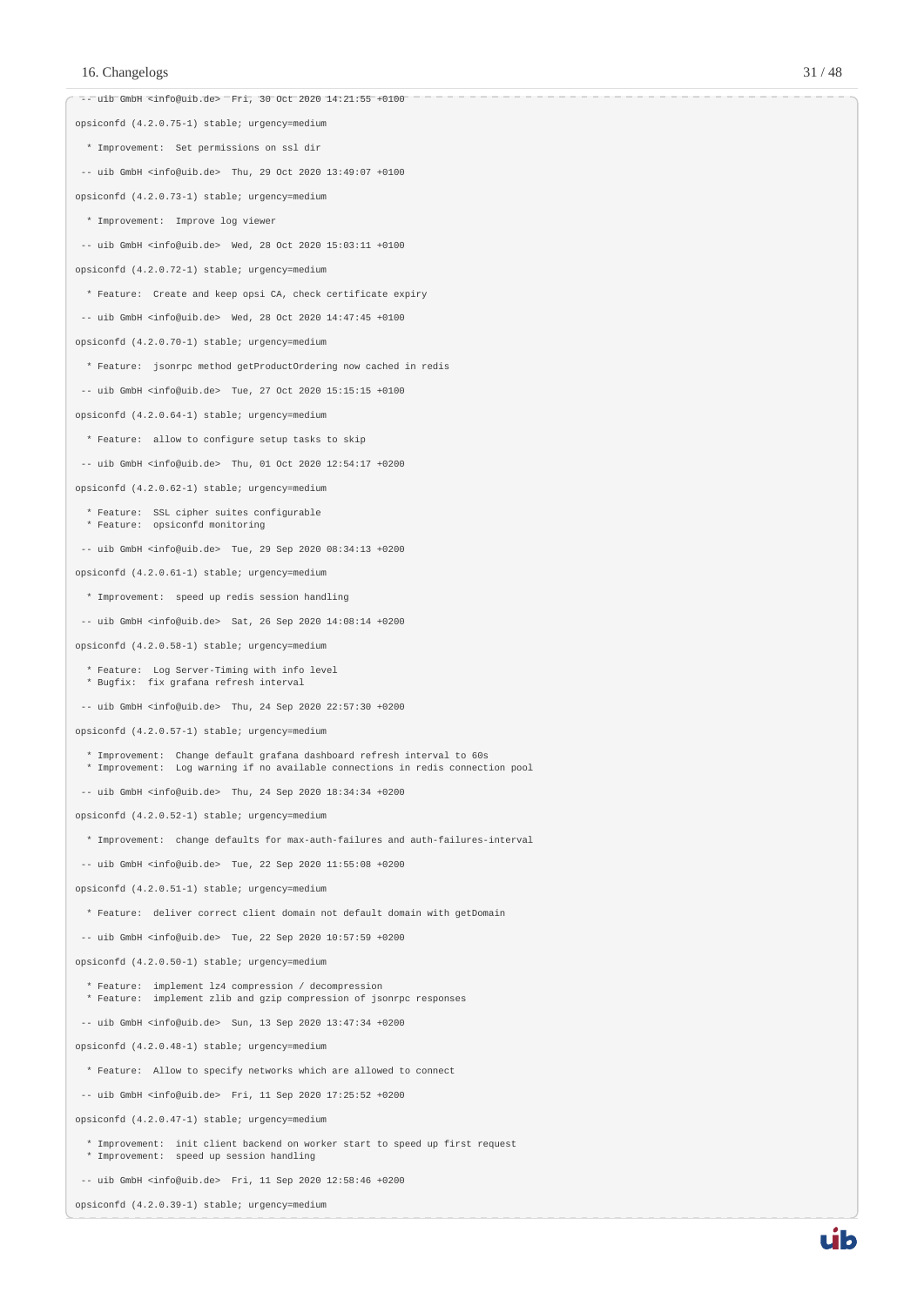```
 -- uib GmbH <info@uib.de>  Fri, 30 Oct 2020 14:21:55 +0100

opsiconfd (4.2.0.75-1) stable; urgency=medium

  * Improvement:  Set permissions on ssl dir

 -- uib GmbH <info@uib.de>  Thu, 29 Oct 2020 13:49:07 +0100

opsiconfd (4.2.0.73-1) stable; urgency=medium

  * Improvement:  Improve log viewer

 -- uib GmbH <info@uib.de>  Wed, 28 Oct 2020 15:03:11 +0100

opsiconfd (4.2.0.72-1) stable; urgency=medium

  * Feature:  Create and keep opsi CA, check certificate expiry

 -- uib GmbH <info@uib.de>  Wed, 28 Oct 2020 14:47:45 +0100

opsiconfd (4.2.0.70-1) stable; urgency=medium

  * Feature:  jsonrpc method getProductOrdering now cached in redis

 -- uib GmbH <info@uib.de>  Tue, 27 Oct 2020 15:15:15 +0100

opsiconfd (4.2.0.64-1) stable; urgency=medium

  * Feature:  allow to configure setup tasks to skip

 -- uib GmbH <info@uib.de>  Thu, 01 Oct 2020 12:54:17 +0200

opsiconfd (4.2.0.62-1) stable; urgency=medium

  * Feature:  SSL cipher suites configurable
  * Feature:  opsiconfd monitoring

 -- uib GmbH <info@uib.de>  Tue, 29 Sep 2020 08:34:13 +0200

opsiconfd (4.2.0.61-1) stable; urgency=medium

  * Improvement:  speed up redis session handling

 -- uib GmbH <info@uib.de>  Sat, 26 Sep 2020 14:08:14 +0200

opsiconfd (4.2.0.58-1) stable; urgency=medium

  * Feature:  Log Server-Timing with info level
  * Bugfix:  fix grafana refresh interval

 -- uib GmbH <info@uib.de>  Thu, 24 Sep 2020 22:57:30 +0200

opsiconfd (4.2.0.57-1) stable; urgency=medium

  * Improvement:  Change default grafana dashboard refresh interval to 60s
  * Improvement:  Log warning if no available connections in redis connection pool

 -- uib GmbH <info@uib.de>  Thu, 24 Sep 2020 18:34:34 +0200

opsiconfd (4.2.0.52-1) stable; urgency=medium

  * Improvement:  change defaults for max-auth-failures and auth-failures-interval

 -- uib GmbH <info@uib.de>  Tue, 22 Sep 2020 11:55:08 +0200

opsiconfd (4.2.0.51-1) stable; urgency=medium

  * Feature:  deliver correct client domain not default domain with getDomain

 -- uib GmbH <info@uib.de>  Tue, 22 Sep 2020 10:57:59 +0200

opsiconfd (4.2.0.50-1) stable; urgency=medium

  * Feature:  implement lz4 compression / decompression
  * Feature:  implement zlib and gzip compression of jsonrpc responses

 -- uib GmbH <info@uib.de>  Sun, 13 Sep 2020 13:47:34 +0200

opsiconfd (4.2.0.48-1) stable; urgency=medium

  * Feature:  Allow to specify networks which are allowed to connect

 -- uib GmbH <info@uib.de>  Fri, 11 Sep 2020 17:25:52 +0200

opsiconfd (4.2.0.47-1) stable; urgency=medium

  * Improvement:  init client backend on worker start to speed up first request
  * Improvement:  speed up session handling

 -- uib GmbH <info@uib.de>  Fri, 11 Sep 2020 12:58:46 +0200

opsiconfd (4.2.0.39-1) stable; urgency=medium
```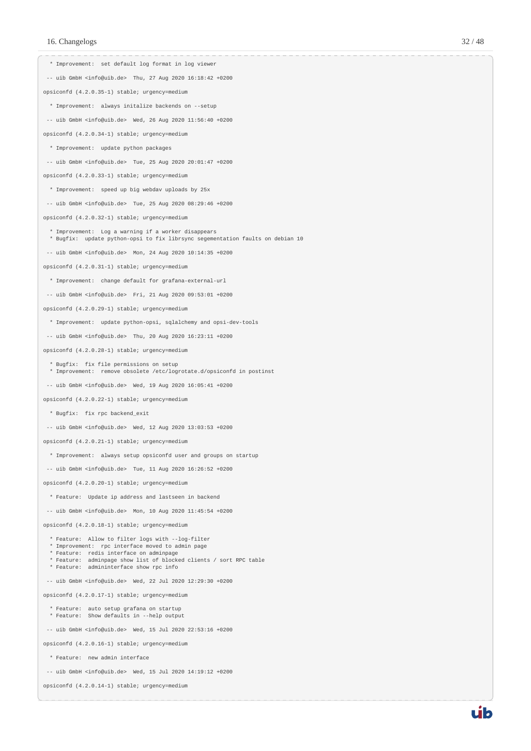```
  * Improvement:  set default log format in log viewer

 -- uib GmbH <info@uib.de>  Thu, 27 Aug 2020 16:18:42 +0200

opsiconfd (4.2.0.35-1) stable; urgency=medium

  * Improvement:  always initalize backends on --setup

 -- uib GmbH <info@uib.de>  Wed, 26 Aug 2020 11:56:40 +0200

opsiconfd (4.2.0.34-1) stable; urgency=medium

  * Improvement:  update python packages

 -- uib GmbH <info@uib.de>  Tue, 25 Aug 2020 20:01:47 +0200

opsiconfd (4.2.0.33-1) stable; urgency=medium

  * Improvement:  speed up big webdav uploads by 25x

 -- uib GmbH <info@uib.de>  Tue, 25 Aug 2020 08:29:46 +0200

opsiconfd (4.2.0.32-1) stable; urgency=medium

  * Improvement:  Log a warning if a worker disappears
  * Bugfix:  update python-opsi to fix librsync segementation faults on debian 10

 -- uib GmbH <info@uib.de>  Mon, 24 Aug 2020 10:14:35 +0200

opsiconfd (4.2.0.31-1) stable; urgency=medium

  * Improvement:  change default for grafana-external-url

 -- uib GmbH <info@uib.de>  Fri, 21 Aug 2020 09:53:01 +0200

opsiconfd (4.2.0.29-1) stable; urgency=medium

  * Improvement:  update python-opsi, sqlalchemy and opsi-dev-tools

 -- uib GmbH <info@uib.de>  Thu, 20 Aug 2020 16:23:11 +0200

opsiconfd (4.2.0.28-1) stable; urgency=medium

  * Bugfix:  fix file permissions on setup
  * Improvement:  remove obsolete /etc/logrotate.d/opsiconfd in postinst

 -- uib GmbH <info@uib.de>  Wed, 19 Aug 2020 16:05:41 +0200

opsiconfd (4.2.0.22-1) stable; urgency=medium

  * Bugfix:  fix rpc backend_exit

 -- uib GmbH <info@uib.de>  Wed, 12 Aug 2020 13:03:53 +0200

opsiconfd (4.2.0.21-1) stable; urgency=medium

  * Improvement:  always setup opsiconfd user and groups on startup

 -- uib GmbH <info@uib.de>  Tue, 11 Aug 2020 16:26:52 +0200

opsiconfd (4.2.0.20-1) stable; urgency=medium

  * Feature:  Update ip address and lastseen in backend

 -- uib GmbH <info@uib.de>  Mon, 10 Aug 2020 11:45:54 +0200

opsiconfd (4.2.0.18-1) stable; urgency=medium

  * Feature:  Allow to filter logs with --log-filter
  * Improvement:  rpc interface moved to admin page
  * Feature:  redis interface on adminpage
  * Feature:  adminpage show list of blocked clients / sort RPC table
  * Feature:  admininterface show rpc info

 -- uib GmbH <info@uib.de>  Wed, 22 Jul 2020 12:29:30 +0200

opsiconfd (4.2.0.17-1) stable; urgency=medium

  * Feature:  auto setup grafana on startup
  * Feature:  Show defaults in --help output

 -- uib GmbH <info@uib.de>  Wed, 15 Jul 2020 22:53:16 +0200

opsiconfd (4.2.0.16-1) stable; urgency=medium

  * Feature:  new admin interface

 -- uib GmbH <info@uib.de>  Wed, 15 Jul 2020 14:19:12 +0200

opsiconfd (4.2.0.14-1) stable; urgency=medium
```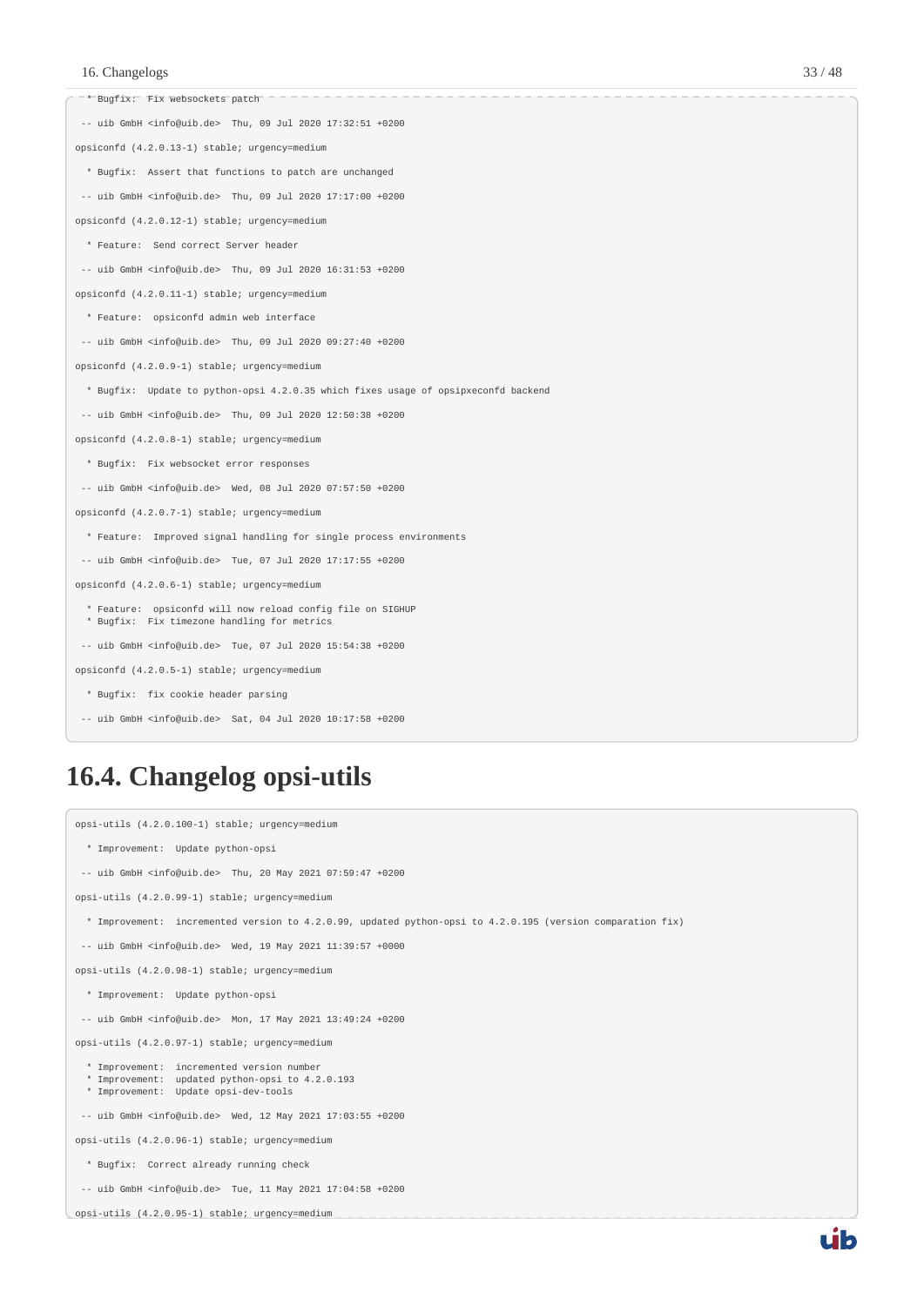```
  * Bugfix:  Fix websockets patch

 -- uib GmbH <info@uib.de>  Thu, 09 Jul 2020 17:32:51 +0200

opsiconfd (4.2.0.13-1) stable; urgency=medium

  * Bugfix:  Assert that functions to patch are unchanged

 -- uib GmbH <info@uib.de>  Thu, 09 Jul 2020 17:17:00 +0200

opsiconfd (4.2.0.12-1) stable; urgency=medium

  * Feature:  Send correct Server header

 -- uib GmbH <info@uib.de>  Thu, 09 Jul 2020 16:31:53 +0200

opsiconfd (4.2.0.11-1) stable; urgency=medium

  * Feature:  opsiconfd admin web interface

 -- uib GmbH <info@uib.de>  Thu, 09 Jul 2020 09:27:40 +0200

opsiconfd (4.2.0.9-1) stable; urgency=medium

  * Bugfix:  Update to python-opsi 4.2.0.35 which fixes usage of opsipxeconfd backend

 -- uib GmbH <info@uib.de>  Thu, 09 Jul 2020 12:50:38 +0200

opsiconfd (4.2.0.8-1) stable; urgency=medium

  * Bugfix:  Fix websocket error responses

 -- uib GmbH <info@uib.de>  Wed, 08 Jul 2020 07:57:50 +0200

opsiconfd (4.2.0.7-1) stable; urgency=medium

  * Feature:  Improved signal handling for single process environments

 -- uib GmbH <info@uib.de>  Tue, 07 Jul 2020 17:17:55 +0200

opsiconfd (4.2.0.6-1) stable; urgency=medium

  * Feature:  opsiconfd will now reload config file on SIGHUP
  * Bugfix:  Fix timezone handling for metrics

 -- uib GmbH <info@uib.de>  Tue, 07 Jul 2020 15:54:38 +0200

opsiconfd (4.2.0.5-1) stable; urgency=medium

  * Bugfix:  fix cookie header parsing

 -- uib GmbH <info@uib.de>  Sat, 04 Jul 2020 10:17:58 +0200
```

## 16.4. Changelog opsi-utils

```
opsi-utils (4.2.0.100-1) stable; urgency=medium

  * Improvement:  Update python-opsi

 -- uib GmbH <info@uib.de>  Thu, 20 May 2021 07:59:47 +0200

opsi-utils (4.2.0.99-1) stable; urgency=medium

  * Improvement:  incremented version to 4.2.0.99, updated python-opsi to 4.2.0.195 (version comparation fix)

 -- uib GmbH <info@uib.de>  Wed, 19 May 2021 11:39:57 +0000

opsi-utils (4.2.0.98-1) stable; urgency=medium

  * Improvement:  Update python-opsi

 -- uib GmbH <info@uib.de>  Mon, 17 May 2021 13:49:24 +0200

opsi-utils (4.2.0.97-1) stable; urgency=medium

  * Improvement:  incremented version number
  * Improvement:  updated python-opsi to 4.2.0.193
  * Improvement:  Update opsi-dev-tools

 -- uib GmbH <info@uib.de>  Wed, 12 May 2021 17:03:55 +0200

opsi-utils (4.2.0.96-1) stable; urgency=medium

  * Bugfix:  Correct already running check

 -- uib GmbH <info@uib.de>  Tue, 11 May 2021 17:04:58 +0200

opsi-utils (4.2.0.95-1) stable; urgency=medium
```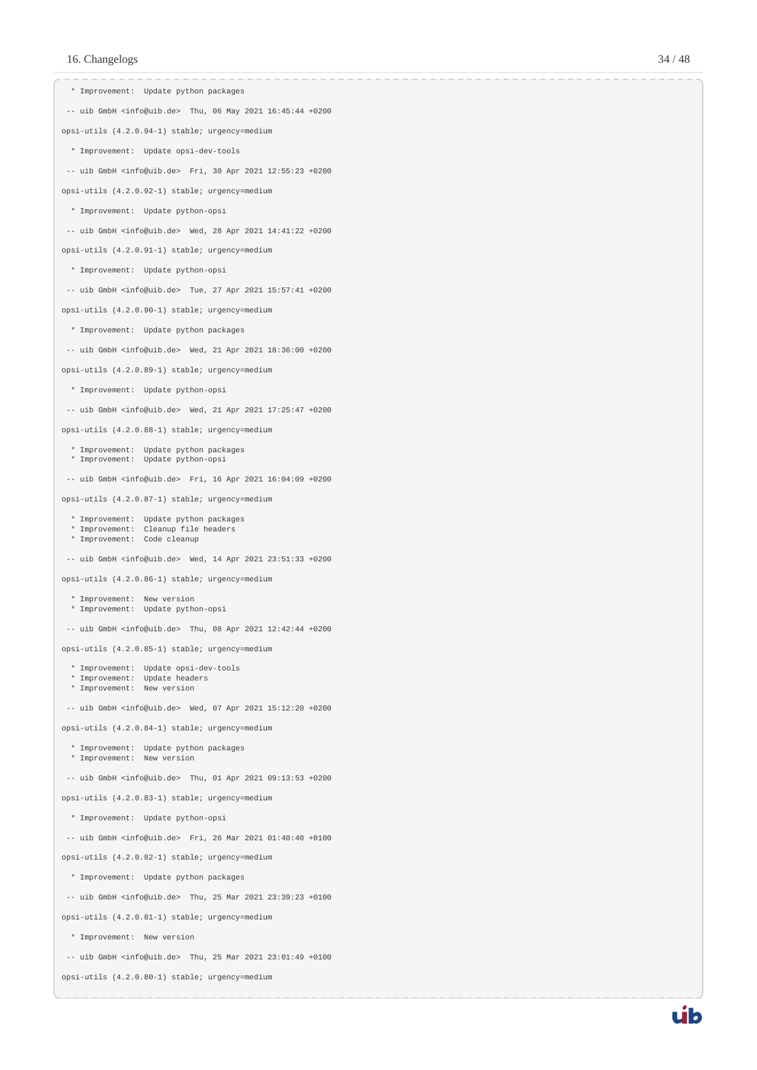```
  * Improvement:  Update python packages

 -- uib GmbH <info@uib.de>  Thu, 06 May 2021 16:45:44 +0200

opsi-utils (4.2.0.94-1) stable; urgency=medium

  * Improvement:  Update opsi-dev-tools

 -- uib GmbH <info@uib.de>  Fri, 30 Apr 2021 12:55:23 +0200

opsi-utils (4.2.0.92-1) stable; urgency=medium

  * Improvement:  Update python-opsi

 -- uib GmbH <info@uib.de>  Wed, 28 Apr 2021 14:41:22 +0200

opsi-utils (4.2.0.91-1) stable; urgency=medium

  * Improvement:  Update python-opsi

 -- uib GmbH <info@uib.de>  Tue, 27 Apr 2021 15:57:41 +0200

opsi-utils (4.2.0.90-1) stable; urgency=medium

  * Improvement:  Update python packages

 -- uib GmbH <info@uib.de>  Wed, 21 Apr 2021 18:36:00 +0200

opsi-utils (4.2.0.89-1) stable; urgency=medium

  * Improvement:  Update python-opsi

 -- uib GmbH <info@uib.de>  Wed, 21 Apr 2021 17:25:47 +0200

opsi-utils (4.2.0.88-1) stable; urgency=medium

  * Improvement:  Update python packages
  * Improvement:  Update python-opsi

 -- uib GmbH <info@uib.de>  Fri, 16 Apr 2021 16:04:09 +0200

opsi-utils (4.2.0.87-1) stable; urgency=medium

  * Improvement:  Update python packages
  * Improvement:  Cleanup file headers
  * Improvement:  Code cleanup

 -- uib GmbH <info@uib.de>  Wed, 14 Apr 2021 23:51:33 +0200

opsi-utils (4.2.0.86-1) stable; urgency=medium

  * Improvement:  New version
  * Improvement:  Update python-opsi

 -- uib GmbH <info@uib.de>  Thu, 08 Apr 2021 12:42:44 +0200

opsi-utils (4.2.0.85-1) stable; urgency=medium

  * Improvement:  Update opsi-dev-tools
  * Improvement:  Update headers
  * Improvement:  New version

 -- uib GmbH <info@uib.de>  Wed, 07 Apr 2021 15:12:20 +0200

opsi-utils (4.2.0.84-1) stable; urgency=medium

  * Improvement:  Update python packages
  * Improvement:  New version

 -- uib GmbH <info@uib.de>  Thu, 01 Apr 2021 09:13:53 +0200

opsi-utils (4.2.0.83-1) stable; urgency=medium

  * Improvement:  Update python-opsi

 -- uib GmbH <info@uib.de>  Fri, 26 Mar 2021 01:40:40 +0100

opsi-utils (4.2.0.82-1) stable; urgency=medium

  * Improvement:  Update python packages

 -- uib GmbH <info@uib.de>  Thu, 25 Mar 2021 23:39:23 +0100

opsi-utils (4.2.0.81-1) stable; urgency=medium

  * Improvement:  New version

 -- uib GmbH <info@uib.de>  Thu, 25 Mar 2021 23:01:49 +0100

opsi-utils (4.2.0.80-1) stable; urgency=medium
```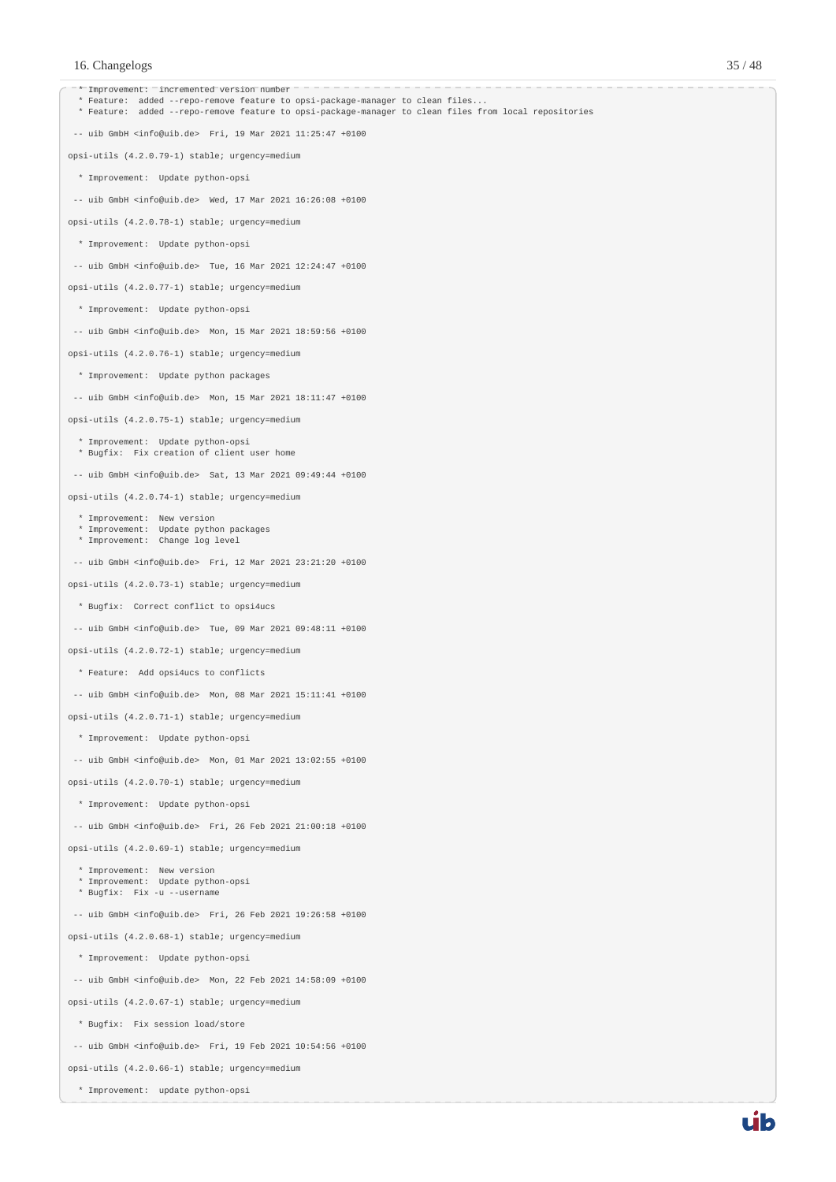```
  * Improvement:  incremented version number
  * Feature:  added --repo-remove feature to opsi-package-manager to clean files...
  * Feature:  added --repo-remove feature to opsi-package-manager to clean files from local repositories

 -- uib GmbH <info@uib.de>  Fri, 19 Mar 2021 11:25:47 +0100

opsi-utils (4.2.0.79-1) stable; urgency=medium

  * Improvement:  Update python-opsi

 -- uib GmbH <info@uib.de>  Wed, 17 Mar 2021 16:26:08 +0100

opsi-utils (4.2.0.78-1) stable; urgency=medium

  * Improvement:  Update python-opsi

 -- uib GmbH <info@uib.de>  Tue, 16 Mar 2021 12:24:47 +0100

opsi-utils (4.2.0.77-1) stable; urgency=medium

  * Improvement:  Update python-opsi

 -- uib GmbH <info@uib.de>  Mon, 15 Mar 2021 18:59:56 +0100

opsi-utils (4.2.0.76-1) stable; urgency=medium

  * Improvement:  Update python packages

 -- uib GmbH <info@uib.de>  Mon, 15 Mar 2021 18:11:47 +0100

opsi-utils (4.2.0.75-1) stable; urgency=medium

  * Improvement:  Update python-opsi
  * Bugfix:  Fix creation of client user home

 -- uib GmbH <info@uib.de>  Sat, 13 Mar 2021 09:49:44 +0100

opsi-utils (4.2.0.74-1) stable; urgency=medium

  * Improvement:  New version
  * Improvement:  Update python packages
  * Improvement:  Change log level

 -- uib GmbH <info@uib.de>  Fri, 12 Mar 2021 23:21:20 +0100

opsi-utils (4.2.0.73-1) stable; urgency=medium

  * Bugfix:  Correct conflict to opsi4ucs

 -- uib GmbH <info@uib.de>  Tue, 09 Mar 2021 09:48:11 +0100

opsi-utils (4.2.0.72-1) stable; urgency=medium

  * Feature:  Add opsi4ucs to conflicts

 -- uib GmbH <info@uib.de>  Mon, 08 Mar 2021 15:11:41 +0100

opsi-utils (4.2.0.71-1) stable; urgency=medium

  * Improvement:  Update python-opsi

 -- uib GmbH <info@uib.de>  Mon, 01 Mar 2021 13:02:55 +0100

opsi-utils (4.2.0.70-1) stable; urgency=medium

  * Improvement:  Update python-opsi

 -- uib GmbH <info@uib.de>  Fri, 26 Feb 2021 21:00:18 +0100

opsi-utils (4.2.0.69-1) stable; urgency=medium

  * Improvement:  New version
  * Improvement:  Update python-opsi
  * Bugfix:  Fix -u --username

 -- uib GmbH <info@uib.de>  Fri, 26 Feb 2021 19:26:58 +0100

opsi-utils (4.2.0.68-1) stable; urgency=medium

  * Improvement:  Update python-opsi

 -- uib GmbH <info@uib.de>  Mon, 22 Feb 2021 14:58:09 +0100

opsi-utils (4.2.0.67-1) stable; urgency=medium

  * Bugfix:  Fix session load/store

 -- uib GmbH <info@uib.de>  Fri, 19 Feb 2021 10:54:56 +0100

opsi-utils (4.2.0.66-1) stable; urgency=medium

  * Improvement:  update python-opsi
```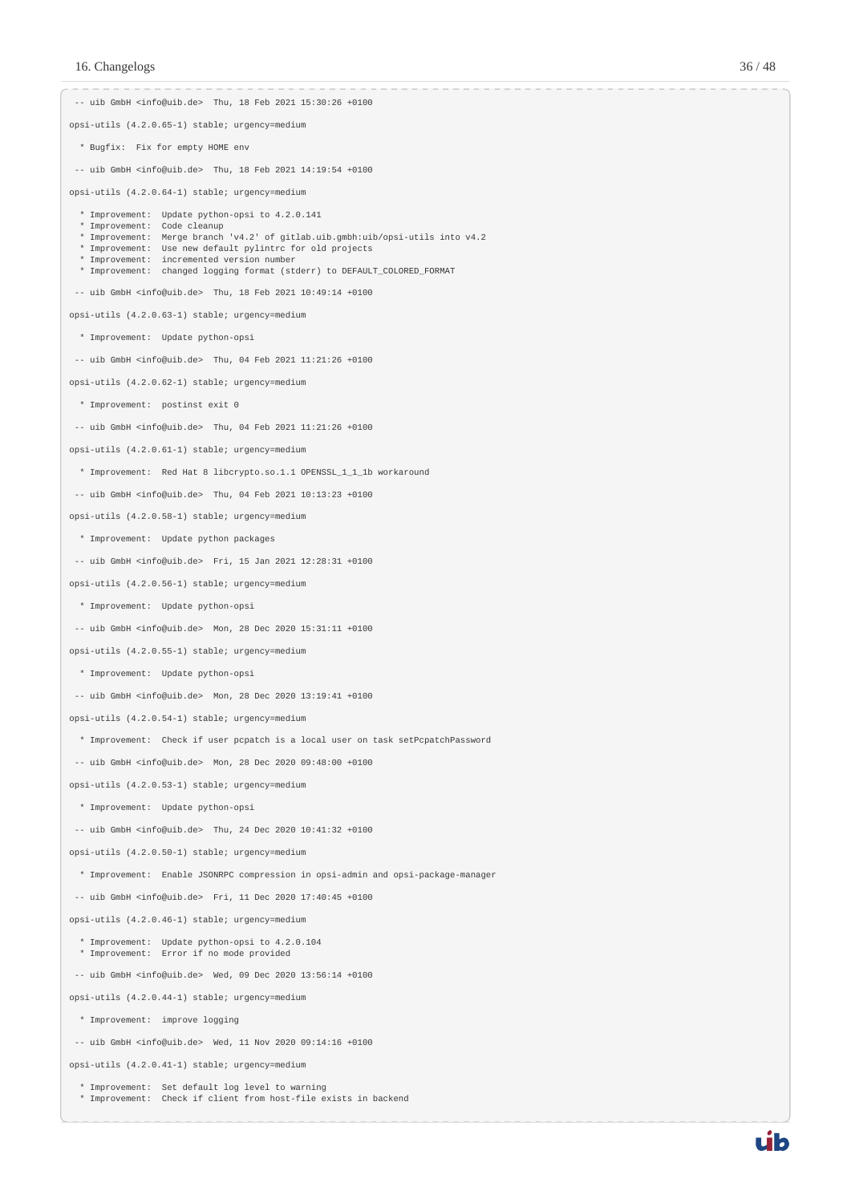```
 -- uib GmbH <info@uib.de>  Thu, 18 Feb 2021 15:30:26 +0100

opsi-utils (4.2.0.65-1) stable; urgency=medium

  * Bugfix:  Fix for empty HOME env

 -- uib GmbH <info@uib.de>  Thu, 18 Feb 2021 14:19:54 +0100

opsi-utils (4.2.0.64-1) stable; urgency=medium

  * Improvement:  Update python-opsi to 4.2.0.141
  * Improvement:  Code cleanup
  * Improvement:  Merge branch 'v4.2' of gitlab.uib.gmbh:uib/opsi-utils into v4.2
  * Improvement:  Use new default pylintrc for old projects
  * Improvement:  incremented version number
  * Improvement:  changed logging format (stderr) to DEFAULT_COLORED_FORMAT

 -- uib GmbH <info@uib.de>  Thu, 18 Feb 2021 10:49:14 +0100

opsi-utils (4.2.0.63-1) stable; urgency=medium

  * Improvement:  Update python-opsi

 -- uib GmbH <info@uib.de>  Thu, 04 Feb 2021 11:21:26 +0100

opsi-utils (4.2.0.62-1) stable; urgency=medium

  * Improvement:  postinst exit 0

 -- uib GmbH <info@uib.de>  Thu, 04 Feb 2021 11:21:26 +0100

opsi-utils (4.2.0.61-1) stable; urgency=medium

  * Improvement:  Red Hat 8 libcrypto.so.1.1 OPENSSL_1_1_1b workaround

 -- uib GmbH <info@uib.de>  Thu, 04 Feb 2021 10:13:23 +0100

opsi-utils (4.2.0.58-1) stable; urgency=medium

  * Improvement:  Update python packages

 -- uib GmbH <info@uib.de>  Fri, 15 Jan 2021 12:28:31 +0100

opsi-utils (4.2.0.56-1) stable; urgency=medium

  * Improvement:  Update python-opsi

 -- uib GmbH <info@uib.de>  Mon, 28 Dec 2020 15:31:11 +0100

opsi-utils (4.2.0.55-1) stable; urgency=medium

  * Improvement:  Update python-opsi

 -- uib GmbH <info@uib.de>  Mon, 28 Dec 2020 13:19:41 +0100

opsi-utils (4.2.0.54-1) stable; urgency=medium

  * Improvement:  Check if user pcpatch is a local user on task setPcpatchPassword

 -- uib GmbH <info@uib.de>  Mon, 28 Dec 2020 09:48:00 +0100

opsi-utils (4.2.0.53-1) stable; urgency=medium

  * Improvement:  Update python-opsi

 -- uib GmbH <info@uib.de>  Thu, 24 Dec 2020 10:41:32 +0100

opsi-utils (4.2.0.50-1) stable; urgency=medium

  * Improvement:  Enable JSONRPC compression in opsi-admin and opsi-package-manager

 -- uib GmbH <info@uib.de>  Fri, 11 Dec 2020 17:40:45 +0100

opsi-utils (4.2.0.46-1) stable; urgency=medium

  * Improvement:  Update python-opsi to 4.2.0.104
  * Improvement:  Error if no mode provided

 -- uib GmbH <info@uib.de>  Wed, 09 Dec 2020 13:56:14 +0100

opsi-utils (4.2.0.44-1) stable; urgency=medium

  * Improvement:  improve logging

 -- uib GmbH <info@uib.de>  Wed, 11 Nov 2020 09:14:16 +0100

opsi-utils (4.2.0.41-1) stable; urgency=medium

  * Improvement:  Set default log level to warning
  * Improvement:  Check if client from host-file exists in backend
```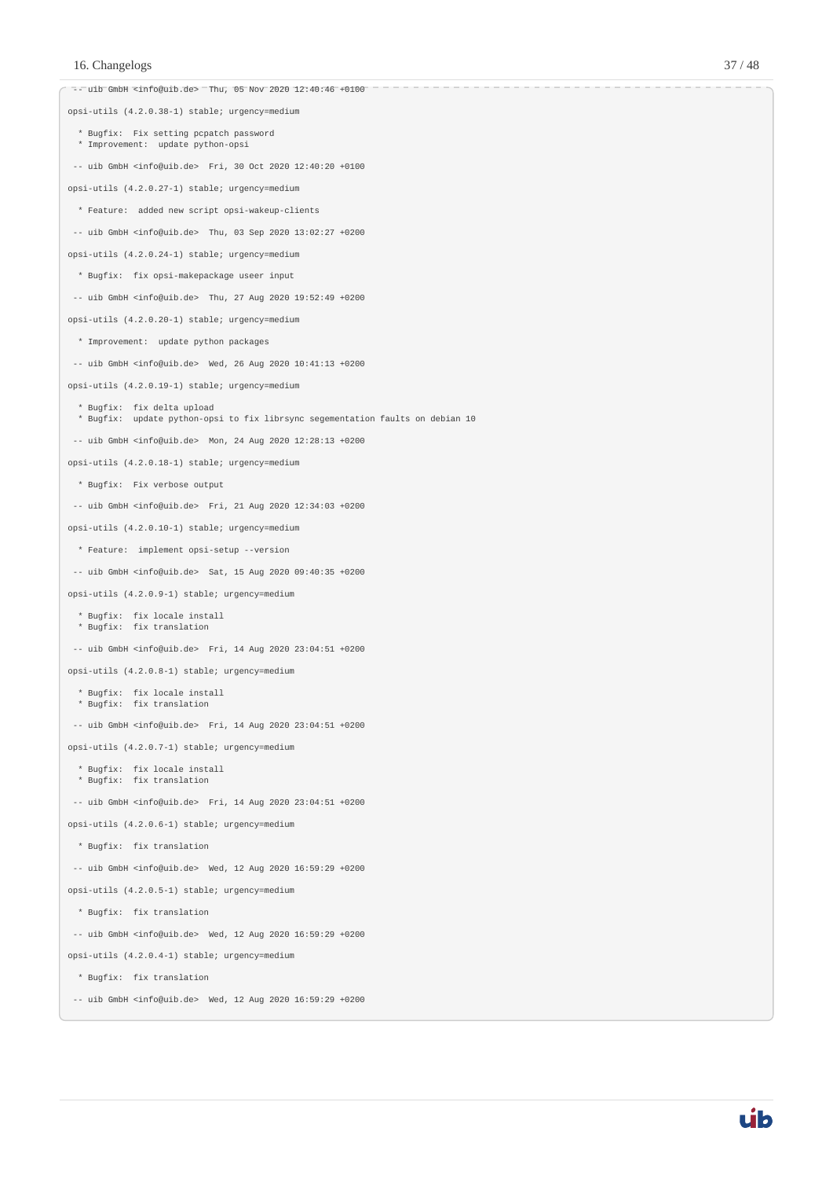```
 -- uib GmbH <info@uib.de>  Thu, 05 Nov 2020 12:40:46 +0100

opsi-utils (4.2.0.38-1) stable; urgency=medium

  * Bugfix:  Fix setting pcpatch password
  * Improvement:  update python-opsi

 -- uib GmbH <info@uib.de>  Fri, 30 Oct 2020 12:40:20 +0100

opsi-utils (4.2.0.27-1) stable; urgency=medium

  * Feature:  added new script opsi-wakeup-clients

 -- uib GmbH <info@uib.de>  Thu, 03 Sep 2020 13:02:27 +0200

opsi-utils (4.2.0.24-1) stable; urgency=medium

  * Bugfix:  fix opsi-makepackage useer input

 -- uib GmbH <info@uib.de>  Thu, 27 Aug 2020 19:52:49 +0200

opsi-utils (4.2.0.20-1) stable; urgency=medium

  * Improvement:  update python packages

 -- uib GmbH <info@uib.de>  Wed, 26 Aug 2020 10:41:13 +0200

opsi-utils (4.2.0.19-1) stable; urgency=medium

  * Bugfix:  fix delta upload
  * Bugfix:  update python-opsi to fix librsync segementation faults on debian 10

 -- uib GmbH <info@uib.de>  Mon, 24 Aug 2020 12:28:13 +0200

opsi-utils (4.2.0.18-1) stable; urgency=medium

  * Bugfix:  Fix verbose output

 -- uib GmbH <info@uib.de>  Fri, 21 Aug 2020 12:34:03 +0200

opsi-utils (4.2.0.10-1) stable; urgency=medium

  * Feature:  implement opsi-setup --version

 -- uib GmbH <info@uib.de>  Sat, 15 Aug 2020 09:40:35 +0200

opsi-utils (4.2.0.9-1) stable; urgency=medium

  * Bugfix:  fix locale install
  * Bugfix:  fix translation

 -- uib GmbH <info@uib.de>  Fri, 14 Aug 2020 23:04:51 +0200

opsi-utils (4.2.0.8-1) stable; urgency=medium

  * Bugfix:  fix locale install
  * Bugfix:  fix translation

 -- uib GmbH <info@uib.de>  Fri, 14 Aug 2020 23:04:51 +0200

opsi-utils (4.2.0.7-1) stable; urgency=medium

  * Bugfix:  fix locale install
  * Bugfix:  fix translation

 -- uib GmbH <info@uib.de>  Fri, 14 Aug 2020 23:04:51 +0200

opsi-utils (4.2.0.6-1) stable; urgency=medium

  * Bugfix:  fix translation

 -- uib GmbH <info@uib.de>  Wed, 12 Aug 2020 16:59:29 +0200

opsi-utils (4.2.0.5-1) stable; urgency=medium

  * Bugfix:  fix translation

 -- uib GmbH <info@uib.de>  Wed, 12 Aug 2020 16:59:29 +0200

opsi-utils (4.2.0.4-1) stable; urgency=medium

  * Bugfix:  fix translation

 -- uib GmbH <info@uib.de>  Wed, 12 Aug 2020 16:59:29 +0200
```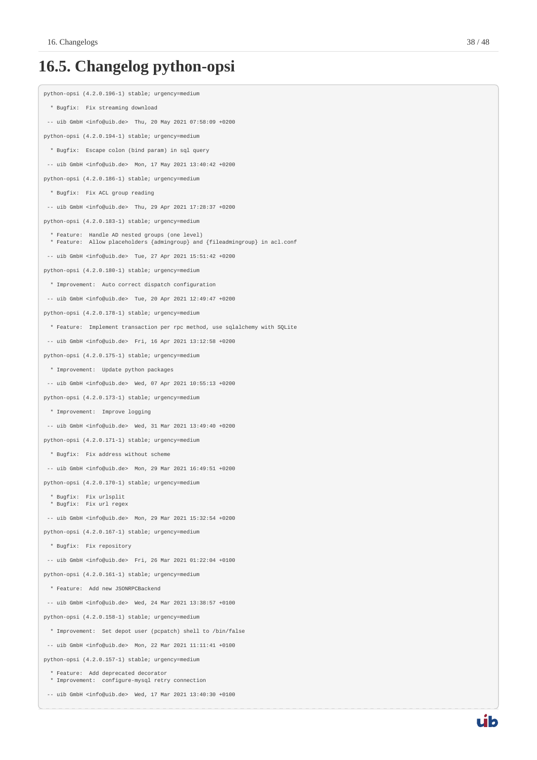## 16.5. Changelog python-opsi

```
python-opsi (4.2.0.196-1) stable; urgency=medium

  * Bugfix:  Fix streaming download

 -- uib GmbH <info@uib.de>  Thu, 20 May 2021 07:58:09 +0200

python-opsi (4.2.0.194-1) stable; urgency=medium

  * Bugfix:  Escape colon (bind param) in sql query

 -- uib GmbH <info@uib.de>  Mon, 17 May 2021 13:40:42 +0200

python-opsi (4.2.0.186-1) stable; urgency=medium

  * Bugfix:  Fix ACL group reading

 -- uib GmbH <info@uib.de>  Thu, 29 Apr 2021 17:28:37 +0200

python-opsi (4.2.0.183-1) stable; urgency=medium

  * Feature:  Handle AD nested groups (one level)
  * Feature:  Allow placeholders {admingroup} and {fileadmingroup} in acl.conf

 -- uib GmbH <info@uib.de>  Tue, 27 Apr 2021 15:51:42 +0200

python-opsi (4.2.0.180-1) stable; urgency=medium

  * Improvement:  Auto correct dispatch configuration

 -- uib GmbH <info@uib.de>  Tue, 20 Apr 2021 12:49:47 +0200

python-opsi (4.2.0.178-1) stable; urgency=medium

  * Feature:  Implement transaction per rpc method, use sqlalchemy with SQLite

 -- uib GmbH <info@uib.de>  Fri, 16 Apr 2021 13:12:58 +0200

python-opsi (4.2.0.175-1) stable; urgency=medium

  * Improvement:  Update python packages

 -- uib GmbH <info@uib.de>  Wed, 07 Apr 2021 10:55:13 +0200

python-opsi (4.2.0.173-1) stable; urgency=medium

  * Improvement:  Improve logging

 -- uib GmbH <info@uib.de>  Wed, 31 Mar 2021 13:49:40 +0200

python-opsi (4.2.0.171-1) stable; urgency=medium

  * Bugfix:  Fix address without scheme

 -- uib GmbH <info@uib.de>  Mon, 29 Mar 2021 16:49:51 +0200

python-opsi (4.2.0.170-1) stable; urgency=medium

  * Bugfix:  Fix urlsplit
  * Bugfix:  Fix url regex

 -- uib GmbH <info@uib.de>  Mon, 29 Mar 2021 15:32:54 +0200

python-opsi (4.2.0.167-1) stable; urgency=medium

  * Bugfix:  Fix repository

 -- uib GmbH <info@uib.de>  Fri, 26 Mar 2021 01:22:04 +0100

python-opsi (4.2.0.161-1) stable; urgency=medium

  * Feature:  Add new JSONRPCBackend

 -- uib GmbH <info@uib.de>  Wed, 24 Mar 2021 13:38:57 +0100

python-opsi (4.2.0.158-1) stable; urgency=medium

  * Improvement:  Set depot user (pcpatch) shell to /bin/false

 -- uib GmbH <info@uib.de>  Mon, 22 Mar 2021 11:11:41 +0100

python-opsi (4.2.0.157-1) stable; urgency=medium

  * Feature:  Add deprecated decorator
  * Improvement:  configure-mysql retry connection

 -- uib GmbH <info@uib.de>  Wed, 17 Mar 2021 13:40:30 +0100
```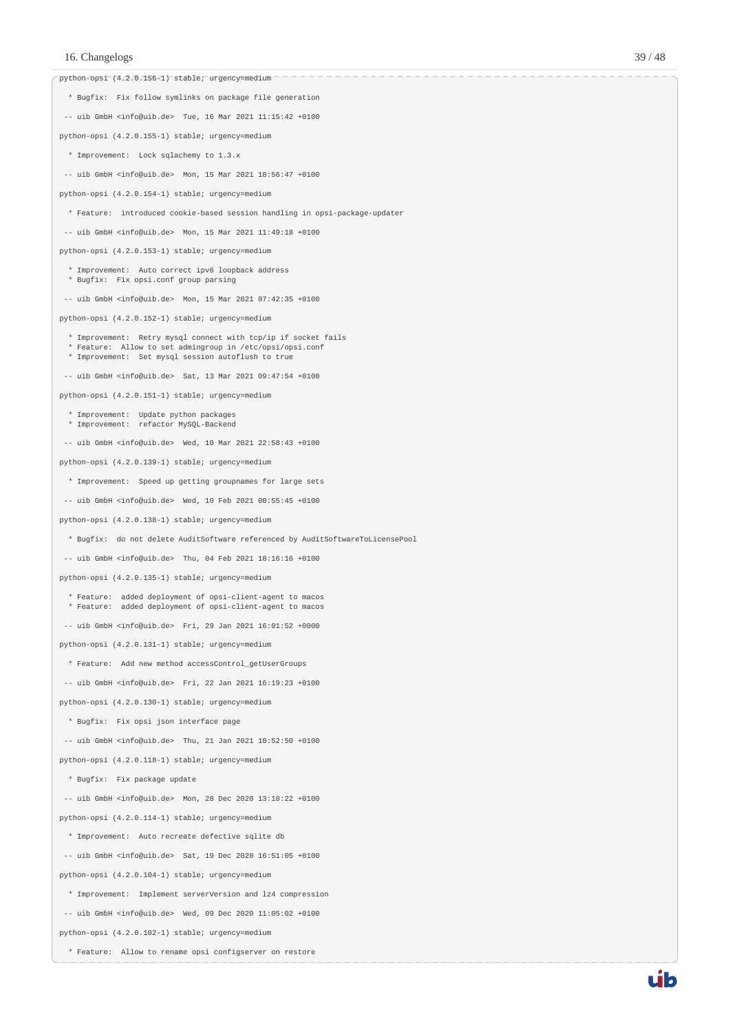```
python-opsi (4.2.0.156-1) stable; urgency=medium

  * Bugfix:  Fix follow symlinks on package file generation

 -- uib GmbH <info@uib.de>  Tue, 16 Mar 2021 11:15:42 +0100

python-opsi (4.2.0.155-1) stable; urgency=medium

  * Improvement:  Lock sqlachemy to 1.3.x

 -- uib GmbH <info@uib.de>  Mon, 15 Mar 2021 18:56:47 +0100

python-opsi (4.2.0.154-1) stable; urgency=medium

  * Feature:  introduced cookie-based session handling in opsi-package-updater

 -- uib GmbH <info@uib.de>  Mon, 15 Mar 2021 11:49:18 +0100

python-opsi (4.2.0.153-1) stable; urgency=medium

  * Improvement:  Auto correct ipv6 loopback address
  * Bugfix:  Fix opsi.conf group parsing

 -- uib GmbH <info@uib.de>  Mon, 15 Mar 2021 07:42:35 +0100

python-opsi (4.2.0.152-1) stable; urgency=medium

  * Improvement:  Retry mysql connect with tcp/ip if socket fails
  * Feature:  Allow to set admingroup in /etc/opsi/opsi.conf
  * Improvement:  Set mysql session autoflush to true

 -- uib GmbH <info@uib.de>  Sat, 13 Mar 2021 09:47:54 +0100

python-opsi (4.2.0.151-1) stable; urgency=medium

  * Improvement:  Update python packages
  * Improvement:  refactor MySQL-Backend

 -- uib GmbH <info@uib.de>  Wed, 10 Mar 2021 22:58:43 +0100

python-opsi (4.2.0.139-1) stable; urgency=medium

  * Improvement:  Speed up getting groupnames for large sets

 -- uib GmbH <info@uib.de>  Wed, 10 Feb 2021 00:55:45 +0100

python-opsi (4.2.0.138-1) stable; urgency=medium

  * Bugfix:  do not delete AuditSoftware referenced by AuditSoftwareToLicensePool

 -- uib GmbH <info@uib.de>  Thu, 04 Feb 2021 18:16:16 +0100

python-opsi (4.2.0.135-1) stable; urgency=medium

  * Feature:  added deployment of opsi-client-agent to macos
  * Feature:  added deployment of opsi-client-agent to macos

 -- uib GmbH <info@uib.de>  Fri, 29 Jan 2021 16:01:52 +0000

python-opsi (4.2.0.131-1) stable; urgency=medium

  * Feature:  Add new method accessControl_getUserGroups

 -- uib GmbH <info@uib.de>  Fri, 22 Jan 2021 16:19:23 +0100

python-opsi (4.2.0.130-1) stable; urgency=medium

  * Bugfix:  Fix opsi json interface page

 -- uib GmbH <info@uib.de>  Thu, 21 Jan 2021 10:52:50 +0100

python-opsi (4.2.0.118-1) stable; urgency=medium

  * Bugfix:  Fix package update

 -- uib GmbH <info@uib.de>  Mon, 28 Dec 2020 13:18:22 +0100

python-opsi (4.2.0.114-1) stable; urgency=medium

  * Improvement:  Auto recreate defective sqlite db

 -- uib GmbH <info@uib.de>  Sat, 19 Dec 2020 16:51:05 +0100

python-opsi (4.2.0.104-1) stable; urgency=medium

  * Improvement:  Implement serverVersion and lz4 compression

 -- uib GmbH <info@uib.de>  Wed, 09 Dec 2020 11:05:02 +0100

python-opsi (4.2.0.102-1) stable; urgency=medium

  * Feature:  Allow to rename opsi configserver on restore
```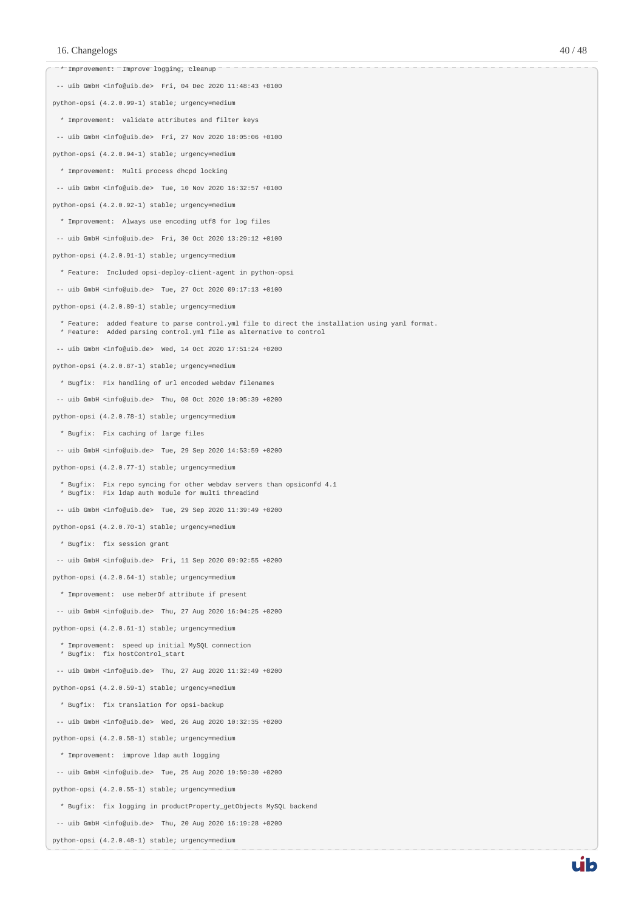```
  * Improvement:  Improve logging, cleanup

 -- uib GmbH <info@uib.de>  Fri, 04 Dec 2020 11:48:43 +0100

python-opsi (4.2.0.99-1) stable; urgency=medium

  * Improvement:  validate attributes and filter keys

 -- uib GmbH <info@uib.de>  Fri, 27 Nov 2020 18:05:06 +0100

python-opsi (4.2.0.94-1) stable; urgency=medium

  * Improvement:  Multi process dhcpd locking

 -- uib GmbH <info@uib.de>  Tue, 10 Nov 2020 16:32:57 +0100

python-opsi (4.2.0.92-1) stable; urgency=medium

  * Improvement:  Always use encoding utf8 for log files

 -- uib GmbH <info@uib.de>  Fri, 30 Oct 2020 13:29:12 +0100

python-opsi (4.2.0.91-1) stable; urgency=medium

  * Feature:  Included opsi-deploy-client-agent in python-opsi

 -- uib GmbH <info@uib.de>  Tue, 27 Oct 2020 09:17:13 +0100

python-opsi (4.2.0.89-1) stable; urgency=medium

  * Feature:  added feature to parse control.yml file to direct the installation using yaml format.
  * Feature:  Added parsing control.yml file as alternative to control

 -- uib GmbH <info@uib.de>  Wed, 14 Oct 2020 17:51:24 +0200

python-opsi (4.2.0.87-1) stable; urgency=medium

  * Bugfix:  Fix handling of url encoded webdav filenames

 -- uib GmbH <info@uib.de>  Thu, 08 Oct 2020 10:05:39 +0200

python-opsi (4.2.0.78-1) stable; urgency=medium

  * Bugfix:  Fix caching of large files

 -- uib GmbH <info@uib.de>  Tue, 29 Sep 2020 14:53:59 +0200

python-opsi (4.2.0.77-1) stable; urgency=medium

  * Bugfix:  Fix repo syncing for other webdav servers than opsiconfd 4.1
  * Bugfix:  Fix ldap auth module for multi threadind

 -- uib GmbH <info@uib.de>  Tue, 29 Sep 2020 11:39:49 +0200

python-opsi (4.2.0.70-1) stable; urgency=medium

  * Bugfix:  fix session grant

 -- uib GmbH <info@uib.de>  Fri, 11 Sep 2020 09:02:55 +0200

python-opsi (4.2.0.64-1) stable; urgency=medium

  * Improvement:  use meberOf attribute if present

 -- uib GmbH <info@uib.de>  Thu, 27 Aug 2020 16:04:25 +0200

python-opsi (4.2.0.61-1) stable; urgency=medium

  * Improvement:  speed up initial MySQL connection
  * Bugfix:  fix hostControl_start

 -- uib GmbH <info@uib.de>  Thu, 27 Aug 2020 11:32:49 +0200

python-opsi (4.2.0.59-1) stable; urgency=medium

  * Bugfix:  fix translation for opsi-backup

 -- uib GmbH <info@uib.de>  Wed, 26 Aug 2020 10:32:35 +0200

python-opsi (4.2.0.58-1) stable; urgency=medium

  * Improvement:  improve ldap auth logging

 -- uib GmbH <info@uib.de>  Tue, 25 Aug 2020 19:59:30 +0200

python-opsi (4.2.0.55-1) stable; urgency=medium

  * Bugfix:  fix logging in productProperty_getObjects MySQL backend

 -- uib GmbH <info@uib.de>  Thu, 20 Aug 2020 16:19:28 +0200

python-opsi (4.2.0.48-1) stable; urgency=medium
```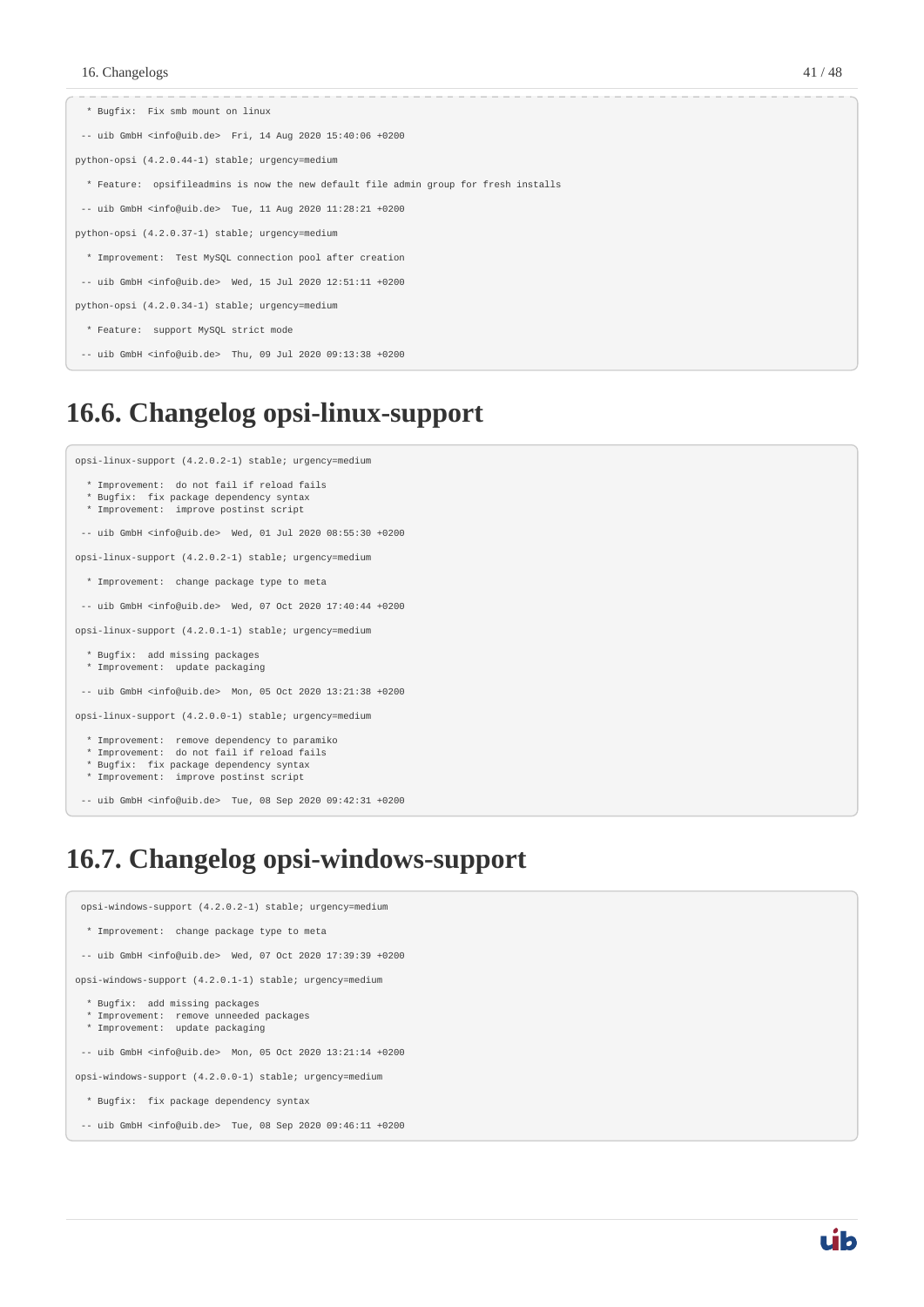```
  * Bugfix:  Fix smb mount on linux

 -- uib GmbH <info@uib.de>  Fri, 14 Aug 2020 15:40:06 +0200

python-opsi (4.2.0.44-1) stable; urgency=medium

  * Feature:  opsifileadmins is now the new default file admin group for fresh installs

 -- uib GmbH <info@uib.de>  Tue, 11 Aug 2020 11:28:21 +0200

python-opsi (4.2.0.37-1) stable; urgency=medium

  * Improvement:  Test MySQL connection pool after creation

 -- uib GmbH <info@uib.de>  Wed, 15 Jul 2020 12:51:11 +0200

python-opsi (4.2.0.34-1) stable; urgency=medium

  * Feature:  support MySQL strict mode

 -- uib GmbH <info@uib.de>  Thu, 09 Jul 2020 09:13:38 +0200
```

## 16.6. Changelog opsi-linux-support

```
opsi-linux-support (4.2.0.2-1) stable; urgency=medium

  * Improvement:  do not fail if reload fails
  * Bugfix:  fix package dependency syntax
  * Improvement:  improve postinst script

 -- uib GmbH <info@uib.de>  Wed, 01 Jul 2020 08:55:30 +0200

opsi-linux-support (4.2.0.2-1) stable; urgency=medium

  * Improvement:  change package type to meta

 -- uib GmbH <info@uib.de>  Wed, 07 Oct 2020 17:40:44 +0200

opsi-linux-support (4.2.0.1-1) stable; urgency=medium

  * Bugfix:  add missing packages
  * Improvement:  update packaging

 -- uib GmbH <info@uib.de>  Mon, 05 Oct 2020 13:21:38 +0200

opsi-linux-support (4.2.0.0-1) stable; urgency=medium

  * Improvement:  remove dependency to paramiko
  * Improvement:  do not fail if reload fails
  * Bugfix:  fix package dependency syntax
  * Improvement:  improve postinst script

 -- uib GmbH <info@uib.de>  Tue, 08 Sep 2020 09:42:31 +0200
```

## 16.7. Changelog opsi-windows-support

```
 opsi-windows-support (4.2.0.2-1) stable; urgency=medium

  * Improvement:  change package type to meta

 -- uib GmbH <info@uib.de>  Wed, 07 Oct 2020 17:39:39 +0200

opsi-windows-support (4.2.0.1-1) stable; urgency=medium

  * Bugfix:  add missing packages
  * Improvement:  remove unneeded packages
  * Improvement:  update packaging

 -- uib GmbH <info@uib.de>  Mon, 05 Oct 2020 13:21:14 +0200

opsi-windows-support (4.2.0.0-1) stable; urgency=medium

  * Bugfix:  fix package dependency syntax

 -- uib GmbH <info@uib.de>  Tue, 08 Sep 2020 09:46:11 +0200
```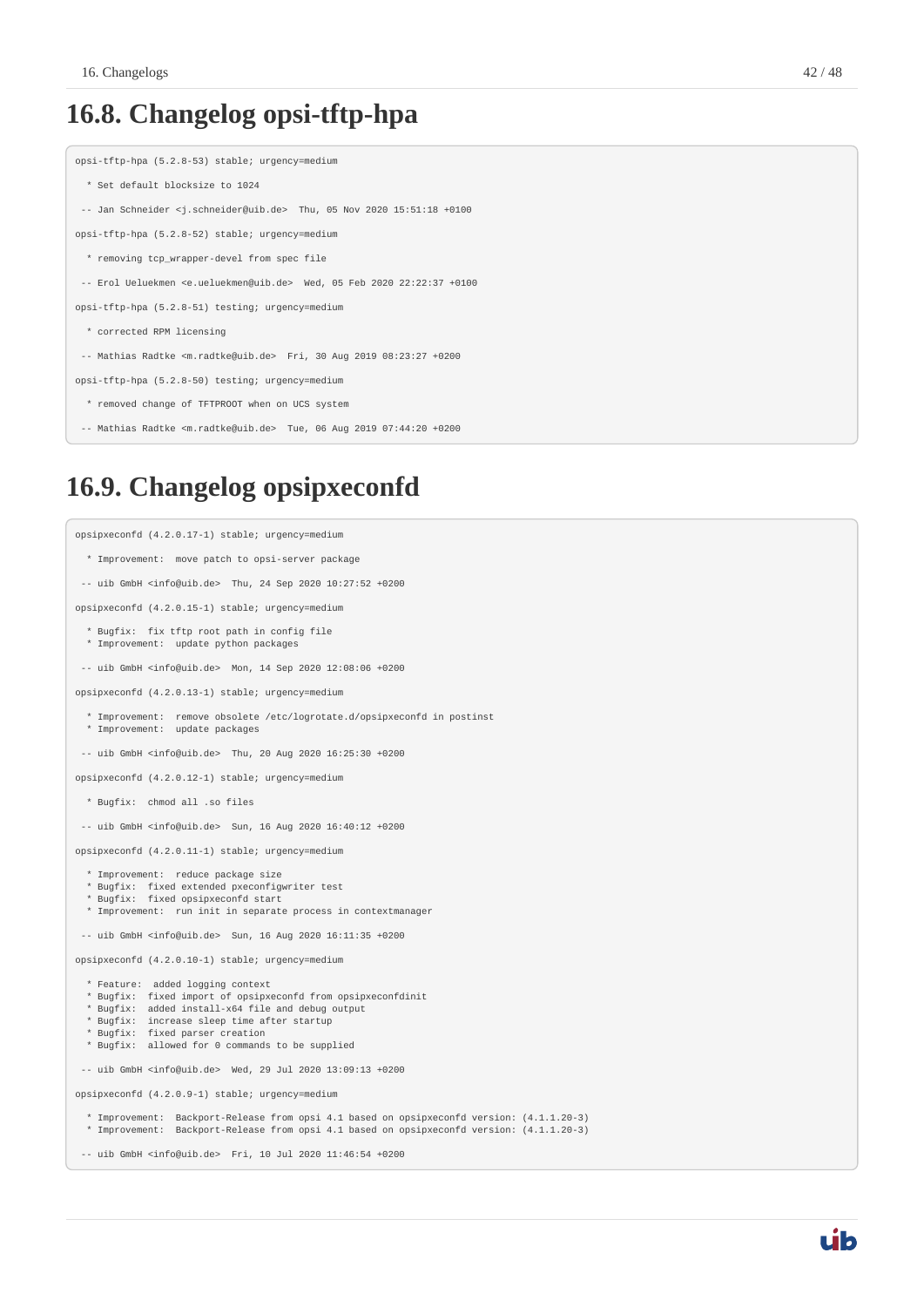## 16.8. Changelog opsi-tftp-hpa

```
opsi-tftp-hpa (5.2.8-53) stable; urgency=medium

  * Set default blocksize to 1024

 -- Jan Schneider <j.schneider@uib.de>  Thu, 05 Nov 2020 15:51:18 +0100

opsi-tftp-hpa (5.2.8-52) stable; urgency=medium

  * removing tcp_wrapper-devel from spec file

 -- Erol Ueluekmen <e.ueluekmen@uib.de>  Wed, 05 Feb 2020 22:22:37 +0100

opsi-tftp-hpa (5.2.8-51) testing; urgency=medium

  * corrected RPM licensing

 -- Mathias Radtke <m.radtke@uib.de>  Fri, 30 Aug 2019 08:23:27 +0200

opsi-tftp-hpa (5.2.8-50) testing; urgency=medium

  * removed change of TFTPROOT when on UCS system

 -- Mathias Radtke <m.radtke@uib.de>  Tue, 06 Aug 2019 07:44:20 +0200
```

## 16.9. Changelog opsipxeconfd

```
opsipxeconfd (4.2.0.17-1) stable; urgency=medium

  * Improvement:  move patch to opsi-server package

 -- uib GmbH <info@uib.de>  Thu, 24 Sep 2020 10:27:52 +0200

opsipxeconfd (4.2.0.15-1) stable; urgency=medium

  * Bugfix:  fix tftp root path in config file
  * Improvement:  update python packages

 -- uib GmbH <info@uib.de>  Mon, 14 Sep 2020 12:08:06 +0200

opsipxeconfd (4.2.0.13-1) stable; urgency=medium

  * Improvement:  remove obsolete /etc/logrotate.d/opsipxeconfd in postinst
  * Improvement:  update packages

 -- uib GmbH <info@uib.de>  Thu, 20 Aug 2020 16:25:30 +0200

opsipxeconfd (4.2.0.12-1) stable; urgency=medium

  * Bugfix:  chmod all .so files

 -- uib GmbH <info@uib.de>  Sun, 16 Aug 2020 16:40:12 +0200

opsipxeconfd (4.2.0.11-1) stable; urgency=medium

  * Improvement:  reduce package size
  * Bugfix:  fixed extended pxeconfigwriter test
  * Bugfix:  fixed opsipxeconfd start
  * Improvement:  run init in separate process in contextmanager

 -- uib GmbH <info@uib.de>  Sun, 16 Aug 2020 16:11:35 +0200

opsipxeconfd (4.2.0.10-1) stable; urgency=medium

  * Feature:  added logging context
  * Bugfix:  fixed import of opsipxeconfd from opsipxeconfdinit
  * Bugfix:  added install-x64 file and debug output
  * Bugfix:  increase sleep time after startup
  * Bugfix:  fixed parser creation
  * Bugfix:  allowed for 0 commands to be supplied

 -- uib GmbH <info@uib.de>  Wed, 29 Jul 2020 13:09:13 +0200

opsipxeconfd (4.2.0.9-1) stable; urgency=medium

  * Improvement:  Backport-Release from opsi 4.1 based on opsipxeconfd version: (4.1.1.20-3)
  * Improvement:  Backport-Release from opsi 4.1 based on opsipxeconfd version: (4.1.1.20-3)

 -- uib GmbH <info@uib.de>  Fri, 10 Jul 2020 11:46:54 +0200
```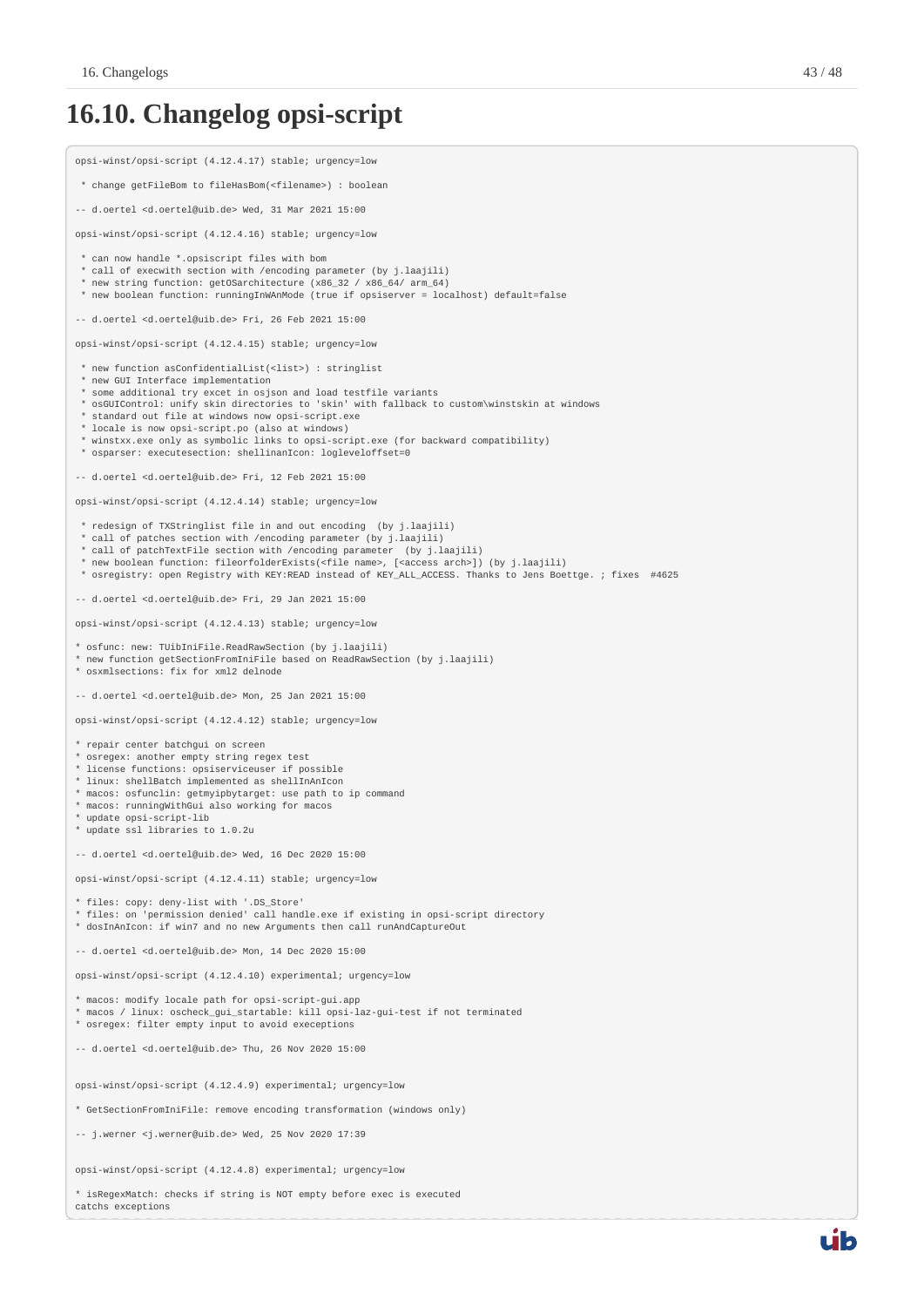## 16.10. Changelog opsi-script

```
opsi-winst/opsi-script (4.12.4.17) stable; urgency=low

 * change getFileBom to fileHasBom(<filename>) : boolean

-- d.oertel <d.oertel@uib.de> Wed, 31 Mar 2021 15:00

opsi-winst/opsi-script (4.12.4.16) stable; urgency=low

 * can now handle *.opsiscript files with bom
 * call of execwith section with /encoding parameter (by j.laajili)
 * new string function: getOSarchitecture (x86_32 / x86_64/ arm_64)
 * new boolean function: runningInWAnMode (true if opsiserver = localhost) default=false

-- d.oertel <d.oertel@uib.de> Fri, 26 Feb 2021 15:00

opsi-winst/opsi-script (4.12.4.15) stable; urgency=low

 * new function asConfidentialList(<list>) : stringlist
 * new GUI Interface implementation
 * some additional try excet in osjson and load testfile variants
 * osGUIControl: unify skin directories to 'skin' with fallback to custom\winstskin at windows
 * standard out file at windows now opsi-script.exe
 * locale is now opsi-script.po (also at windows)
 * winstxx.exe only as symbolic links to opsi-script.exe (for backward compatibility)
 * osparser: executesection: shellinanIcon: logleveloffset=0

-- d.oertel <d.oertel@uib.de> Fri, 12 Feb 2021 15:00

opsi-winst/opsi-script (4.12.4.14) stable; urgency=low

 * redesign of TXStringlist file in and out encoding  (by j.laajili)
 * call of patches section with /encoding parameter (by j.laajili)
 * call of patchTextFile section with /encoding parameter  (by j.laajili)
 * new boolean function: fileorfolderExists(<file name>, [<access arch>]) (by j.laajili)
 * osregistry: open Registry with KEY:READ instead of KEY_ALL_ACCESS. Thanks to Jens Boettge. ; fixes  #4625

-- d.oertel <d.oertel@uib.de> Fri, 29 Jan 2021 15:00

opsi-winst/opsi-script (4.12.4.13) stable; urgency=low

* osfunc: new: TUibIniFile.ReadRawSection (by j.laajili)
* new function getSectionFromIniFile based on ReadRawSection (by j.laajili)
* osxmlsections: fix for xml2 delnode

-- d.oertel <d.oertel@uib.de> Mon, 25 Jan 2021 15:00

opsi-winst/opsi-script (4.12.4.12) stable; urgency=low

* repair center batchgui on screen
* osregex: another empty string regex test
* license functions: opsiserviceuser if possible
* linux: shellBatch implemented as shellInAnIcon
* macos: osfunclin: getmyipbytarget: use path to ip command
* macos: runningWithGui also working for macos
* update opsi-script-lib
* update ssl libraries to 1.0.2u

-- d.oertel <d.oertel@uib.de> Wed, 16 Dec 2020 15:00

opsi-winst/opsi-script (4.12.4.11) stable; urgency=low

* files: copy: deny-list with '.DS_Store'
* files: on 'permission denied' call handle.exe if existing in opsi-script directory
* dosInAnIcon: if win7 and no new Arguments then call runAndCaptureOut

-- d.oertel <d.oertel@uib.de> Mon, 14 Dec 2020 15:00

opsi-winst/opsi-script (4.12.4.10) experimental; urgency=low

* macos: modify locale path for opsi-script-gui.app
* macos / linux: oscheck_gui_startable: kill opsi-laz-gui-test if not terminated
* osregex: filter empty input to avoid execeptions

-- d.oertel <d.oertel@uib.de> Thu, 26 Nov 2020 15:00


opsi-winst/opsi-script (4.12.4.9) experimental; urgency=low

* GetSectionFromIniFile: remove encoding transformation (windows only)

-- j.werner <j.werner@uib.de> Wed, 25 Nov 2020 17:39


opsi-winst/opsi-script (4.12.4.8) experimental; urgency=low

* isRegexMatch: checks if string is NOT empty before exec is executed
catchs exceptions
```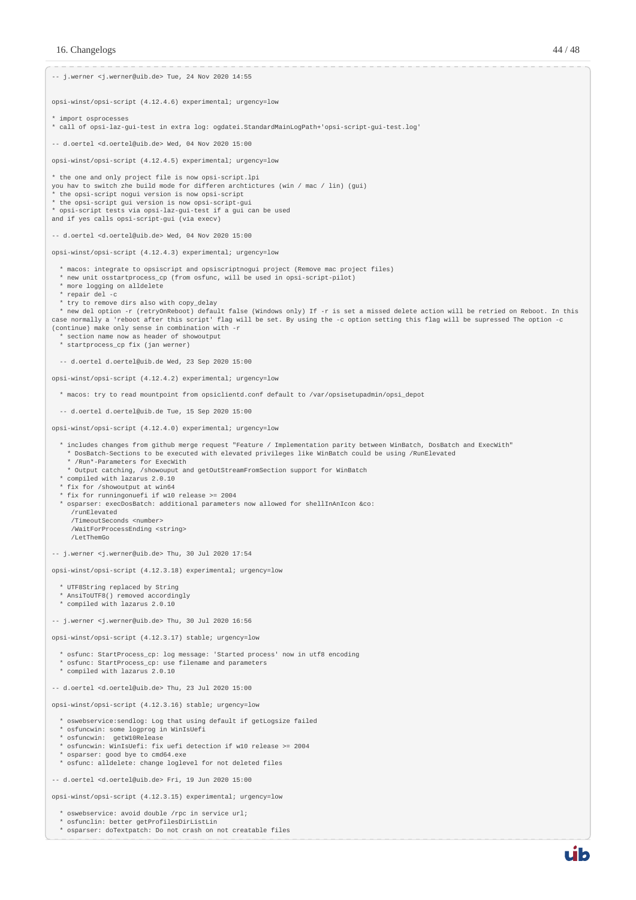```
-- j.werner <j.werner@uib.de> Tue, 24 Nov 2020 14:55

opsi-winst/opsi-script (4.12.4.6) experimental; urgency=low

* import osprocesses
* call of opsi-laz-gui-test in extra log: ogdatei.StandardMainLogPath+'opsi-script-gui-test.log'

-- d.oertel <d.oertel@uib.de> Wed, 04 Nov 2020 15:00

opsi-winst/opsi-script (4.12.4.5) experimental; urgency=low

* the one and only project file is now opsi-script.lpi
you hav to switch zhe build mode for differen archtictures (win / mac / lin) (gui)
* the opsi-script nogui version is now opsi-script
* the opsi-script gui version is now opsi-script-gui
* opsi-script tests via opsi-laz-gui-test if a gui can be used
and if yes calls opsi-script-gui (via execv)

-- d.oertel <d.oertel@uib.de> Wed, 04 Nov 2020 15:00

opsi-winst/opsi-script (4.12.4.3) experimental; urgency=low

  * macos: integrate to opsiscript and opsiscriptnogui project (Remove mac project files)
  * new unit osstartprocess_cp (from osfunc, will be used in opsi-script-pilot)
  * more logging on alldelete
  * repair del -c
  * try to remove dirs also with copy_delay
  * new del option -r (retryOnReboot) default false (Windows only) If -r is set a missed delete action will be retried on Reboot. In this
case normally a 'reboot after this script' flag will be set. By using the -c option setting this flag will be supressed The option -c
(continue) make only sense in combination with -r
  * section name now as header of showoutput
  * startprocess_cp fix (jan werner)

  -- d.oertel d.oertel@uib.de Wed, 23 Sep 2020 15:00

opsi-winst/opsi-script (4.12.4.2) experimental; urgency=low

  * macos: try to read mountpoint from opsiclientd.conf default to /var/opsisetupadmin/opsi_depot

  -- d.oertel d.oertel@uib.de Tue, 15 Sep 2020 15:00

opsi-winst/opsi-script (4.12.4.0) experimental; urgency=low

  * includes changes from github merge request "Feature / Implementation parity between WinBatch, DosBatch and ExecWith"
    * DosBatch-Sections to be executed with elevated privileges like WinBatch could be using /RunElevated
    * /Run*-Parameters for ExecWith
    * Output catching, /showouput and getOutStreamFromSection support for WinBatch
  * compiled with lazarus 2.0.10
  * fix for /showoutput at win64
  * fix for runningonuefi if w10 release >= 2004
  * osparser: execDosBatch: additional parameters now allowed for shellInAnIcon &co:
     /runElevated
     /TimeoutSeconds <number>
     /WaitForProcessEnding <string>
     /LetThemGo

-- j.werner <j.werner@uib.de> Thu, 30 Jul 2020 17:54

opsi-winst/opsi-script (4.12.3.18) experimental; urgency=low

  * UTF8String replaced by String
  * AnsiToUTF8() removed accordingly
  * compiled with lazarus 2.0.10

-- j.werner <j.werner@uib.de> Thu, 30 Jul 2020 16:56

opsi-winst/opsi-script (4.12.3.17) stable; urgency=low

  * osfunc: StartProcess_cp: log message: 'Started process' now in utf8 encoding
  * osfunc: StartProcess_cp: use filename and parameters
  * compiled with lazarus 2.0.10

-- d.oertel <d.oertel@uib.de> Thu, 23 Jul 2020 15:00

opsi-winst/opsi-script (4.12.3.16) stable; urgency=low

  * oswebservice:sendlog: Log that using default if getLogsize failed
  * osfuncwin: some logprog in WinIsUefi
  * osfuncwin:  getW10Release
  * osfuncwin: WinIsUefi: fix uefi detection if w10 release >= 2004
  * osparser: good bye to cmd64.exe
  * osfunc: alldelete: change loglevel for not deleted files

-- d.oertel <d.oertel@uib.de> Fri, 19 Jun 2020 15:00

opsi-winst/opsi-script (4.12.3.15) experimental; urgency=low

  * oswebservice: avoid double /rpc in service url;
  * osfunclin: better getProfilesDirListLin
  * osparser: doTextpatch: Do not crash on not creatable files
```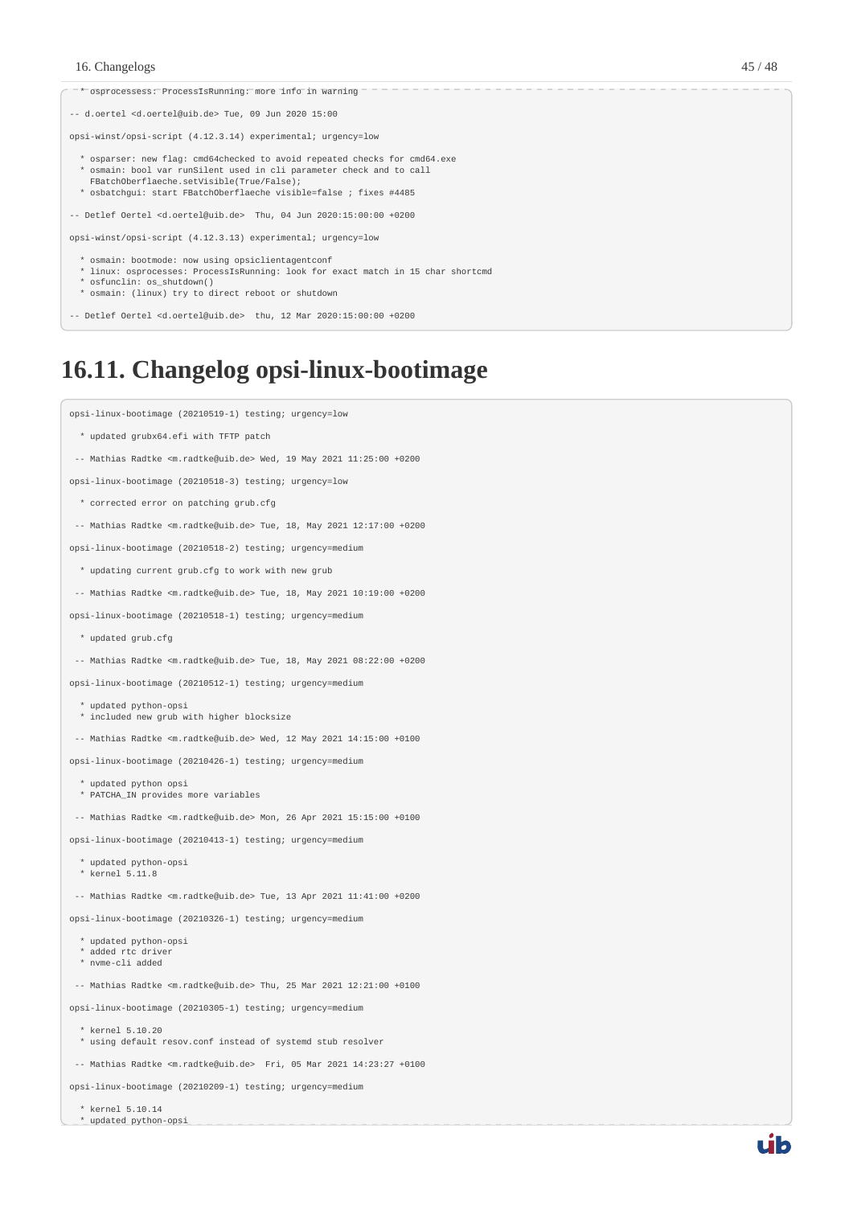```
  * osprocessess: ProcessIsRunning: more info in warning

-- d.oertel <d.oertel@uib.de> Tue, 09 Jun 2020 15:00

opsi-winst/opsi-script (4.12.3.14) experimental; urgency=low

  * osparser: new flag: cmd64checked to avoid repeated checks for cmd64.exe
  * osmain: bool var runSilent used in cli parameter check and to call
    FBatchOberflaeche.setVisible(True/False);
  * osbatchgui: start FBatchOberflaeche visible=false ; fixes #4485

-- Detlef Oertel <d.oertel@uib.de>  Thu, 04 Jun 2020:15:00:00 +0200

opsi-winst/opsi-script (4.12.3.13) experimental; urgency=low

  * osmain: bootmode: now using opsiclientagentconf
  * linux: osprocesses: ProcessIsRunning: look for exact match in 15 char shortcmd
  * osfunclin: os_shutdown()
  * osmain: (linux) try to direct reboot or shutdown

-- Detlef Oertel <d.oertel@uib.de>  thu, 12 Mar 2020:15:00:00 +0200
```

## 16.11. Changelog opsi-linux-bootimage

```
opsi-linux-bootimage (20210519-1) testing; urgency=low

  * updated grubx64.efi with TFTP patch

 -- Mathias Radtke <m.radtke@uib.de> Wed, 19 May 2021 11:25:00 +0200

opsi-linux-bootimage (20210518-3) testing; urgency=low

  * corrected error on patching grub.cfg

 -- Mathias Radtke <m.radtke@uib.de> Tue, 18, May 2021 12:17:00 +0200

opsi-linux-bootimage (20210518-2) testing; urgency=medium

  * updating current grub.cfg to work with new grub

 -- Mathias Radtke <m.radtke@uib.de> Tue, 18, May 2021 10:19:00 +0200

opsi-linux-bootimage (20210518-1) testing; urgency=medium

  * updated grub.cfg

 -- Mathias Radtke <m.radtke@uib.de> Tue, 18, May 2021 08:22:00 +0200

opsi-linux-bootimage (20210512-1) testing; urgency=medium

  * updated python-opsi
  * included new grub with higher blocksize

 -- Mathias Radtke <m.radtke@uib.de> Wed, 12 May 2021 14:15:00 +0100

opsi-linux-bootimage (20210426-1) testing; urgency=medium

  * updated python opsi
  * PATCHA_IN provides more variables

 -- Mathias Radtke <m.radtke@uib.de> Mon, 26 Apr 2021 15:15:00 +0100

opsi-linux-bootimage (20210413-1) testing; urgency=medium

  * updated python-opsi
  * kernel 5.11.8

 -- Mathias Radtke <m.radtke@uib.de> Tue, 13 Apr 2021 11:41:00 +0200

opsi-linux-bootimage (20210326-1) testing; urgency=medium

  * updated python-opsi
  * added rtc driver
  * nvme-cli added

 -- Mathias Radtke <m.radtke@uib.de> Thu, 25 Mar 2021 12:21:00 +0100

opsi-linux-bootimage (20210305-1) testing; urgency=medium

  * kernel 5.10.20
  * using default resov.conf instead of systemd stub resolver

 -- Mathias Radtke <m.radtke@uib.de>  Fri, 05 Mar 2021 14:23:27 +0100

opsi-linux-bootimage (20210209-1) testing; urgency=medium

  * kernel 5.10.14
  * updated python-opsi
```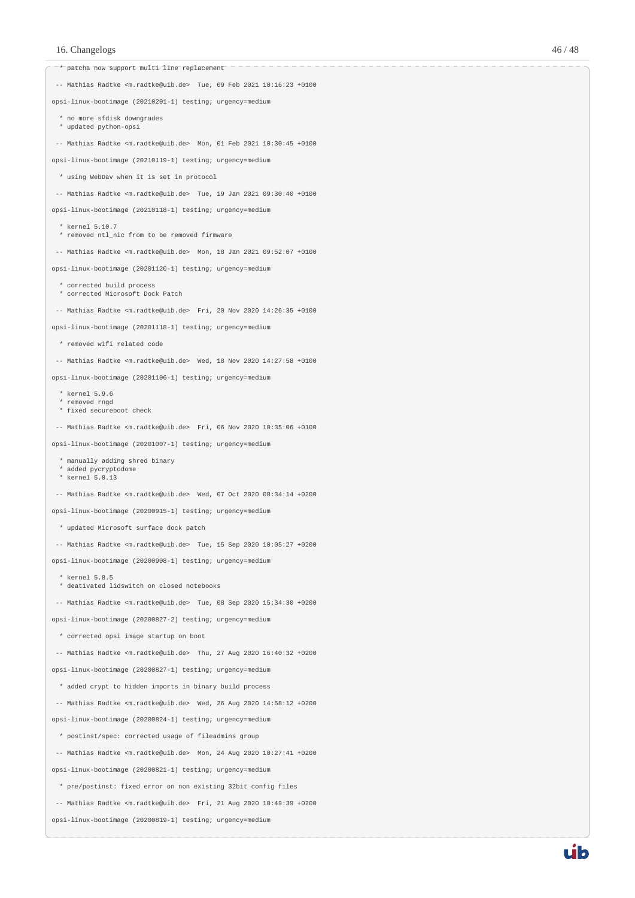```
  * patcha now support multi line replacement

 -- Mathias Radtke <m.radtke@uib.de>  Tue, 09 Feb 2021 10:16:23 +0100

opsi-linux-bootimage (20210201-1) testing; urgency=medium

  * no more sfdisk downgrades
  * updated python-opsi

 -- Mathias Radtke <m.radtke@uib.de>  Mon, 01 Feb 2021 10:30:45 +0100

opsi-linux-bootimage (20210119-1) testing; urgency=medium

  * using WebDav when it is set in protocol

 -- Mathias Radtke <m.radtke@uib.de>  Tue, 19 Jan 2021 09:30:40 +0100

opsi-linux-bootimage (20210118-1) testing; urgency=medium

  * kernel 5.10.7
  * removed ntl_nic from to be removed firmware

 -- Mathias Radtke <m.radtke@uib.de>  Mon, 18 Jan 2021 09:52:07 +0100

opsi-linux-bootimage (20201120-1) testing; urgency=medium

  * corrected build process
  * corrected Microsoft Dock Patch

 -- Mathias Radtke <m.radtke@uib.de>  Fri, 20 Nov 2020 14:26:35 +0100

opsi-linux-bootimage (20201118-1) testing; urgency=medium

  * removed wifi related code

 -- Mathias Radtke <m.radtke@uib.de>  Wed, 18 Nov 2020 14:27:58 +0100

opsi-linux-bootimage (20201106-1) testing; urgency=medium

  * kernel 5.9.6
  * removed rngd
  * fixed secureboot check

 -- Mathias Radtke <m.radtke@uib.de>  Fri, 06 Nov 2020 10:35:06 +0100

opsi-linux-bootimage (20201007-1) testing; urgency=medium

  * manually adding shred binary
  * added pycryptodome
  * kernel 5.8.13

 -- Mathias Radtke <m.radtke@uib.de>  Wed, 07 Oct 2020 08:34:14 +0200

opsi-linux-bootimage (20200915-1) testing; urgency=medium

  * updated Microsoft surface dock patch

 -- Mathias Radtke <m.radtke@uib.de>  Tue, 15 Sep 2020 10:05:27 +0200

opsi-linux-bootimage (20200908-1) testing; urgency=medium

  * kernel 5.8.5
  * deativated lidswitch on closed notebooks

 -- Mathias Radtke <m.radtke@uib.de>  Tue, 08 Sep 2020 15:34:30 +0200

opsi-linux-bootimage (20200827-2) testing; urgency=medium

  * corrected opsi image startup on boot

 -- Mathias Radtke <m.radtke@uib.de>  Thu, 27 Aug 2020 16:40:32 +0200

opsi-linux-bootimage (20200827-1) testing; urgency=medium

  * added crypt to hidden imports in binary build process

 -- Mathias Radtke <m.radtke@uib.de>  Wed, 26 Aug 2020 14:58:12 +0200

opsi-linux-bootimage (20200824-1) testing; urgency=medium

  * postinst/spec: corrected usage of fileadmins group

 -- Mathias Radtke <m.radtke@uib.de>  Mon, 24 Aug 2020 10:27:41 +0200

opsi-linux-bootimage (20200821-1) testing; urgency=medium

  * pre/postinst: fixed error on non existing 32bit config files

 -- Mathias Radtke <m.radtke@uib.de>  Fri, 21 Aug 2020 10:49:39 +0200

opsi-linux-bootimage (20200819-1) testing; urgency=medium
```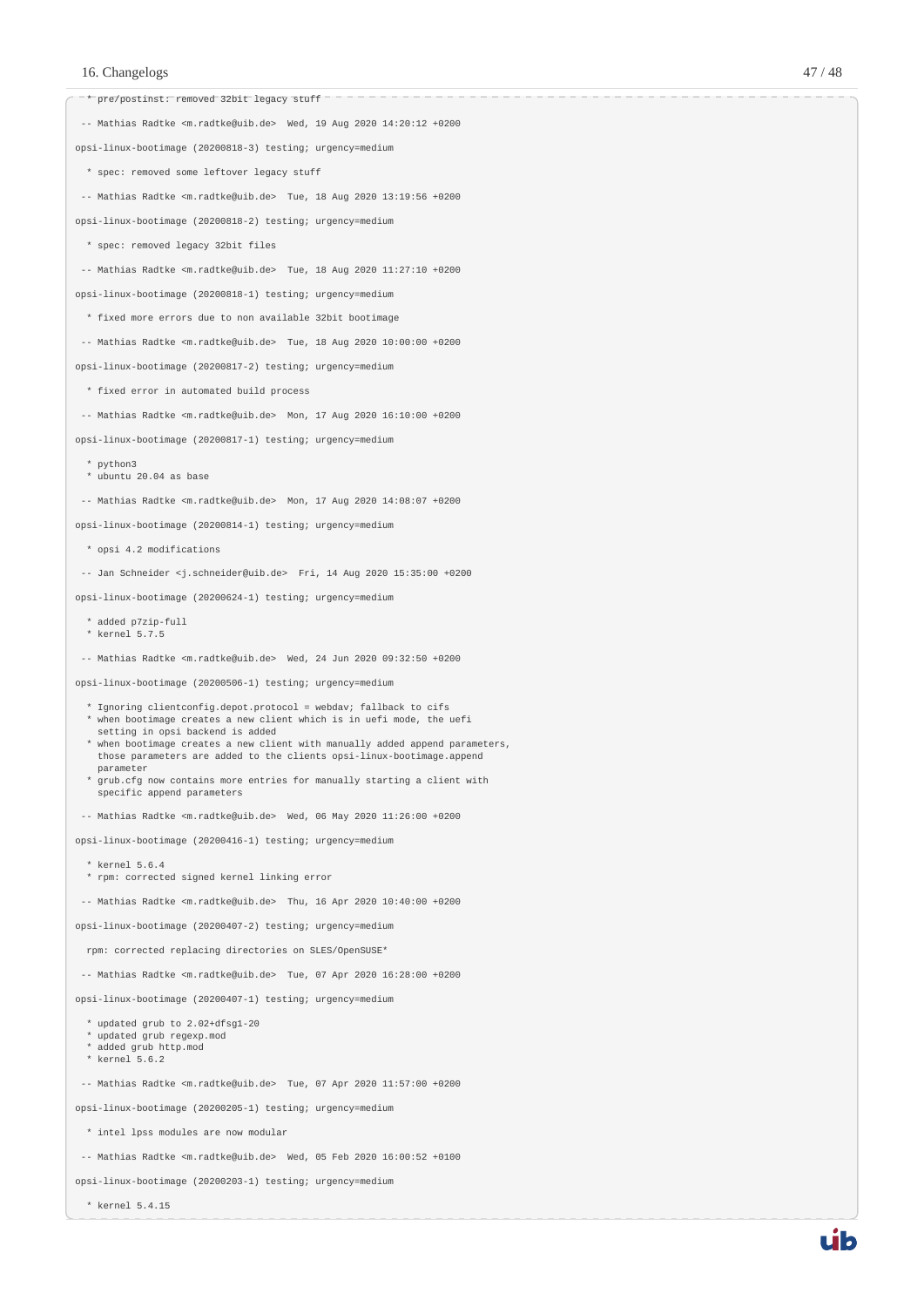```
  * pre/postinst: removed 32bit legacy stuff

 -- Mathias Radtke <m.radtke@uib.de>  Wed, 19 Aug 2020 14:20:12 +0200

opsi-linux-bootimage (20200818-3) testing; urgency=medium

  * spec: removed some leftover legacy stuff

 -- Mathias Radtke <m.radtke@uib.de>  Tue, 18 Aug 2020 13:19:56 +0200

opsi-linux-bootimage (20200818-2) testing; urgency=medium

  * spec: removed legacy 32bit files

 -- Mathias Radtke <m.radtke@uib.de>  Tue, 18 Aug 2020 11:27:10 +0200

opsi-linux-bootimage (20200818-1) testing; urgency=medium

  * fixed more errors due to non available 32bit bootimage

 -- Mathias Radtke <m.radtke@uib.de>  Tue, 18 Aug 2020 10:00:00 +0200

opsi-linux-bootimage (20200817-2) testing; urgency=medium

  * fixed error in automated build process

 -- Mathias Radtke <m.radtke@uib.de>  Mon, 17 Aug 2020 16:10:00 +0200

opsi-linux-bootimage (20200817-1) testing; urgency=medium

  * python3
  * ubuntu 20.04 as base

 -- Mathias Radtke <m.radtke@uib.de>  Mon, 17 Aug 2020 14:08:07 +0200

opsi-linux-bootimage (20200814-1) testing; urgency=medium

  * opsi 4.2 modifications

 -- Jan Schneider <j.schneider@uib.de>  Fri, 14 Aug 2020 15:35:00 +0200

opsi-linux-bootimage (20200624-1) testing; urgency=medium

  * added p7zip-full
  * kernel 5.7.5

 -- Mathias Radtke <m.radtke@uib.de>  Wed, 24 Jun 2020 09:32:50 +0200

opsi-linux-bootimage (20200506-1) testing; urgency=medium

  * Ignoring clientconfig.depot.protocol = webdav; fallback to cifs
  * when bootimage creates a new client which is in uefi mode, the uefi
    setting in opsi backend is added
  * when bootimage creates a new client with manually added append parameters,
    those parameters are added to the clients opsi-linux-bootimage.append
    parameter
  * grub.cfg now contains more entries for manually starting a client with
    specific append parameters

 -- Mathias Radtke <m.radtke@uib.de>  Wed, 06 May 2020 11:26:00 +0200

opsi-linux-bootimage (20200416-1) testing; urgency=medium

  * kernel 5.6.4
  * rpm: corrected signed kernel linking error

 -- Mathias Radtke <m.radtke@uib.de>  Thu, 16 Apr 2020 10:40:00 +0200

opsi-linux-bootimage (20200407-2) testing; urgency=medium

  rpm: corrected replacing directories on SLES/OpenSUSE*

 -- Mathias Radtke <m.radtke@uib.de>  Tue, 07 Apr 2020 16:28:00 +0200

opsi-linux-bootimage (20200407-1) testing; urgency=medium

  * updated grub to 2.02+dfsg1-20
  * updated grub regexp.mod
  * added grub http.mod
  * kernel 5.6.2

 -- Mathias Radtke <m.radtke@uib.de>  Tue, 07 Apr 2020 11:57:00 +0200

opsi-linux-bootimage (20200205-1) testing; urgency=medium

  * intel lpss modules are now modular

 -- Mathias Radtke <m.radtke@uib.de>  Wed, 05 Feb 2020 16:00:52 +0100

opsi-linux-bootimage (20200203-1) testing; urgency=medium

  * kernel 5.4.15
```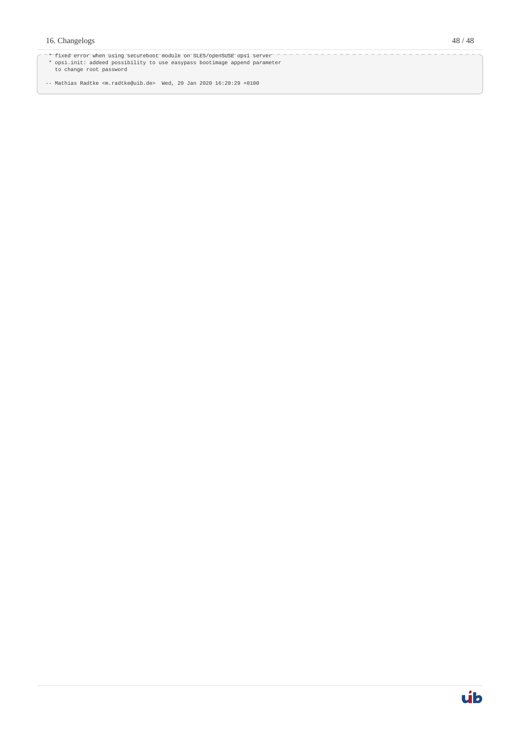```
  * fixed error when using secureboot module on SLES/openSUSE opsi server
  * opsi.init: addeed possibility to use easypass bootimage append parameter
    to change root password

-- Mathias Radtke <m.radtke@uib.de>  Wed, 29 Jan 2020 16:20:29 +0100
```